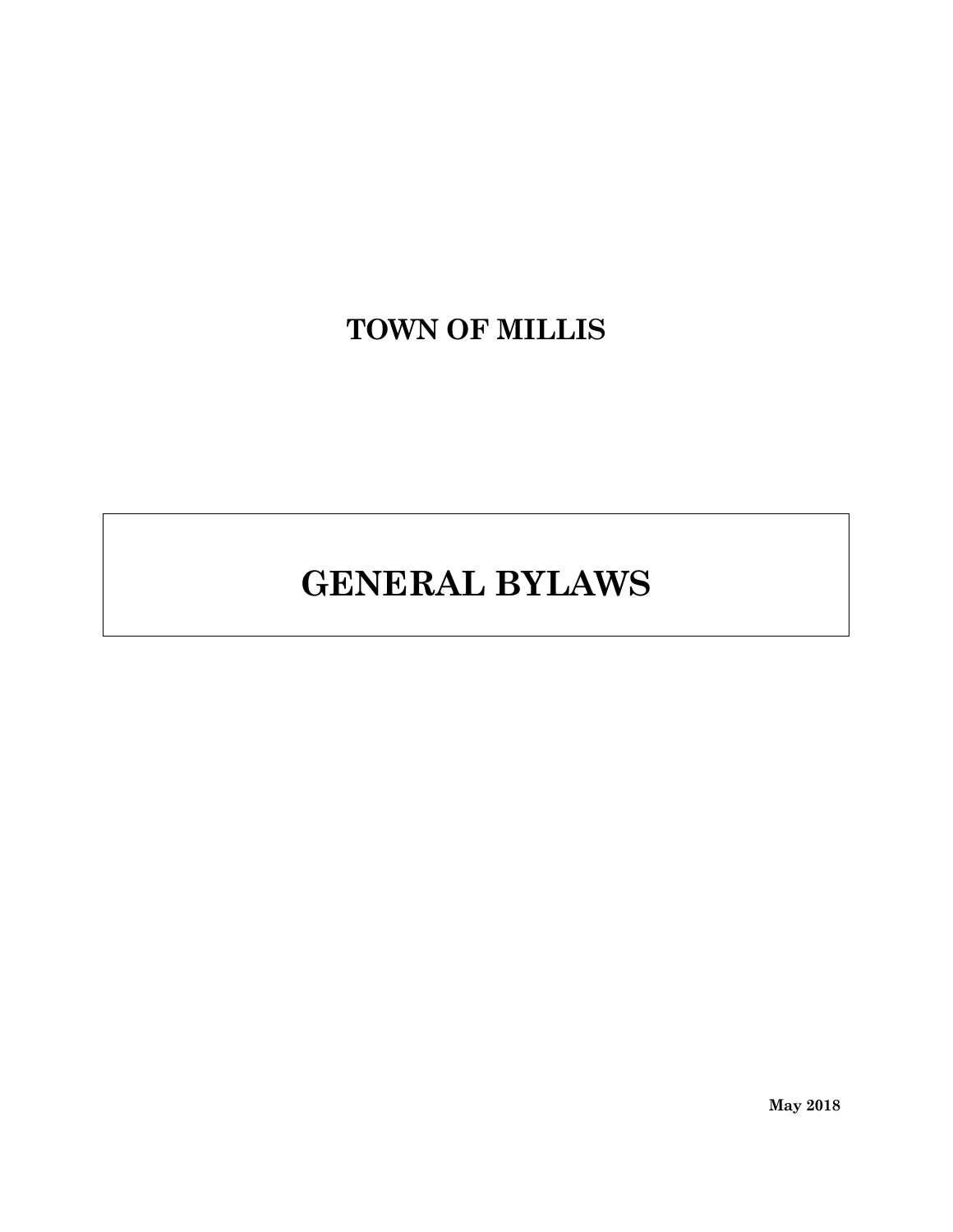**TOWN OF MILLIS**

# GENERAL BYLAWS

**May 2018**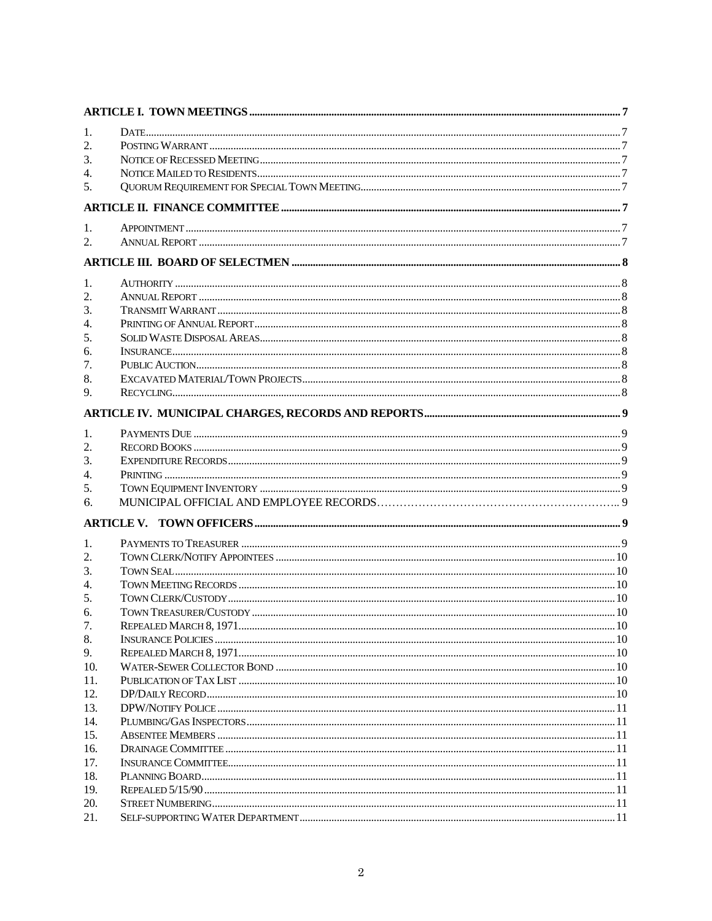| | | |
|---|---|---|
| **ARTICLE I. TOWN MEETINGS** | | **7** |
| 1. | DATE | 7 |
| 2. | POSTING WARRANT | 7 |
| 3. | NOTICE OF RECESSED MEETING | 7 |
| 4. | NOTICE MAILED TO RESIDENTS | 7 |
| 5. | QUORUM REQUIREMENT FOR SPECIAL TOWN MEETING | 7 |
| **ARTICLE II. FINANCE COMMITTEE** | | **7** |
| 1. | APPOINTMENT | 7 |
| 2. | ANNUAL REPORT | 7 |
| **ARTICLE III. BOARD OF SELECTMEN** | | **8** |
| 1. | AUTHORITY | 8 |
| 2. | ANNUAL REPORT | 8 |
| 3. | TRANSMIT WARRANT | 8 |
| 4. | PRINTING OF ANNUAL REPORT | 8 |
| 5. | SOLID WASTE DISPOSAL AREAS | 8 |
| 6. | INSURANCE | 8 |
| 7. | PUBLIC AUCTION | 8 |
| 8. | EXCAVATED MATERIAL/TOWN PROJECTS | 8 |
| 9. | RECYCLING | 8 |
| **ARTICLE IV. MUNICIPAL CHARGES, RECORDS AND REPORTS** | | **9** |
| 1. | PAYMENTS DUE | 9 |
| 2. | RECORD BOOKS | 9 |
| 3. | EXPENDITURE RECORDS | 9 |
| 4. | PRINTING | 9 |
| 5. | TOWN EQUIPMENT INVENTORY | 9 |
| 6. | MUNICIPAL OFFICIAL AND EMPLOYEE RECORDS | 9 |
| **ARTICLE V. TOWN OFFICERS** | | **9** |
| 1. | PAYMENTS TO TREASURER | 9 |
| 2. | TOWN CLERK/NOTIFY APPOINTEES | 10 |
| 3. | TOWN SEAL | 10 |
| 4. | TOWN MEETING RECORDS | 10 |
| 5. | TOWN CLERK/CUSTODY | 10 |
| 6. | TOWN TREASURER/CUSTODY | 10 |
| 7. | REPEALED MARCH 8, 1971 | 10 |
| 8. | INSURANCE POLICIES | 10 |
| 9. | REPEALED MARCH 8, 1971 | 10 |
| 10. | WATER-SEWER COLLECTOR BOND | 10 |
| 11. | PUBLICATION OF TAX LIST | 10 |
| 12. | DP/DAILY RECORD | 10 |
| 13. | DPW/NOTIFY POLICE | 11 |
| 14. | PLUMBING/GAS INSPECTORS | 11 |
| 15. | ABSENTEE MEMBERS | 11 |
| 16. | DRAINAGE COMMITTEE | 11 |
| 17. | INSURANCE COMMITTEE | 11 |
| 18. | PLANNING BOARD | 11 |
| 19. | REPEALED 5/15/90 | 11 |
| 20. | STREET NUMBERING | 11 |
| 21. | SELF-SUPPORTING WATER DEPARTMENT | 11 |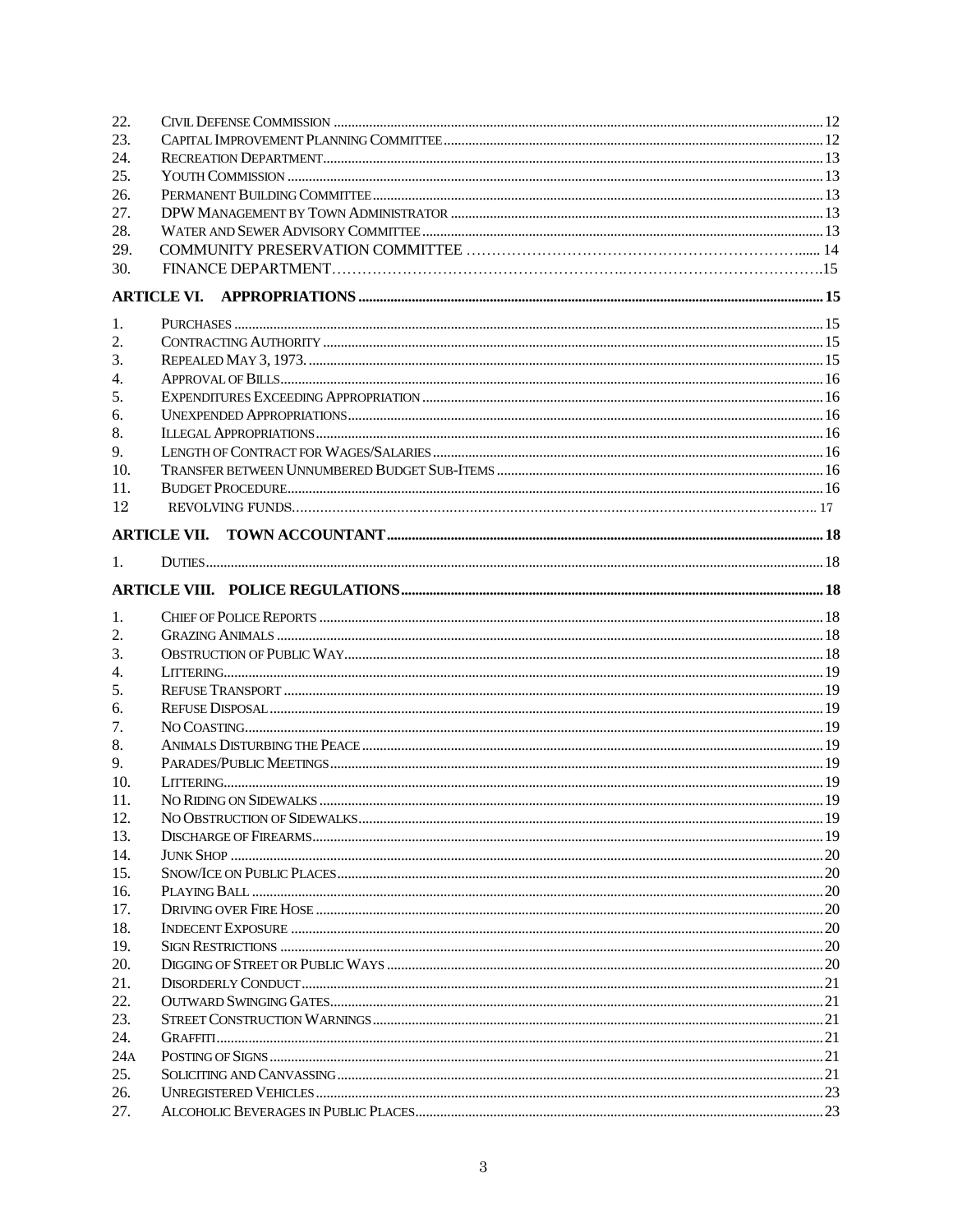| | | |
|---|---|---|
| 22. | Civil Defense Commission | 12 |
| 23. | Capital Improvement Planning Committee | 12 |
| 24. | Recreation Department | 13 |
| 25. | Youth Commission | 13 |
| 26. | Permanent Building Committee | 13 |
| 27. | DPW Management by Town Administrator | 13 |
| 28. | Water and Sewer Advisory Committee | 13 |
| 29. | COMMUNITY PRESERVATION COMMITTEE | 14 |
| 30. | FINANCE DEPARTMENT | 15 |

**ARTICLE VI. APPROPRIATIONS** ..... 15

| | | |
|---|---|---|
| 1. | Purchases | 15 |
| 2. | Contracting Authority | 15 |
| 3. | Repealed May 3, 1973. | 15 |
| 4. | Approval of Bills | 16 |
| 5. | Expenditures Exceeding Appropriation | 16 |
| 6. | Unexpended Appropriations | 16 |
| 8. | Illegal Appropriations | 16 |
| 9. | Length of Contract for Wages/Salaries | 16 |
| 10. | Transfer between Unnumbered Budget Sub-Items | 16 |
| 11. | Budget Procedure | 16 |
| 12 | revolving funds | 17 |

**ARTICLE VII. TOWN ACCOUNTANT** ..... 18

| | | |
|---|---|---|
| 1. | Duties | 18 |

**ARTICLE VIII. POLICE REGULATIONS** ..... 18

| | | |
|---|---|---|
| 1. | Chief of Police Reports | 18 |
| 2. | Grazing Animals | 18 |
| 3. | Obstruction of Public Way | 18 |
| 4. | Littering | 19 |
| 5. | Refuse Transport | 19 |
| 6. | Refuse Disposal | 19 |
| 7. | No Coasting | 19 |
| 8. | Animals Disturbing the Peace | 19 |
| 9. | Parades/Public Meetings | 19 |
| 10. | Littering | 19 |
| 11. | No Riding on Sidewalks | 19 |
| 12. | No Obstruction of Sidewalks | 19 |
| 13. | Discharge of Firearms | 19 |
| 14. | Junk Shop | 20 |
| 15. | Snow/Ice on Public Places | 20 |
| 16. | Playing Ball | 20 |
| 17. | Driving over Fire Hose | 20 |
| 18. | Indecent Exposure | 20 |
| 19. | Sign Restrictions | 20 |
| 20. | Digging of Street or Public Ways | 20 |
| 21. | Disorderly Conduct | 21 |
| 22. | Outward Swinging Gates | 21 |
| 23. | Street Construction Warnings | 21 |
| 24. | Graffiti | 21 |
| 24A | Posting of Signs | 21 |
| 25. | Soliciting and Canvassing | 21 |
| 26. | Unregistered Vehicles | 23 |
| 27. | Alcoholic Beverages in Public Places | 23 |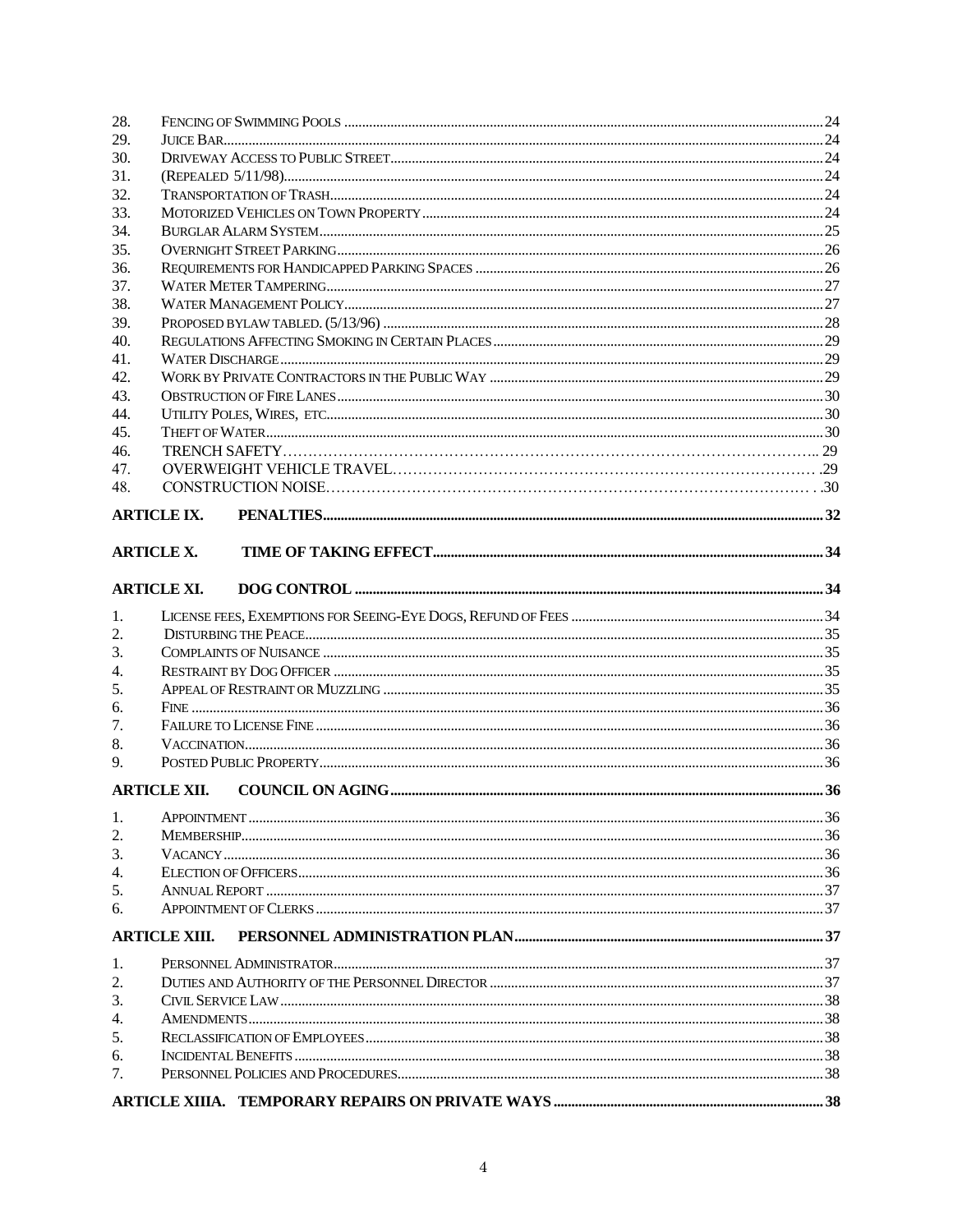| | | |
|---|---|---|
| 28. | Fencing of Swimming Pools | 24 |
| 29. | Juice Bar | 24 |
| 30. | Driveway Access to Public Street | 24 |
| 31. | (Repealed 5/11/98) | 24 |
| 32. | Transportation of Trash | 24 |
| 33. | Motorized Vehicles on Town Property | 24 |
| 34. | Burglar Alarm System | 25 |
| 35. | Overnight Street Parking | 26 |
| 36. | Requirements for Handicapped Parking Spaces | 26 |
| 37. | Water Meter Tampering | 27 |
| 38. | Water Management Policy | 27 |
| 39. | Proposed bylaw tabled. (5/13/96) | 28 |
| 40. | Regulations Affecting Smoking in Certain Places | 29 |
| 41. | Water Discharge | 29 |
| 42. | Work by Private Contractors in the Public Way | 29 |
| 43. | Obstruction of Fire Lanes | 30 |
| 44. | Utility Poles, Wires, etc | 30 |
| 45. | Theft of Water | 30 |
| 46. | TRENCH SAFETY | 29 |
| 47. | OVERWEIGHT VEHICLE TRAVEL | 29 |
| 48. | CONSTRUCTION NOISE | 30 |

**ARTICLE IX. PENALTIES** ..... 32

**ARTICLE X. TIME OF TAKING EFFECT** ..... 34

**ARTICLE XI. DOG CONTROL** ..... 34

| | | |
|---|---|---|
| 1. | License fees, Exemptions for Seeing-Eye Dogs, Refund of Fees | 34 |
| 2. | Disturbing the Peace | 35 |
| 3. | Complaints of Nuisance | 35 |
| 4. | Restraint by Dog Officer | 35 |
| 5. | Appeal of Restraint or Muzzling | 35 |
| 6. | Fine | 36 |
| 7. | Failure to License Fine | 36 |
| 8. | Vaccination | 36 |
| 9. | Posted Public Property | 36 |

**ARTICLE XII. COUNCIL ON AGING** ..... 36

| | | |
|---|---|---|
| 1. | Appointment | 36 |
| 2. | Membership | 36 |
| 3. | Vacancy | 36 |
| 4. | Election of Officers | 36 |
| 5. | Annual Report | 37 |
| 6. | Appointment of Clerks | 37 |

**ARTICLE XIII. PERSONNEL ADMINISTRATION PLAN** ..... 37

| | | |
|---|---|---|
| 1. | Personnel Administrator | 37 |
| 2. | Duties and Authority of the Personnel Director | 37 |
| 3. | Civil Service Law | 38 |
| 4. | Amendments | 38 |
| 5. | Reclassification of Employees | 38 |
| 6. | Incidental Benefits | 38 |
| 7. | Personnel Policies and Procedures | 38 |

**ARTICLE XIIIA. TEMPORARY REPAIRS ON PRIVATE WAYS** ..... 38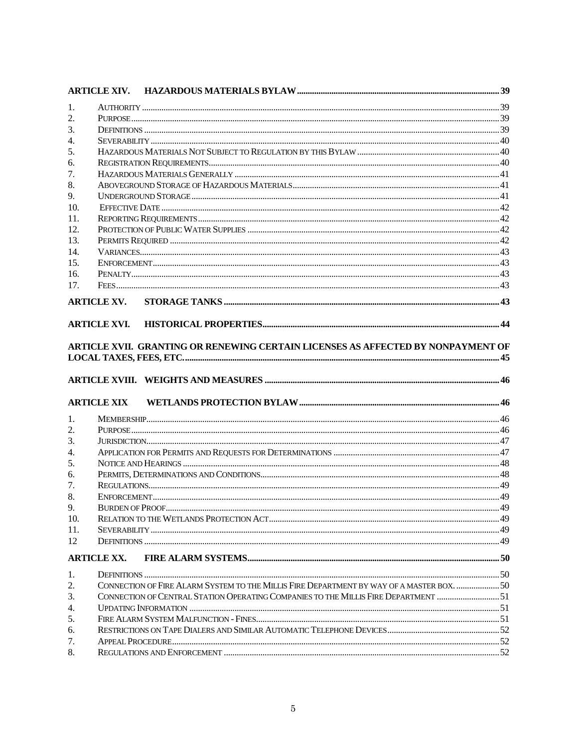**ARTICLE XIV. HAZARDOUS MATERIALS BYLAW** .......... 39

1. AUTHORITY .......... 39
2. PURPOSE .......... 39
3. DEFINITIONS .......... 39
4. SEVERABILITY .......... 40
5. HAZARDOUS MATERIALS NOT SUBJECT TO REGULATION BY THIS BYLAW .......... 40
6. REGISTRATION REQUIREMENTS .......... 40
7. HAZARDOUS MATERIALS GENERALLY .......... 41
8. ABOVEGROUND STORAGE OF HAZARDOUS MATERIALS .......... 41
9. UNDERGROUND STORAGE .......... 41
10. EFFECTIVE DATE .......... 42
11. REPORTING REQUIREMENTS .......... 42
12. PROTECTION OF PUBLIC WATER SUPPLIES .......... 42
13. PERMITS REQUIRED .......... 42
14. VARIANCES .......... 43
15. ENFORCEMENT .......... 43
16. PENALTY .......... 43
17. FEES .......... 43

**ARTICLE XV. STORAGE TANKS** .......... 43

**ARTICLE XVI. HISTORICAL PROPERTIES** .......... 44

**ARTICLE XVII. GRANTING OR RENEWING CERTAIN LICENSES AS AFFECTED BY NONPAYMENT OF LOCAL TAXES, FEES, ETC.** .......... 45

**ARTICLE XVIII. WEIGHTS AND MEASURES** .......... 46

**ARTICLE XIX WETLANDS PROTECTION BYLAW** .......... 46

1. MEMBERSHIP .......... 46
2. PURPOSE .......... 46
3. JURISDICTION .......... 47
4. APPLICATION FOR PERMITS AND REQUESTS FOR DETERMINATIONS .......... 47
5. NOTICE AND HEARINGS .......... 48
6. PERMITS, DETERMINATIONS AND CONDITIONS .......... 48
7. REGULATIONS .......... 49
8. ENFORCEMENT .......... 49
9. BURDEN OF PROOF .......... 49
10. RELATION TO THE WETLANDS PROTECTION ACT .......... 49
11. SEVERABILITY .......... 49
12. DEFINITIONS .......... 49

**ARTICLE XX. FIRE ALARM SYSTEMS** .......... 50

1. DEFINITIONS .......... 50
2. CONNECTION OF FIRE ALARM SYSTEM TO THE MILLIS FIRE DEPARTMENT BY WAY OF A MASTER BOX. .......... 50
3. CONNECTION OF CENTRAL STATION OPERATING COMPANIES TO THE MILLIS FIRE DEPARTMENT .......... 51
4. UPDATING INFORMATION .......... 51
5. FIRE ALARM SYSTEM MALFUNCTION - FINES .......... 51
6. RESTRICTIONS ON TAPE DIALERS AND SIMILAR AUTOMATIC TELEPHONE DEVICES .......... 52
7. APPEAL PROCEDURE .......... 52
8. REGULATIONS AND ENFORCEMENT .......... 52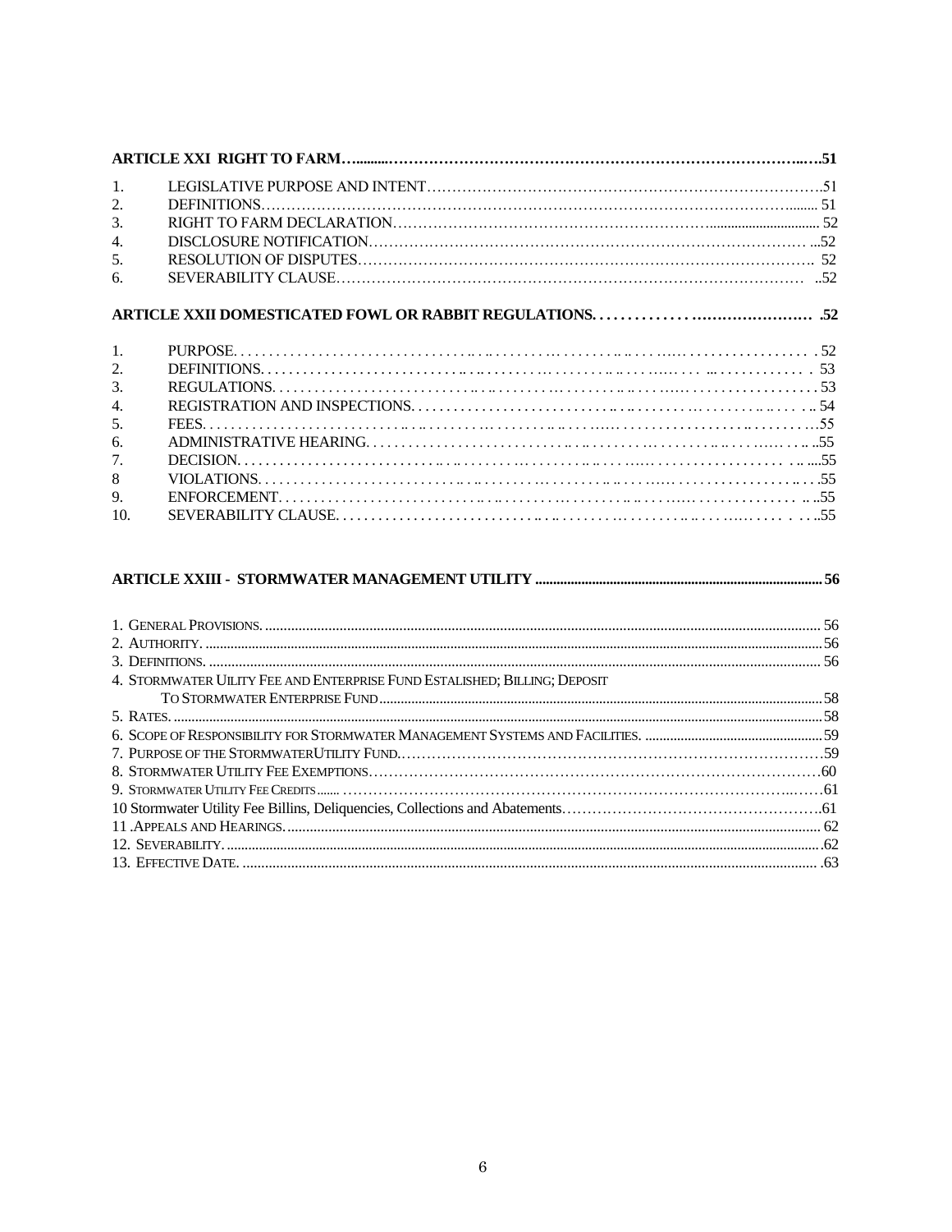| | | |
|---|---|---|
| **ARTICLE XXI RIGHT TO FARM** | | **51** |
| 1. | LEGISLATIVE PURPOSE AND INTENT | 51 |
| 2. | DEFINITIONS | 51 |
| 3. | RIGHT TO FARM DECLARATION | 52 |
| 4. | DISCLOSURE NOTIFICATION | 52 |
| 5. | RESOLUTION OF DISPUTES | 52 |
| 6. | SEVERABILITY CLAUSE | 52 |
| **ARTICLE XXII DOMESTICATED FOWL OR RABBIT REGULATIONS** | | **52** |
| 1. | PURPOSE | 52 |
| 2. | DEFINITIONS | 53 |
| 3. | REGULATIONS | 53 |
| 4. | REGISTRATION AND INSPECTIONS | 54 |
| 5. | FEES | 55 |
| 6. | ADMINISTRATIVE HEARING | 55 |
| 7. | DECISION | 55 |
| 8 | VIOLATIONS | 55 |
| 9. | ENFORCEMENT | 55 |
| 10. | SEVERABILITY CLAUSE | 55 |

| | |
|---|---|
| **ARTICLE XXIII - STORMWATER MANAGEMENT UTILITY** | **56** |
| 1. GENERAL PROVISIONS. | 56 |
| 2. AUTHORITY. | 56 |
| 3. DEFINITIONS. | 56 |
| 4. STORMWATER UILITY FEE AND ENTERPRISE FUND ESTALISHED; BILLING; DEPOSIT TO STORMWATER ENTERPRISE FUND | 58 |
| 5. RATES. | 58 |
| 6. SCOPE OF RESPONSIBILITY FOR STORMWATER MANAGEMENT SYSTEMS AND FACILITIES. | 59 |
| 7. PURPOSE OF THE STORMWATERUTILITY FUND. | 59 |
| 8. STORMWATER UTILITY FEE EXEMPTIONS | 60 |
| 9. STORMWATER UTILITY FEE CREDITS | 61 |
| 10 Stormwater Utility Fee Billins, Deliquencies, Collections and Abatements | 61 |
| 11 .APPEALS AND HEARINGS. | 62 |
| 12. SEVERABILITY. | 62 |
| 13. EFFECTIVE DATE. | 63 |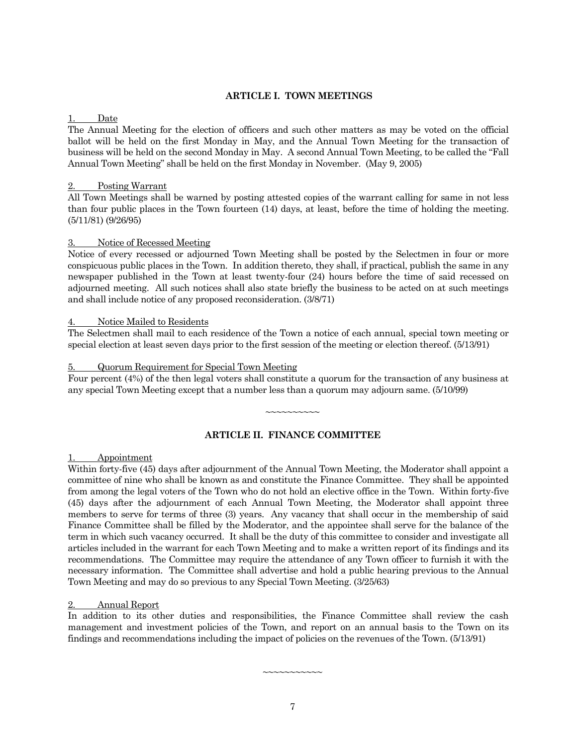## ARTICLE I. TOWN MEETINGS

1. Date

The Annual Meeting for the election of officers and such other matters as may be voted on the official ballot will be held on the first Monday in May, and the Annual Town Meeting for the transaction of business will be held on the second Monday in May. A second Annual Town Meeting, to be called the "Fall Annual Town Meeting" shall be held on the first Monday in November. (May 9, 2005)

2. Posting Warrant

All Town Meetings shall be warned by posting attested copies of the warrant calling for same in not less than four public places in the Town fourteen (14) days, at least, before the time of holding the meeting. (5/11/81) (9/26/95)

3. Notice of Recessed Meeting

Notice of every recessed or adjourned Town Meeting shall be posted by the Selectmen in four or more conspicuous public places in the Town. In addition thereto, they shall, if practical, publish the same in any newspaper published in the Town at least twenty-four (24) hours before the time of said recessed on adjourned meeting. All such notices shall also state briefly the business to be acted on at such meetings and shall include notice of any proposed reconsideration. (3/8/71)

4. Notice Mailed to Residents

The Selectmen shall mail to each residence of the Town a notice of each annual, special town meeting or special election at least seven days prior to the first session of the meeting or election thereof. (5/13/91)

5. Quorum Requirement for Special Town Meeting

Four percent (4%) of the then legal voters shall constitute a quorum for the transaction of any business at any special Town Meeting except that a number less than a quorum may adjourn same. (5/10/99)

~~~~~~~~~~

## ARTICLE II. FINANCE COMMITTEE

1. Appointment

Within forty-five (45) days after adjournment of the Annual Town Meeting, the Moderator shall appoint a committee of nine who shall be known as and constitute the Finance Committee. They shall be appointed from among the legal voters of the Town who do not hold an elective office in the Town. Within forty-five (45) days after the adjournment of each Annual Town Meeting, the Moderator shall appoint three members to serve for terms of three (3) years. Any vacancy that shall occur in the membership of said Finance Committee shall be filled by the Moderator, and the appointee shall serve for the balance of the term in which such vacancy occurred. It shall be the duty of this committee to consider and investigate all articles included in the warrant for each Town Meeting and to make a written report of its findings and its recommendations. The Committee may require the attendance of any Town officer to furnish it with the necessary information. The Committee shall advertise and hold a public hearing previous to the Annual Town Meeting and may do so previous to any Special Town Meeting. (3/25/63)

2. Annual Report

In addition to its other duties and responsibilities, the Finance Committee shall review the cash management and investment policies of the Town, and report on an annual basis to the Town on its findings and recommendations including the impact of policies on the revenues of the Town. (5/13/91)

~~~~~~~~~~~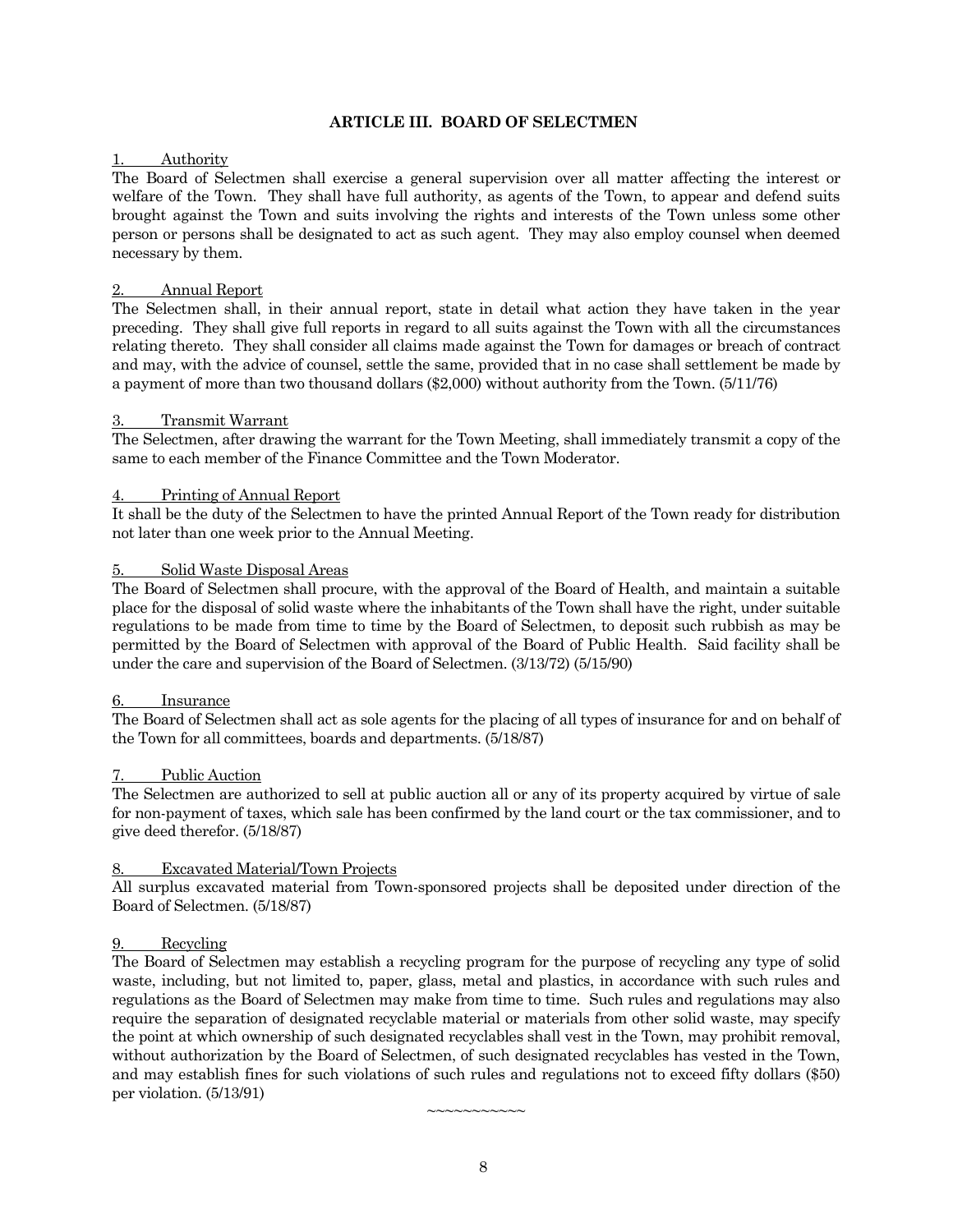## ARTICLE III. BOARD OF SELECTMEN

1. Authority

The Board of Selectmen shall exercise a general supervision over all matter affecting the interest or welfare of the Town. They shall have full authority, as agents of the Town, to appear and defend suits brought against the Town and suits involving the rights and interests of the Town unless some other person or persons shall be designated to act as such agent. They may also employ counsel when deemed necessary by them.

2. Annual Report

The Selectmen shall, in their annual report, state in detail what action they have taken in the year preceding. They shall give full reports in regard to all suits against the Town with all the circumstances relating thereto. They shall consider all claims made against the Town for damages or breach of contract and may, with the advice of counsel, settle the same, provided that in no case shall settlement be made by a payment of more than two thousand dollars ($2,000) without authority from the Town. (5/11/76)

3. Transmit Warrant

The Selectmen, after drawing the warrant for the Town Meeting, shall immediately transmit a copy of the same to each member of the Finance Committee and the Town Moderator.

4. Printing of Annual Report

It shall be the duty of the Selectmen to have the printed Annual Report of the Town ready for distribution not later than one week prior to the Annual Meeting.

5. Solid Waste Disposal Areas

The Board of Selectmen shall procure, with the approval of the Board of Health, and maintain a suitable place for the disposal of solid waste where the inhabitants of the Town shall have the right, under suitable regulations to be made from time to time by the Board of Selectmen, to deposit such rubbish as may be permitted by the Board of Selectmen with approval of the Board of Public Health. Said facility shall be under the care and supervision of the Board of Selectmen. (3/13/72) (5/15/90)

6. Insurance

The Board of Selectmen shall act as sole agents for the placing of all types of insurance for and on behalf of the Town for all committees, boards and departments. (5/18/87)

7. Public Auction

The Selectmen are authorized to sell at public auction all or any of its property acquired by virtue of sale for non-payment of taxes, which sale has been confirmed by the land court or the tax commissioner, and to give deed therefor. (5/18/87)

8. Excavated Material/Town Projects

All surplus excavated material from Town-sponsored projects shall be deposited under direction of the Board of Selectmen. (5/18/87)

9. Recycling

The Board of Selectmen may establish a recycling program for the purpose of recycling any type of solid waste, including, but not limited to, paper, glass, metal and plastics, in accordance with such rules and regulations as the Board of Selectmen may make from time to time. Such rules and regulations may also require the separation of designated recyclable material or materials from other solid waste, may specify the point at which ownership of such designated recyclables shall vest in the Town, may prohibit removal, without authorization by the Board of Selectmen, of such designated recyclables has vested in the Town, and may establish fines for such violations of such rules and regulations not to exceed fifty dollars ($50) per violation. (5/13/91)

~~~~~~~~~~~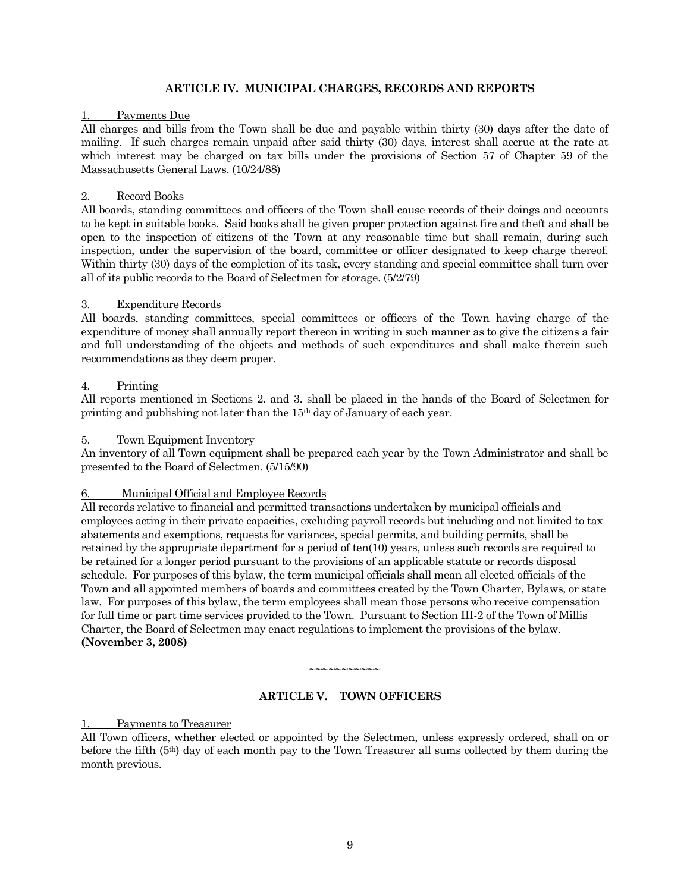## ARTICLE IV. MUNICIPAL CHARGES, RECORDS AND REPORTS

1. Payments Due

All charges and bills from the Town shall be due and payable within thirty (30) days after the date of mailing. If such charges remain unpaid after said thirty (30) days, interest shall accrue at the rate at which interest may be charged on tax bills under the provisions of Section 57 of Chapter 59 of the Massachusetts General Laws. (10/24/88)

2. Record Books

All boards, standing committees and officers of the Town shall cause records of their doings and accounts to be kept in suitable books. Said books shall be given proper protection against fire and theft and shall be open to the inspection of citizens of the Town at any reasonable time but shall remain, during such inspection, under the supervision of the board, committee or officer designated to keep charge thereof. Within thirty (30) days of the completion of its task, every standing and special committee shall turn over all of its public records to the Board of Selectmen for storage. (5/2/79)

3. Expenditure Records

All boards, standing committees, special committees or officers of the Town having charge of the expenditure of money shall annually report thereon in writing in such manner as to give the citizens a fair and full understanding of the objects and methods of such expenditures and shall make therein such recommendations as they deem proper.

4. Printing

All reports mentioned in Sections 2. and 3. shall be placed in the hands of the Board of Selectmen for printing and publishing not later than the 15th day of January of each year.

5. Town Equipment Inventory

An inventory of all Town equipment shall be prepared each year by the Town Administrator and shall be presented to the Board of Selectmen. (5/15/90)

6. Municipal Official and Employee Records

All records relative to financial and permitted transactions undertaken by municipal officials and employees acting in their private capacities, excluding payroll records but including and not limited to tax abatements and exemptions, requests for variances, special permits, and building permits, shall be retained by the appropriate department for a period of ten(10) years, unless such records are required to be retained for a longer period pursuant to the provisions of an applicable statute or records disposal schedule. For purposes of this bylaw, the term municipal officials shall mean all elected officials of the Town and all appointed members of boards and committees created by the Town Charter, Bylaws, or state law. For purposes of this bylaw, the term employees shall mean those persons who receive compensation for full time or part time services provided to the Town. Pursuant to Section III-2 of the Town of Millis Charter, the Board of Selectmen may enact regulations to implement the provisions of the bylaw. **(November 3, 2008)**

~~~~~~~~~~~

## ARTICLE V. TOWN OFFICERS

1. Payments to Treasurer

All Town officers, whether elected or appointed by the Selectmen, unless expressly ordered, shall on or before the fifth (5th) day of each month pay to the Town Treasurer all sums collected by them during the month previous.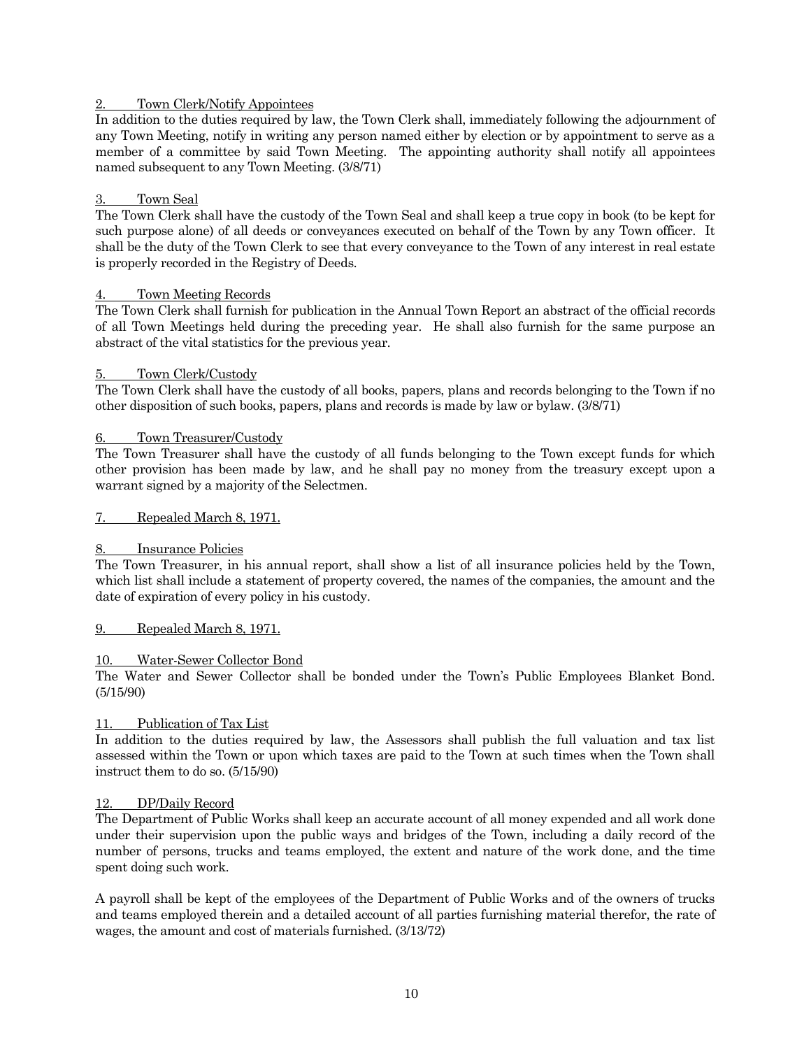2. Town Clerk/Notify Appointees

In addition to the duties required by law, the Town Clerk shall, immediately following the adjournment of any Town Meeting, notify in writing any person named either by election or by appointment to serve as a member of a committee by said Town Meeting. The appointing authority shall notify all appointees named subsequent to any Town Meeting. (3/8/71)

3. Town Seal

The Town Clerk shall have the custody of the Town Seal and shall keep a true copy in book (to be kept for such purpose alone) of all deeds or conveyances executed on behalf of the Town by any Town officer. It shall be the duty of the Town Clerk to see that every conveyance to the Town of any interest in real estate is properly recorded in the Registry of Deeds.

4. Town Meeting Records

The Town Clerk shall furnish for publication in the Annual Town Report an abstract of the official records of all Town Meetings held during the preceding year. He shall also furnish for the same purpose an abstract of the vital statistics for the previous year.

5. Town Clerk/Custody

The Town Clerk shall have the custody of all books, papers, plans and records belonging to the Town if no other disposition of such books, papers, plans and records is made by law or bylaw. (3/8/71)

6. Town Treasurer/Custody

The Town Treasurer shall have the custody of all funds belonging to the Town except funds for which other provision has been made by law, and he shall pay no money from the treasury except upon a warrant signed by a majority of the Selectmen.

7. Repealed March 8, 1971.

8. Insurance Policies

The Town Treasurer, in his annual report, shall show a list of all insurance policies held by the Town, which list shall include a statement of property covered, the names of the companies, the amount and the date of expiration of every policy in his custody.

9. Repealed March 8, 1971.

10. Water-Sewer Collector Bond

The Water and Sewer Collector shall be bonded under the Town's Public Employees Blanket Bond. (5/15/90)

11. Publication of Tax List

In addition to the duties required by law, the Assessors shall publish the full valuation and tax list assessed within the Town or upon which taxes are paid to the Town at such times when the Town shall instruct them to do so. (5/15/90)

12. DP/Daily Record

The Department of Public Works shall keep an accurate account of all money expended and all work done under their supervision upon the public ways and bridges of the Town, including a daily record of the number of persons, trucks and teams employed, the extent and nature of the work done, and the time spent doing such work.

A payroll shall be kept of the employees of the Department of Public Works and of the owners of trucks and teams employed therein and a detailed account of all parties furnishing material therefor, the rate of wages, the amount and cost of materials furnished. (3/13/72)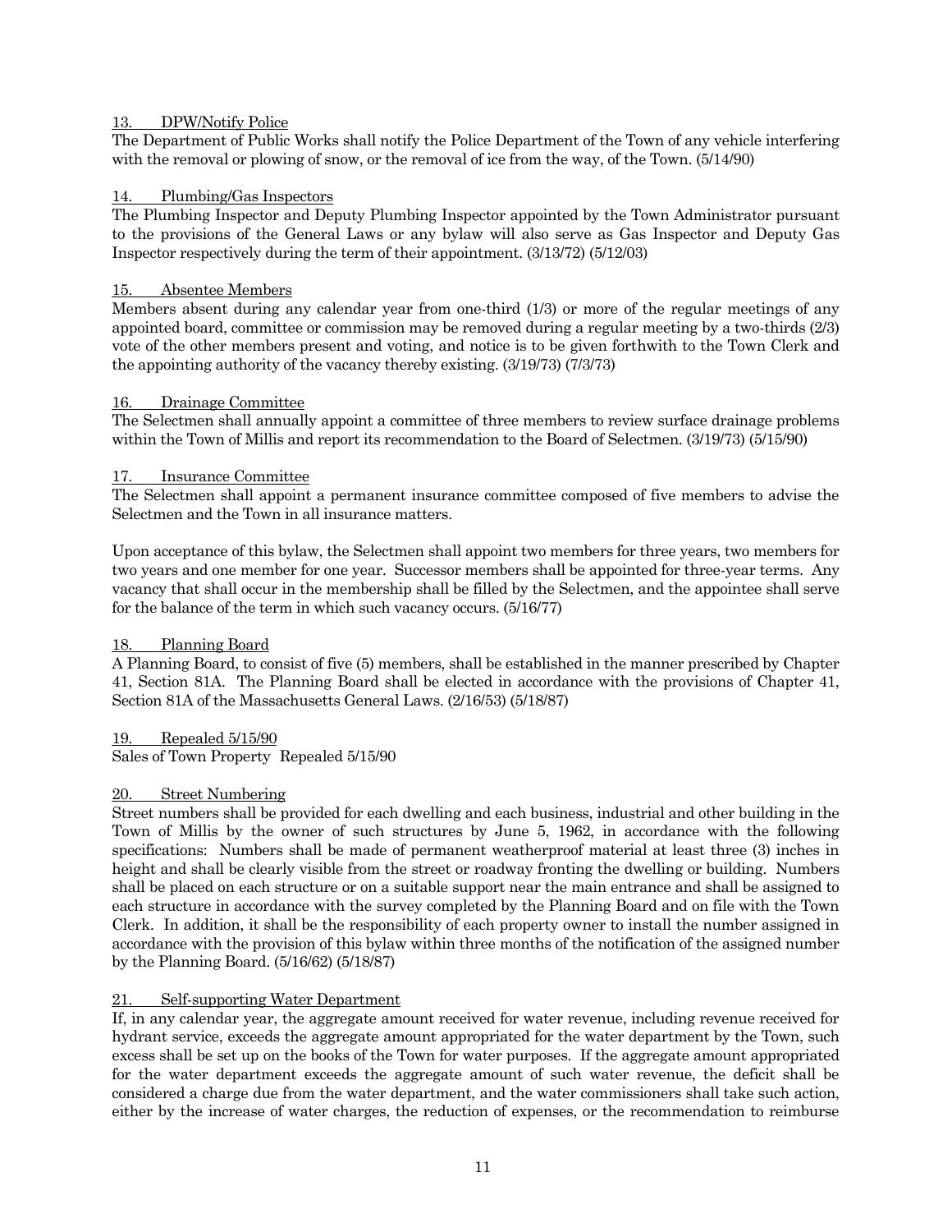13. DPW/Notify Police

The Department of Public Works shall notify the Police Department of the Town of any vehicle interfering with the removal or plowing of snow, or the removal of ice from the way, of the Town. (5/14/90)

14. Plumbing/Gas Inspectors

The Plumbing Inspector and Deputy Plumbing Inspector appointed by the Town Administrator pursuant to the provisions of the General Laws or any bylaw will also serve as Gas Inspector and Deputy Gas Inspector respectively during the term of their appointment. (3/13/72) (5/12/03)

15. Absentee Members

Members absent during any calendar year from one-third (1/3) or more of the regular meetings of any appointed board, committee or commission may be removed during a regular meeting by a two-thirds (2/3) vote of the other members present and voting, and notice is to be given forthwith to the Town Clerk and the appointing authority of the vacancy thereby existing. (3/19/73) (7/3/73)

16. Drainage Committee

The Selectmen shall annually appoint a committee of three members to review surface drainage problems within the Town of Millis and report its recommendation to the Board of Selectmen. (3/19/73) (5/15/90)

17. Insurance Committee

The Selectmen shall appoint a permanent insurance committee composed of five members to advise the Selectmen and the Town in all insurance matters.

Upon acceptance of this bylaw, the Selectmen shall appoint two members for three years, two members for two years and one member for one year. Successor members shall be appointed for three-year terms. Any vacancy that shall occur in the membership shall be filled by the Selectmen, and the appointee shall serve for the balance of the term in which such vacancy occurs. (5/16/77)

18. Planning Board

A Planning Board, to consist of five (5) members, shall be established in the manner prescribed by Chapter 41, Section 81A. The Planning Board shall be elected in accordance with the provisions of Chapter 41, Section 81A of the Massachusetts General Laws. (2/16/53) (5/18/87)

19. Repealed 5/15/90

Sales of Town Property Repealed 5/15/90

20. Street Numbering

Street numbers shall be provided for each dwelling and each business, industrial and other building in the Town of Millis by the owner of such structures by June 5, 1962, in accordance with the following specifications: Numbers shall be made of permanent weatherproof material at least three (3) inches in height and shall be clearly visible from the street or roadway fronting the dwelling or building. Numbers shall be placed on each structure or on a suitable support near the main entrance and shall be assigned to each structure in accordance with the survey completed by the Planning Board and on file with the Town Clerk. In addition, it shall be the responsibility of each property owner to install the number assigned in accordance with the provision of this bylaw within three months of the notification of the assigned number by the Planning Board. (5/16/62) (5/18/87)

21. Self-supporting Water Department

If, in any calendar year, the aggregate amount received for water revenue, including revenue received for hydrant service, exceeds the aggregate amount appropriated for the water department by the Town, such excess shall be set up on the books of the Town for water purposes. If the aggregate amount appropriated for the water department exceeds the aggregate amount of such water revenue, the deficit shall be considered a charge due from the water department, and the water commissioners shall take such action, either by the increase of water charges, the reduction of expenses, or the recommendation to reimburse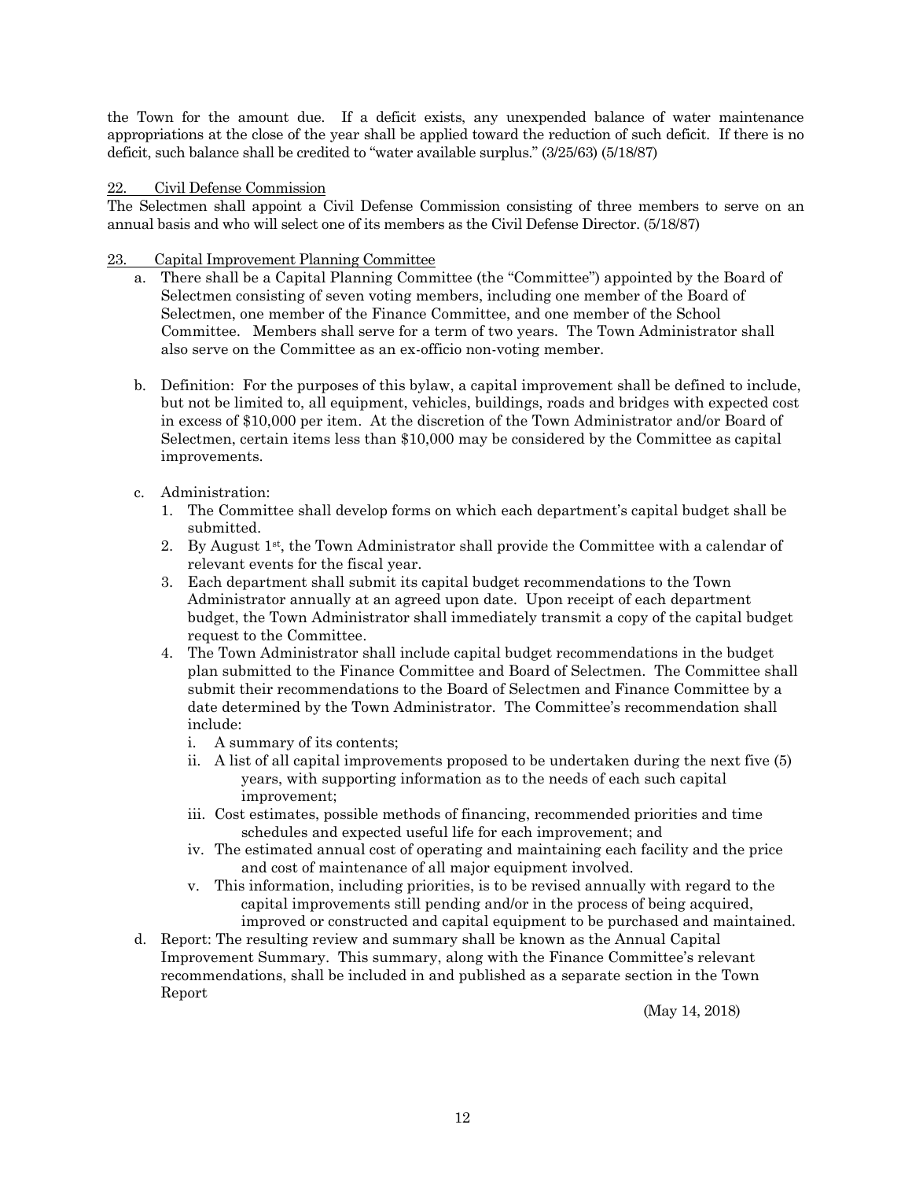the Town for the amount due. If a deficit exists, any unexpended balance of water maintenance appropriations at the close of the year shall be applied toward the reduction of such deficit. If there is no deficit, such balance shall be credited to "water available surplus." (3/25/63) (5/18/87)

<u>22. Civil Defense Commission</u>

The Selectmen shall appoint a Civil Defense Commission consisting of three members to serve on an annual basis and who will select one of its members as the Civil Defense Director. (5/18/87)

<u>23. Capital Improvement Planning Committee</u>

a. There shall be a Capital Planning Committee (the "Committee") appointed by the Board of Selectmen consisting of seven voting members, including one member of the Board of Selectmen, one member of the Finance Committee, and one member of the School Committee. Members shall serve for a term of two years. The Town Administrator shall also serve on the Committee as an ex-officio non-voting member.

b. Definition: For the purposes of this bylaw, a capital improvement shall be defined to include, but not be limited to, all equipment, vehicles, buildings, roads and bridges with expected cost in excess of $10,000 per item. At the discretion of the Town Administrator and/or Board of Selectmen, certain items less than $10,000 may be considered by the Committee as capital improvements.

c. Administration:
   1. The Committee shall develop forms on which each department's capital budget shall be submitted.
   2. By August 1st, the Town Administrator shall provide the Committee with a calendar of relevant events for the fiscal year.
   3. Each department shall submit its capital budget recommendations to the Town Administrator annually at an agreed upon date. Upon receipt of each department budget, the Town Administrator shall immediately transmit a copy of the capital budget request to the Committee.
   4. The Town Administrator shall include capital budget recommendations in the budget plan submitted to the Finance Committee and Board of Selectmen. The Committee shall submit their recommendations to the Board of Selectmen and Finance Committee by a date determined by the Town Administrator. The Committee's recommendation shall include:
      i. A summary of its contents;
      ii. A list of all capital improvements proposed to be undertaken during the next five (5) years, with supporting information as to the needs of each such capital improvement;
      iii. Cost estimates, possible methods of financing, recommended priorities and time schedules and expected useful life for each improvement; and
      iv. The estimated annual cost of operating and maintaining each facility and the price and cost of maintenance of all major equipment involved.
      v. This information, including priorities, is to be revised annually with regard to the capital improvements still pending and/or in the process of being acquired, improved or constructed and capital equipment to be purchased and maintained.

d. Report: The resulting review and summary shall be known as the Annual Capital Improvement Summary. This summary, along with the Finance Committee's relevant recommendations, shall be included in and published as a separate section in the Town Report

(May 14, 2018)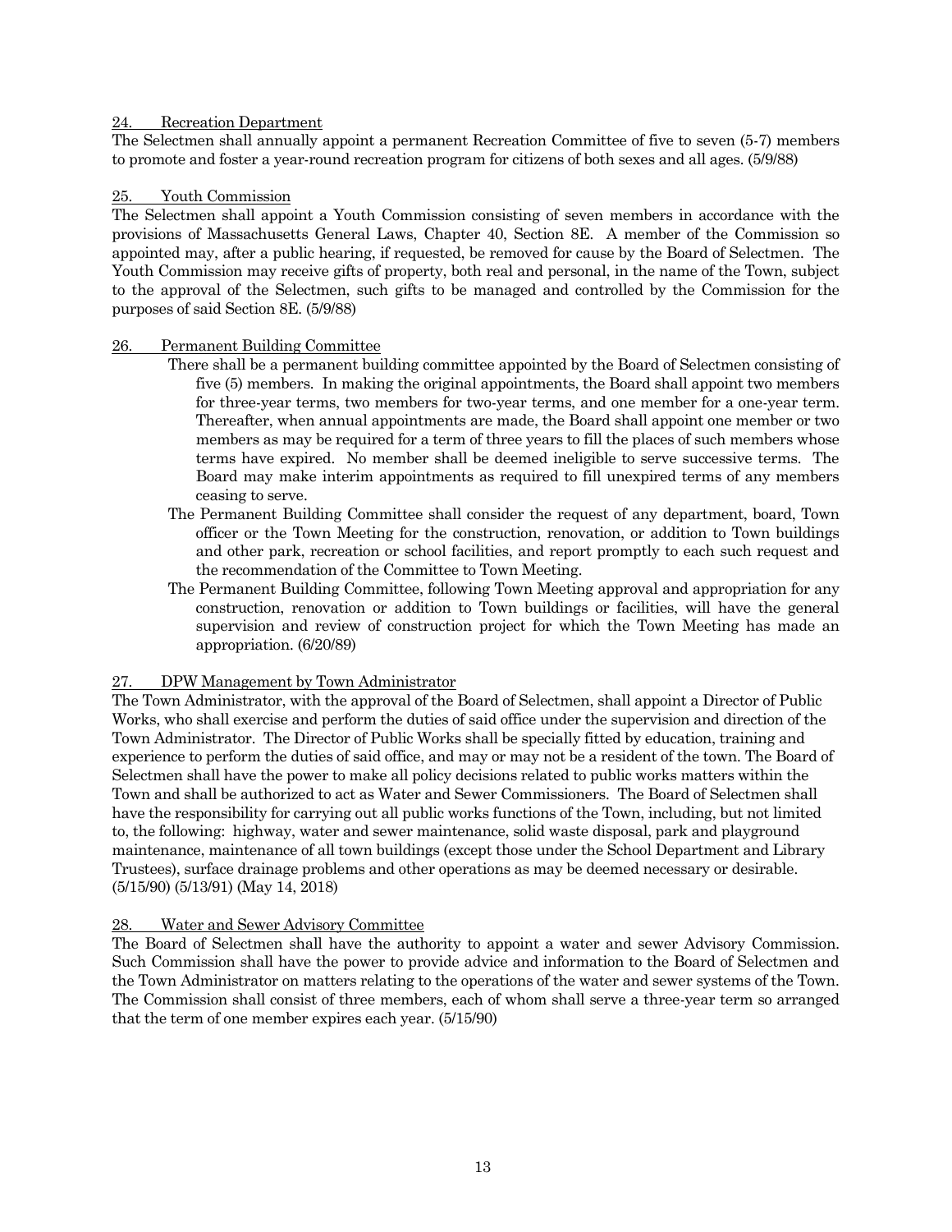24. Recreation Department

The Selectmen shall annually appoint a permanent Recreation Committee of five to seven (5-7) members to promote and foster a year-round recreation program for citizens of both sexes and all ages. (5/9/88)

25. Youth Commission

The Selectmen shall appoint a Youth Commission consisting of seven members in accordance with the provisions of Massachusetts General Laws, Chapter 40, Section 8E. A member of the Commission so appointed may, after a public hearing, if requested, be removed for cause by the Board of Selectmen. The Youth Commission may receive gifts of property, both real and personal, in the name of the Town, subject to the approval of the Selectmen, such gifts to be managed and controlled by the Commission for the purposes of said Section 8E. (5/9/88)

26. Permanent Building Committee

There shall be a permanent building committee appointed by the Board of Selectmen consisting of five (5) members. In making the original appointments, the Board shall appoint two members for three-year terms, two members for two-year terms, and one member for a one-year term. Thereafter, when annual appointments are made, the Board shall appoint one member or two members as may be required for a term of three years to fill the places of such members whose terms have expired. No member shall be deemed ineligible to serve successive terms. The Board may make interim appointments as required to fill unexpired terms of any members ceasing to serve.

The Permanent Building Committee shall consider the request of any department, board, Town officer or the Town Meeting for the construction, renovation, or addition to Town buildings and other park, recreation or school facilities, and report promptly to each such request and the recommendation of the Committee to Town Meeting.

The Permanent Building Committee, following Town Meeting approval and appropriation for any construction, renovation or addition to Town buildings or facilities, will have the general supervision and review of construction project for which the Town Meeting has made an appropriation. (6/20/89)

27. DPW Management by Town Administrator

The Town Administrator, with the approval of the Board of Selectmen, shall appoint a Director of Public Works, who shall exercise and perform the duties of said office under the supervision and direction of the Town Administrator. The Director of Public Works shall be specially fitted by education, training and experience to perform the duties of said office, and may or may not be a resident of the town. The Board of Selectmen shall have the power to make all policy decisions related to public works matters within the Town and shall be authorized to act as Water and Sewer Commissioners. The Board of Selectmen shall have the responsibility for carrying out all public works functions of the Town, including, but not limited to, the following: highway, water and sewer maintenance, solid waste disposal, park and playground maintenance, maintenance of all town buildings (except those under the School Department and Library Trustees), surface drainage problems and other operations as may be deemed necessary or desirable. (5/15/90) (5/13/91) (May 14, 2018)

28. Water and Sewer Advisory Committee

The Board of Selectmen shall have the authority to appoint a water and sewer Advisory Commission. Such Commission shall have the power to provide advice and information to the Board of Selectmen and the Town Administrator on matters relating to the operations of the water and sewer systems of the Town. The Commission shall consist of three members, each of whom shall serve a three-year term so arranged that the term of one member expires each year. (5/15/90)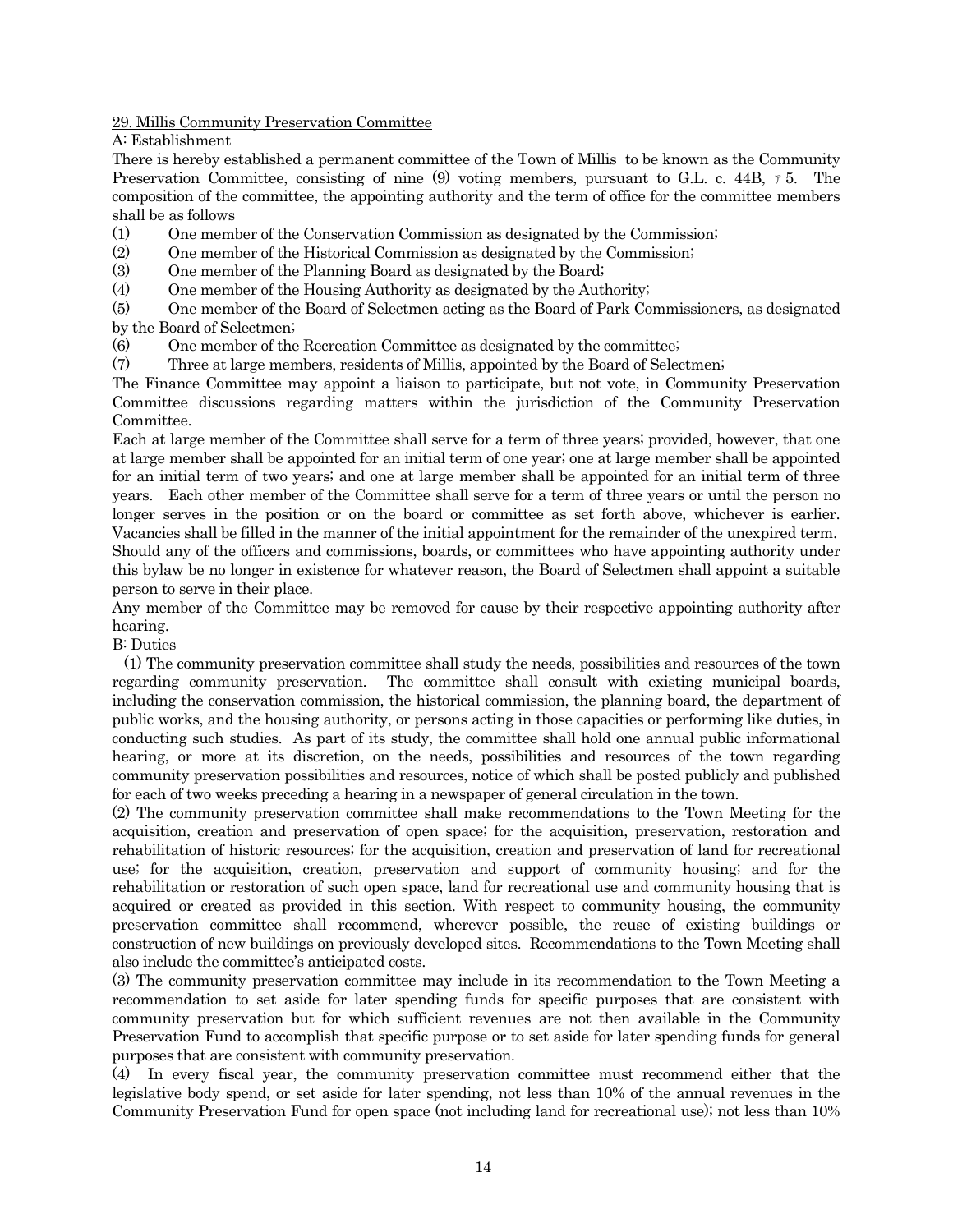29. Millis Community Preservation Committee

A: Establishment

There is hereby established a permanent committee of the Town of Millis to be known as the Community Preservation Committee, consisting of nine (9) voting members, pursuant to G.L. c. 44B, § 5. The composition of the committee, the appointing authority and the term of office for the committee members shall be as follows

(1) One member of the Conservation Commission as designated by the Commission;
(2) One member of the Historical Commission as designated by the Commission;
(3) One member of the Planning Board as designated by the Board;
(4) One member of the Housing Authority as designated by the Authority;
(5) One member of the Board of Selectmen acting as the Board of Park Commissioners, as designated by the Board of Selectmen;
(6) One member of the Recreation Committee as designated by the committee;
(7) Three at large members, residents of Millis, appointed by the Board of Selectmen;

The Finance Committee may appoint a liaison to participate, but not vote, in Community Preservation Committee discussions regarding matters within the jurisdiction of the Community Preservation Committee.

Each at large member of the Committee shall serve for a term of three years; provided, however, that one at large member shall be appointed for an initial term of one year; one at large member shall be appointed for an initial term of two years; and one at large member shall be appointed for an initial term of three years. Each other member of the Committee shall serve for a term of three years or until the person no longer serves in the position or on the board or committee as set forth above, whichever is earlier. Vacancies shall be filled in the manner of the initial appointment for the remainder of the unexpired term.

Should any of the officers and commissions, boards, or committees who have appointing authority under this bylaw be no longer in existence for whatever reason, the Board of Selectmen shall appoint a suitable person to serve in their place.

Any member of the Committee may be removed for cause by their respective appointing authority after hearing.

B: Duties

(1) The community preservation committee shall study the needs, possibilities and resources of the town regarding community preservation. The committee shall consult with existing municipal boards, including the conservation commission, the historical commission, the planning board, the department of public works, and the housing authority, or persons acting in those capacities or performing like duties, in conducting such studies. As part of its study, the committee shall hold one annual public informational hearing, or more at its discretion, on the needs, possibilities and resources of the town regarding community preservation possibilities and resources, notice of which shall be posted publicly and published for each of two weeks preceding a hearing in a newspaper of general circulation in the town.

(2) The community preservation committee shall make recommendations to the Town Meeting for the acquisition, creation and preservation of open space; for the acquisition, preservation, restoration and rehabilitation of historic resources; for the acquisition, creation and preservation of land for recreational use; for the acquisition, creation, preservation and support of community housing; and for the rehabilitation or restoration of such open space, land for recreational use and community housing that is acquired or created as provided in this section. With respect to community housing, the community preservation committee shall recommend, wherever possible, the reuse of existing buildings or construction of new buildings on previously developed sites. Recommendations to the Town Meeting shall also include the committee's anticipated costs.

(3) The community preservation committee may include in its recommendation to the Town Meeting a recommendation to set aside for later spending funds for specific purposes that are consistent with community preservation but for which sufficient revenues are not then available in the Community Preservation Fund to accomplish that specific purpose or to set aside for later spending funds for general purposes that are consistent with community preservation.

(4) In every fiscal year, the community preservation committee must recommend either that the legislative body spend, or set aside for later spending, not less than 10% of the annual revenues in the Community Preservation Fund for open space (not including land for recreational use); not less than 10%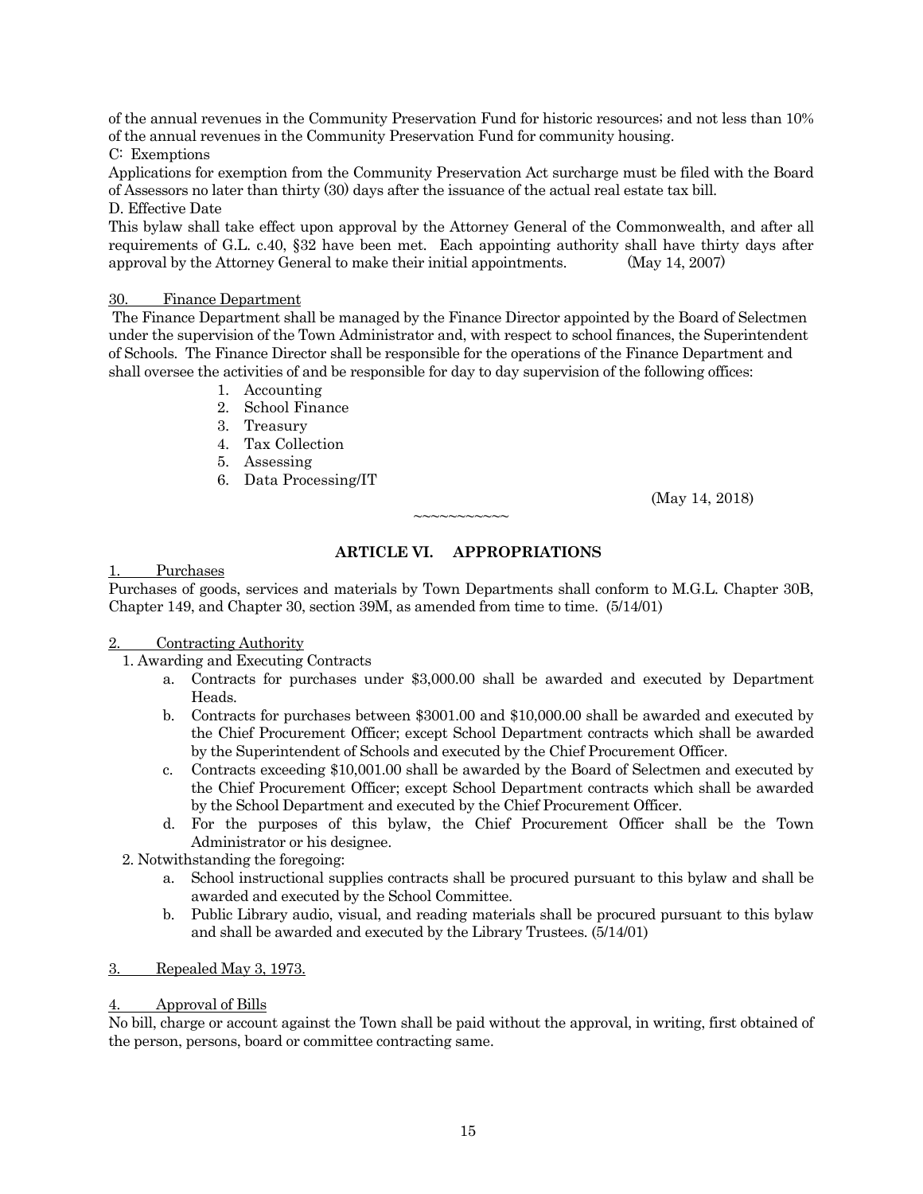of the annual revenues in the Community Preservation Fund for historic resources; and not less than 10% of the annual revenues in the Community Preservation Fund for community housing.

C: Exemptions

Applications for exemption from the Community Preservation Act surcharge must be filed with the Board of Assessors no later than thirty (30) days after the issuance of the actual real estate tax bill.

D. Effective Date

This bylaw shall take effect upon approval by the Attorney General of the Commonwealth, and after all requirements of G.L. c.40, §32 have been met. Each appointing authority shall have thirty days after approval by the Attorney General to make their initial appointments. (May 14, 2007)

30. Finance Department

The Finance Department shall be managed by the Finance Director appointed by the Board of Selectmen under the supervision of the Town Administrator and, with respect to school finances, the Superintendent of Schools. The Finance Director shall be responsible for the operations of the Finance Department and shall oversee the activities of and be responsible for day to day supervision of the following offices:

1. Accounting
2. School Finance
3. Treasury
4. Tax Collection
5. Assessing
6. Data Processing/IT

(May 14, 2018)

~~~~~~~~~~~

## ARTICLE VI. APPROPRIATIONS

1. Purchases

Purchases of goods, services and materials by Town Departments shall conform to M.G.L. Chapter 30B, Chapter 149, and Chapter 30, section 39M, as amended from time to time. (5/14/01)

2. Contracting Authority

1. Awarding and Executing Contracts
    a. Contracts for purchases under $3,000.00 shall be awarded and executed by Department Heads.
    b. Contracts for purchases between $3001.00 and $10,000.00 shall be awarded and executed by the Chief Procurement Officer; except School Department contracts which shall be awarded by the Superintendent of Schools and executed by the Chief Procurement Officer.
    c. Contracts exceeding $10,001.00 shall be awarded by the Board of Selectmen and executed by the Chief Procurement Officer; except School Department contracts which shall be awarded by the School Department and executed by the Chief Procurement Officer.
    d. For the purposes of this bylaw, the Chief Procurement Officer shall be the Town Administrator or his designee.
2. Notwithstanding the foregoing:
    a. School instructional supplies contracts shall be procured pursuant to this bylaw and shall be awarded and executed by the School Committee.
    b. Public Library audio, visual, and reading materials shall be procured pursuant to this bylaw and shall be awarded and executed by the Library Trustees. (5/14/01)

3. Repealed May 3, 1973.

4. Approval of Bills

No bill, charge or account against the Town shall be paid without the approval, in writing, first obtained of the person, persons, board or committee contracting same.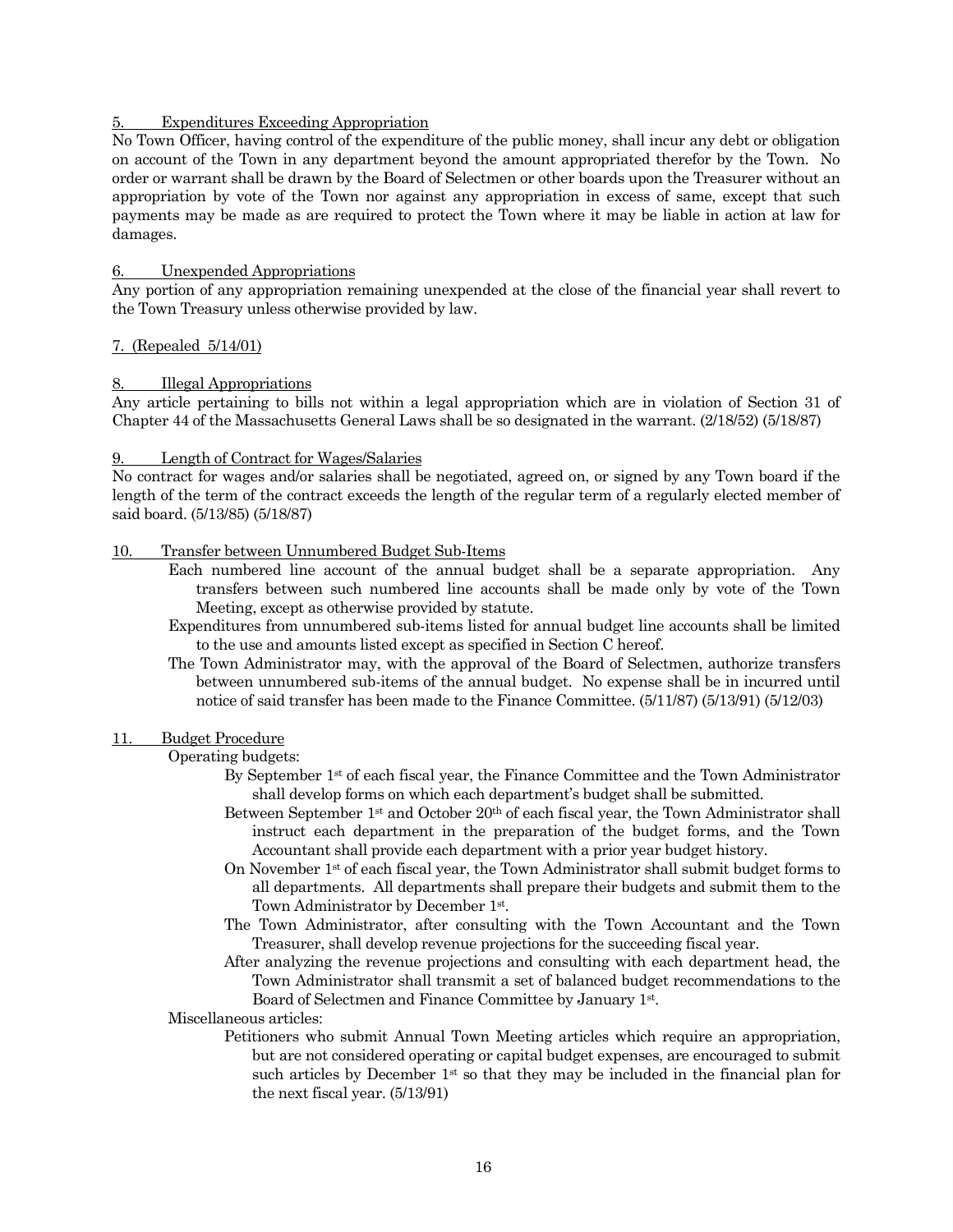5. Expenditures Exceeding Appropriation

No Town Officer, having control of the expenditure of the public money, shall incur any debt or obligation on account of the Town in any department beyond the amount appropriated therefor by the Town. No order or warrant shall be drawn by the Board of Selectmen or other boards upon the Treasurer without an appropriation by vote of the Town nor against any appropriation in excess of same, except that such payments may be made as are required to protect the Town where it may be liable in action at law for damages.

6. Unexpended Appropriations

Any portion of any appropriation remaining unexpended at the close of the financial year shall revert to the Town Treasury unless otherwise provided by law.

7. (Repealed 5/14/01)

8. Illegal Appropriations

Any article pertaining to bills not within a legal appropriation which are in violation of Section 31 of Chapter 44 of the Massachusetts General Laws shall be so designated in the warrant. (2/18/52) (5/18/87)

9. Length of Contract for Wages/Salaries

No contract for wages and/or salaries shall be negotiated, agreed on, or signed by any Town board if the length of the term of the contract exceeds the length of the regular term of a regularly elected member of said board. (5/13/85) (5/18/87)

10. Transfer between Unnumbered Budget Sub-Items

Each numbered line account of the annual budget shall be a separate appropriation. Any transfers between such numbered line accounts shall be made only by vote of the Town Meeting, except as otherwise provided by statute.

Expenditures from unnumbered sub-items listed for annual budget line accounts shall be limited to the use and amounts listed except as specified in Section C hereof.

The Town Administrator may, with the approval of the Board of Selectmen, authorize transfers between unnumbered sub-items of the annual budget. No expense shall be in incurred until notice of said transfer has been made to the Finance Committee. (5/11/87) (5/13/91) (5/12/03)

11. Budget Procedure

Operating budgets:

By September 1st of each fiscal year, the Finance Committee and the Town Administrator shall develop forms on which each department's budget shall be submitted.

Between September 1st and October 20th of each fiscal year, the Town Administrator shall instruct each department in the preparation of the budget forms, and the Town Accountant shall provide each department with a prior year budget history.

On November 1st of each fiscal year, the Town Administrator shall submit budget forms to all departments. All departments shall prepare their budgets and submit them to the Town Administrator by December 1st.

The Town Administrator, after consulting with the Town Accountant and the Town Treasurer, shall develop revenue projections for the succeeding fiscal year.

After analyzing the revenue projections and consulting with each department head, the Town Administrator shall transmit a set of balanced budget recommendations to the Board of Selectmen and Finance Committee by January 1st.

Miscellaneous articles:

Petitioners who submit Annual Town Meeting articles which require an appropriation, but are not considered operating or capital budget expenses, are encouraged to submit such articles by December 1st so that they may be included in the financial plan for the next fiscal year. (5/13/91)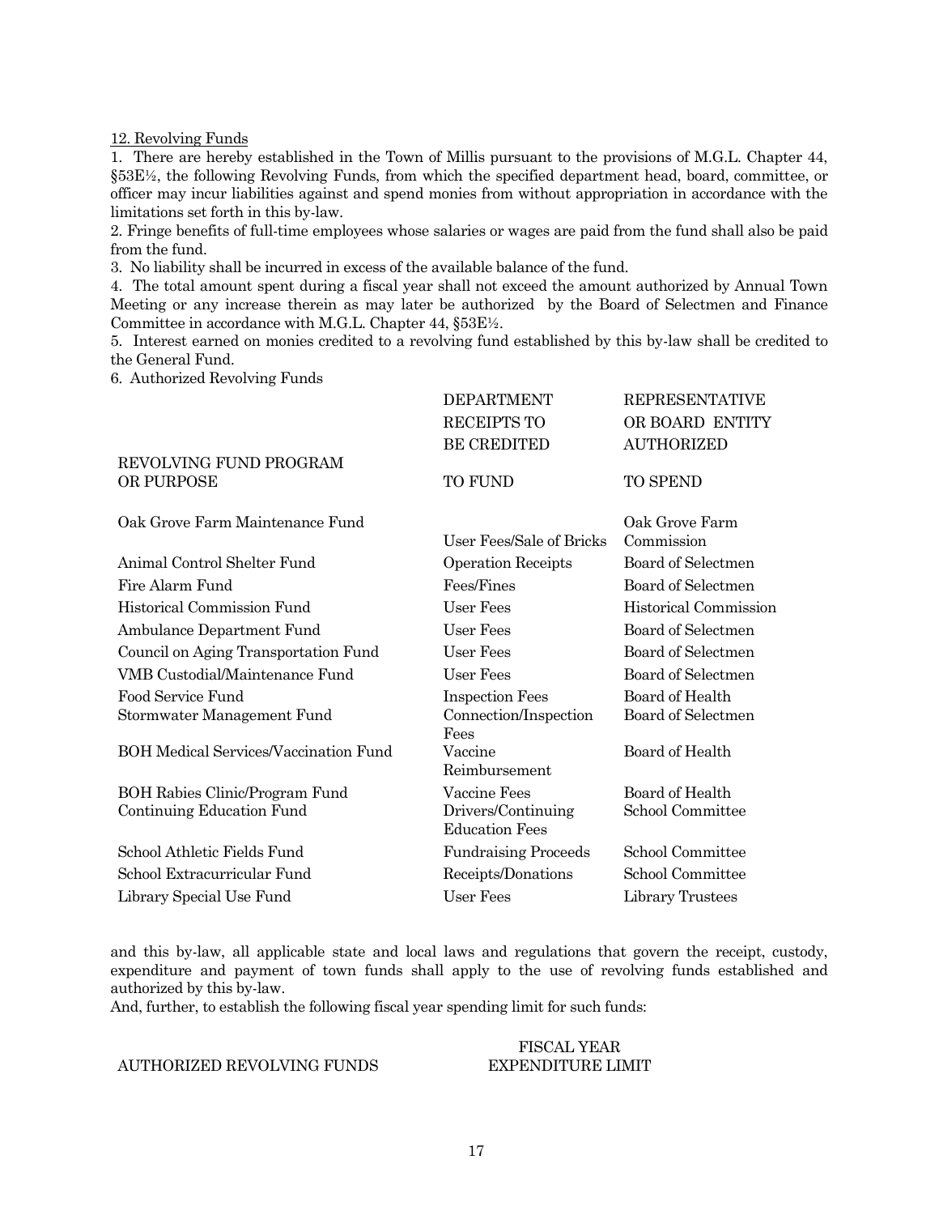12. Revolving Funds

1. There are hereby established in the Town of Millis pursuant to the provisions of M.G.L. Chapter 44, §53E½, the following Revolving Funds, from which the specified department head, board, committee, or officer may incur liabilities against and spend monies from without appropriation in accordance with the limitations set forth in this by-law.
2. Fringe benefits of full-time employees whose salaries or wages are paid from the fund shall also be paid from the fund.
3. No liability shall be incurred in excess of the available balance of the fund.
4. The total amount spent during a fiscal year shall not exceed the amount authorized by Annual Town Meeting or any increase therein as may later be authorized by the Board of Selectmen and Finance Committee in accordance with M.G.L. Chapter 44, §53E½.
5. Interest earned on monies credited to a revolving fund established by this by-law shall be credited to the General Fund.
6. Authorized Revolving Funds

| REVOLVING FUND PROGRAM OR PURPOSE | DEPARTMENT RECEIPTS TO BE CREDITED TO FUND | REPRESENTATIVE OR BOARD ENTITY AUTHORIZED TO SPEND |
|---|---|---|
| Oak Grove Farm Maintenance Fund | User Fees/Sale of Bricks | Oak Grove Farm Commission |
| Animal Control Shelter Fund | Operation Receipts | Board of Selectmen |
| Fire Alarm Fund | Fees/Fines | Board of Selectmen |
| Historical Commission Fund | User Fees | Historical Commission |
| Ambulance Department Fund | User Fees | Board of Selectmen |
| Council on Aging Transportation Fund | User Fees | Board of Selectmen |
| VMB Custodial/Maintenance Fund | User Fees | Board of Selectmen |
| Food Service Fund | Inspection Fees | Board of Health |
| Stormwater Management Fund | Connection/Inspection Fees | Board of Selectmen |
| BOH Medical Services/Vaccination Fund | Vaccine Reimbursement | Board of Health |
| BOH Rabies Clinic/Program Fund | Vaccine Fees | Board of Health |
| Continuing Education Fund | Drivers/Continuing Education Fees | School Committee |
| School Athletic Fields Fund | Fundraising Proceeds | School Committee |
| School Extracurricular Fund | Receipts/Donations | School Committee |
| Library Special Use Fund | User Fees | Library Trustees |

and this by-law, all applicable state and local laws and regulations that govern the receipt, custody, expenditure and payment of town funds shall apply to the use of revolving funds established and authorized by this by-law.

And, further, to establish the following fiscal year spending limit for such funds:

| AUTHORIZED REVOLVING FUNDS | FISCAL YEAR EXPENDITURE LIMIT |
|---|---|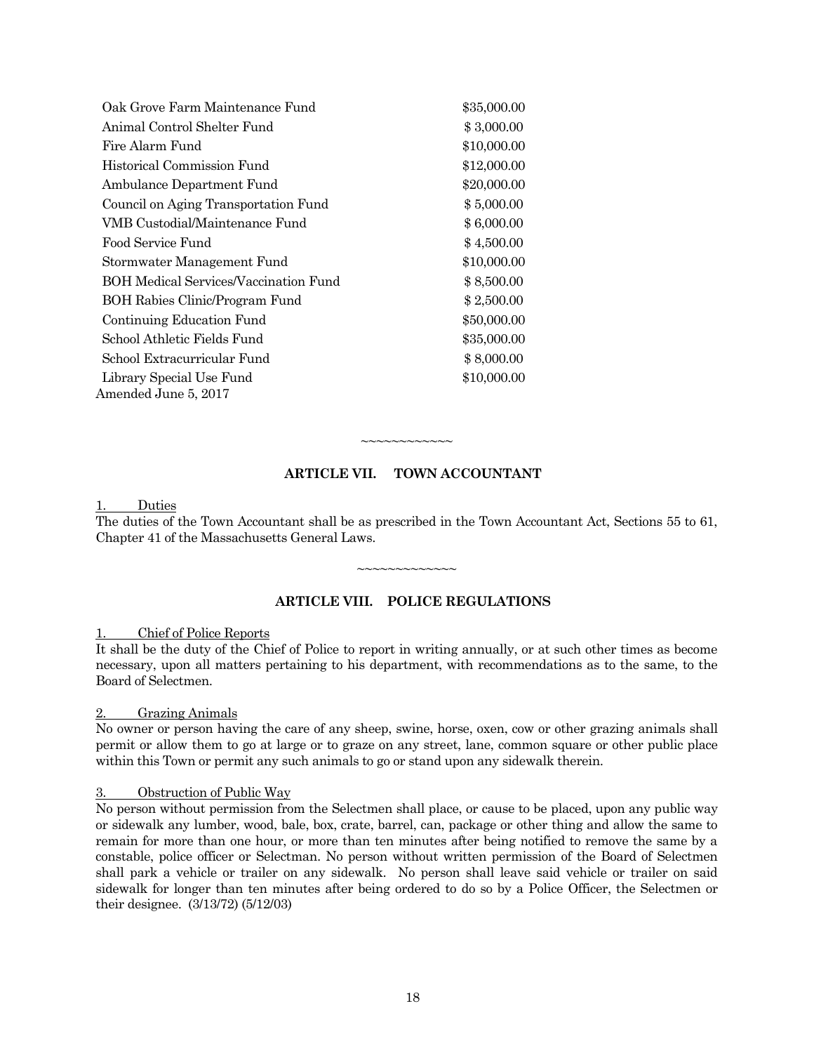| | |
|---|---|
| Oak Grove Farm Maintenance Fund | $35,000.00 |
| Animal Control Shelter Fund | $ 3,000.00 |
| Fire Alarm Fund | $10,000.00 |
| Historical Commission Fund | $12,000.00 |
| Ambulance Department Fund | $20,000.00 |
| Council on Aging Transportation Fund | $ 5,000.00 |
| VMB Custodial/Maintenance Fund | $ 6,000.00 |
| Food Service Fund | $ 4,500.00 |
| Stormwater Management Fund | $10,000.00 |
| BOH Medical Services/Vaccination Fund | $ 8,500.00 |
| BOH Rabies Clinic/Program Fund | $ 2,500.00 |
| Continuing Education Fund | $50,000.00 |
| School Athletic Fields Fund | $35,000.00 |
| School Extracurricular Fund | $ 8,000.00 |
| Library Special Use Fund | $10,000.00 |

Amended June 5, 2017

~~~~~~~~~~~~

## ARTICLE VII. TOWN ACCOUNTANT

1. Duties

The duties of the Town Accountant shall be as prescribed in the Town Accountant Act, Sections 55 to 61, Chapter 41 of the Massachusetts General Laws.

~~~~~~~~~~~~~

## ARTICLE VIII. POLICE REGULATIONS

1. Chief of Police Reports

It shall be the duty of the Chief of Police to report in writing annually, or at such other times as become necessary, upon all matters pertaining to his department, with recommendations as to the same, to the Board of Selectmen.

2. Grazing Animals

No owner or person having the care of any sheep, swine, horse, oxen, cow or other grazing animals shall permit or allow them to go at large or to graze on any street, lane, common square or other public place within this Town or permit any such animals to go or stand upon any sidewalk therein.

3. Obstruction of Public Way

No person without permission from the Selectmen shall place, or cause to be placed, upon any public way or sidewalk any lumber, wood, bale, box, crate, barrel, can, package or other thing and allow the same to remain for more than one hour, or more than ten minutes after being notified to remove the same by a constable, police officer or Selectman. No person without written permission of the Board of Selectmen shall park a vehicle or trailer on any sidewalk. No person shall leave said vehicle or trailer on said sidewalk for longer than ten minutes after being ordered to do so by a Police Officer, the Selectmen or their designee. (3/13/72) (5/12/03)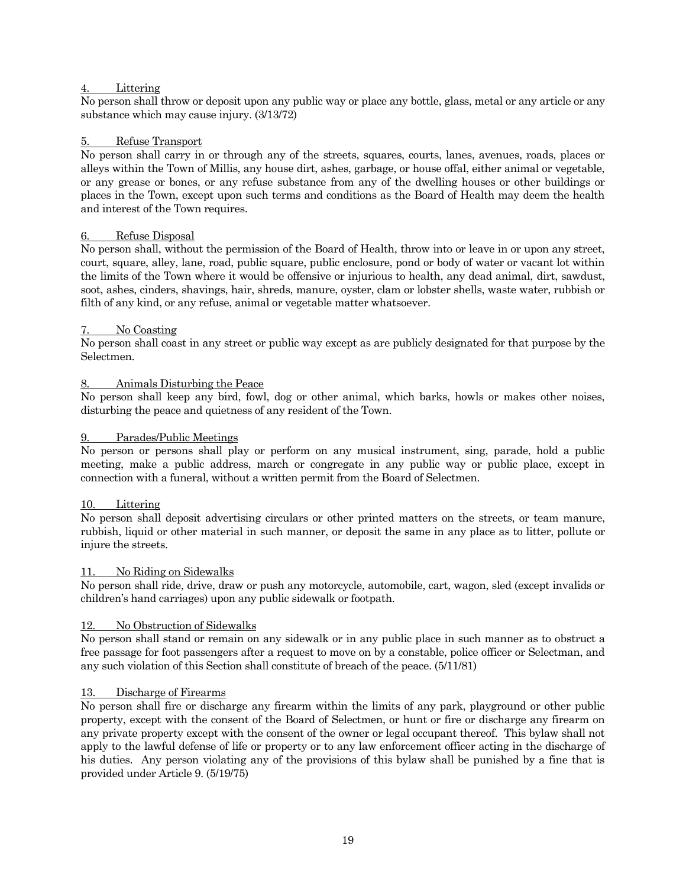4. Littering

No person shall throw or deposit upon any public way or place any bottle, glass, metal or any article or any substance which may cause injury. (3/13/72)

5. Refuse Transport

No person shall carry in or through any of the streets, squares, courts, lanes, avenues, roads, places or alleys within the Town of Millis, any house dirt, ashes, garbage, or house offal, either animal or vegetable, or any grease or bones, or any refuse substance from any of the dwelling houses or other buildings or places in the Town, except upon such terms and conditions as the Board of Health may deem the health and interest of the Town requires.

6. Refuse Disposal

No person shall, without the permission of the Board of Health, throw into or leave in or upon any street, court, square, alley, lane, road, public square, public enclosure, pond or body of water or vacant lot within the limits of the Town where it would be offensive or injurious to health, any dead animal, dirt, sawdust, soot, ashes, cinders, shavings, hair, shreds, manure, oyster, clam or lobster shells, waste water, rubbish or filth of any kind, or any refuse, animal or vegetable matter whatsoever.

7. No Coasting

No person shall coast in any street or public way except as are publicly designated for that purpose by the Selectmen.

8. Animals Disturbing the Peace

No person shall keep any bird, fowl, dog or other animal, which barks, howls or makes other noises, disturbing the peace and quietness of any resident of the Town.

9. Parades/Public Meetings

No person or persons shall play or perform on any musical instrument, sing, parade, hold a public meeting, make a public address, march or congregate in any public way or public place, except in connection with a funeral, without a written permit from the Board of Selectmen.

10. Littering

No person shall deposit advertising circulars or other printed matters on the streets, or team manure, rubbish, liquid or other material in such manner, or deposit the same in any place as to litter, pollute or injure the streets.

11. No Riding on Sidewalks

No person shall ride, drive, draw or push any motorcycle, automobile, cart, wagon, sled (except invalids or children's hand carriages) upon any public sidewalk or footpath.

12. No Obstruction of Sidewalks

No person shall stand or remain on any sidewalk or in any public place in such manner as to obstruct a free passage for foot passengers after a request to move on by a constable, police officer or Selectman, and any such violation of this Section shall constitute of breach of the peace. (5/11/81)

13. Discharge of Firearms

No person shall fire or discharge any firearm within the limits of any park, playground or other public property, except with the consent of the Board of Selectmen, or hunt or fire or discharge any firearm on any private property except with the consent of the owner or legal occupant thereof. This bylaw shall not apply to the lawful defense of life or property or to any law enforcement officer acting in the discharge of his duties. Any person violating any of the provisions of this bylaw shall be punished by a fine that is provided under Article 9. (5/19/75)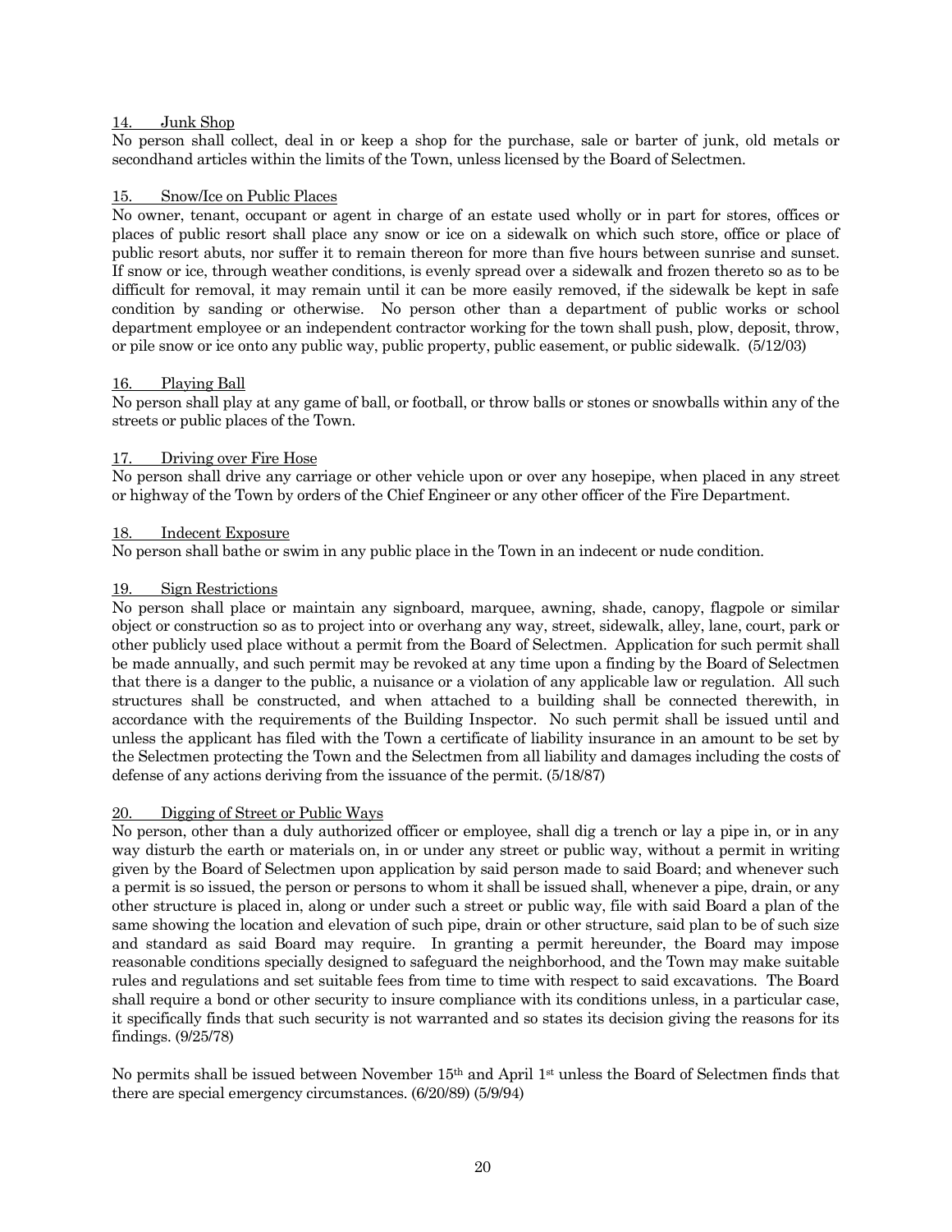14. Junk Shop

No person shall collect, deal in or keep a shop for the purchase, sale or barter of junk, old metals or secondhand articles within the limits of the Town, unless licensed by the Board of Selectmen.

15. Snow/Ice on Public Places

No owner, tenant, occupant or agent in charge of an estate used wholly or in part for stores, offices or places of public resort shall place any snow or ice on a sidewalk on which such store, office or place of public resort abuts, nor suffer it to remain thereon for more than five hours between sunrise and sunset. If snow or ice, through weather conditions, is evenly spread over a sidewalk and frozen thereto so as to be difficult for removal, it may remain until it can be more easily removed, if the sidewalk be kept in safe condition by sanding or otherwise. No person other than a department of public works or school department employee or an independent contractor working for the town shall push, plow, deposit, throw, or pile snow or ice onto any public way, public property, public easement, or public sidewalk. (5/12/03)

16. Playing Ball

No person shall play at any game of ball, or football, or throw balls or stones or snowballs within any of the streets or public places of the Town.

17. Driving over Fire Hose

No person shall drive any carriage or other vehicle upon or over any hosepipe, when placed in any street or highway of the Town by orders of the Chief Engineer or any other officer of the Fire Department.

18. Indecent Exposure

No person shall bathe or swim in any public place in the Town in an indecent or nude condition.

19. Sign Restrictions

No person shall place or maintain any signboard, marquee, awning, shade, canopy, flagpole or similar object or construction so as to project into or overhang any way, street, sidewalk, alley, lane, court, park or other publicly used place without a permit from the Board of Selectmen. Application for such permit shall be made annually, and such permit may be revoked at any time upon a finding by the Board of Selectmen that there is a danger to the public, a nuisance or a violation of any applicable law or regulation. All such structures shall be constructed, and when attached to a building shall be connected therewith, in accordance with the requirements of the Building Inspector. No such permit shall be issued until and unless the applicant has filed with the Town a certificate of liability insurance in an amount to be set by the Selectmen protecting the Town and the Selectmen from all liability and damages including the costs of defense of any actions deriving from the issuance of the permit. (5/18/87)

20. Digging of Street or Public Ways

No person, other than a duly authorized officer or employee, shall dig a trench or lay a pipe in, or in any way disturb the earth or materials on, in or under any street or public way, without a permit in writing given by the Board of Selectmen upon application by said person made to said Board; and whenever such a permit is so issued, the person or persons to whom it shall be issued shall, whenever a pipe, drain, or any other structure is placed in, along or under such a street or public way, file with said Board a plan of the same showing the location and elevation of such pipe, drain or other structure, said plan to be of such size and standard as said Board may require. In granting a permit hereunder, the Board may impose reasonable conditions specially designed to safeguard the neighborhood, and the Town may make suitable rules and regulations and set suitable fees from time to time with respect to said excavations. The Board shall require a bond or other security to insure compliance with its conditions unless, in a particular case, it specifically finds that such security is not warranted and so states its decision giving the reasons for its findings. (9/25/78)

No permits shall be issued between November 15th and April 1st unless the Board of Selectmen finds that there are special emergency circumstances. (6/20/89) (5/9/94)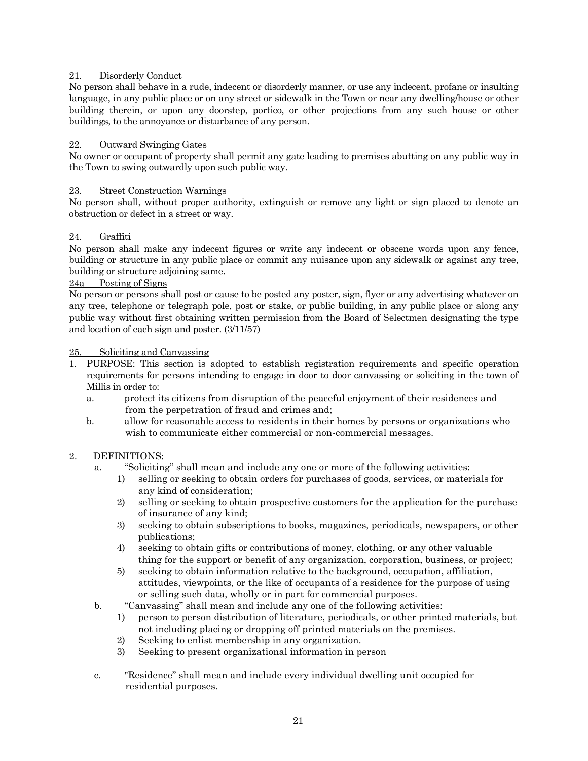<u>21. Disorderly Conduct</u>

No person shall behave in a rude, indecent or disorderly manner, or use any indecent, profane or insulting language, in any public place or on any street or sidewalk in the Town or near any dwelling/house or other building therein, or upon any doorstep, portico, or other projections from any such house or other buildings, to the annoyance or disturbance of any person.

<u>22. Outward Swinging Gates</u>

No owner or occupant of property shall permit any gate leading to premises abutting on any public way in the Town to swing outwardly upon such public way.

<u>23. Street Construction Warnings</u>

No person shall, without proper authority, extinguish or remove any light or sign placed to denote an obstruction or defect in a street or way.

<u>24. Graffiti</u>

No person shall make any indecent figures or write any indecent or obscene words upon any fence, building or structure in any public place or commit any nuisance upon any sidewalk or against any tree, building or structure adjoining same.

<u>24a Posting of Signs</u>

No person or persons shall post or cause to be posted any poster, sign, flyer or any advertising whatever on any tree, telephone or telegraph pole, post or stake, or public building, in any public place or along any public way without first obtaining written permission from the Board of Selectmen designating the type and location of each sign and poster. (3/11/57)

<u>25. Soliciting and Canvassing</u>

1. PURPOSE: This section is adopted to establish registration requirements and specific operation requirements for persons intending to engage in door to door canvassing or soliciting in the town of Millis in order to:
   a. protect its citizens from disruption of the peaceful enjoyment of their residences and from the perpetration of fraud and crimes and;
   b. allow for reasonable access to residents in their homes by persons or organizations who wish to communicate either commercial or non-commercial messages.

2. DEFINITIONS:
   a. "Soliciting" shall mean and include any one or more of the following activities:
      1) selling or seeking to obtain orders for purchases of goods, services, or materials for any kind of consideration;
      2) selling or seeking to obtain prospective customers for the application for the purchase of insurance of any kind;
      3) seeking to obtain subscriptions to books, magazines, periodicals, newspapers, or other publications;
      4) seeking to obtain gifts or contributions of money, clothing, or any other valuable thing for the support or benefit of any organization, corporation, business, or project;
      5) seeking to obtain information relative to the background, occupation, affiliation, attitudes, viewpoints, or the like of occupants of a residence for the purpose of using or selling such data, wholly or in part for commercial purposes.
   b. "Canvassing" shall mean and include any one of the following activities:
      1) person to person distribution of literature, periodicals, or other printed materials, but not including placing or dropping off printed materials on the premises.
      2) Seeking to enlist membership in any organization.
      3) Seeking to present organizational information in person
   c. "Residence" shall mean and include every individual dwelling unit occupied for residential purposes.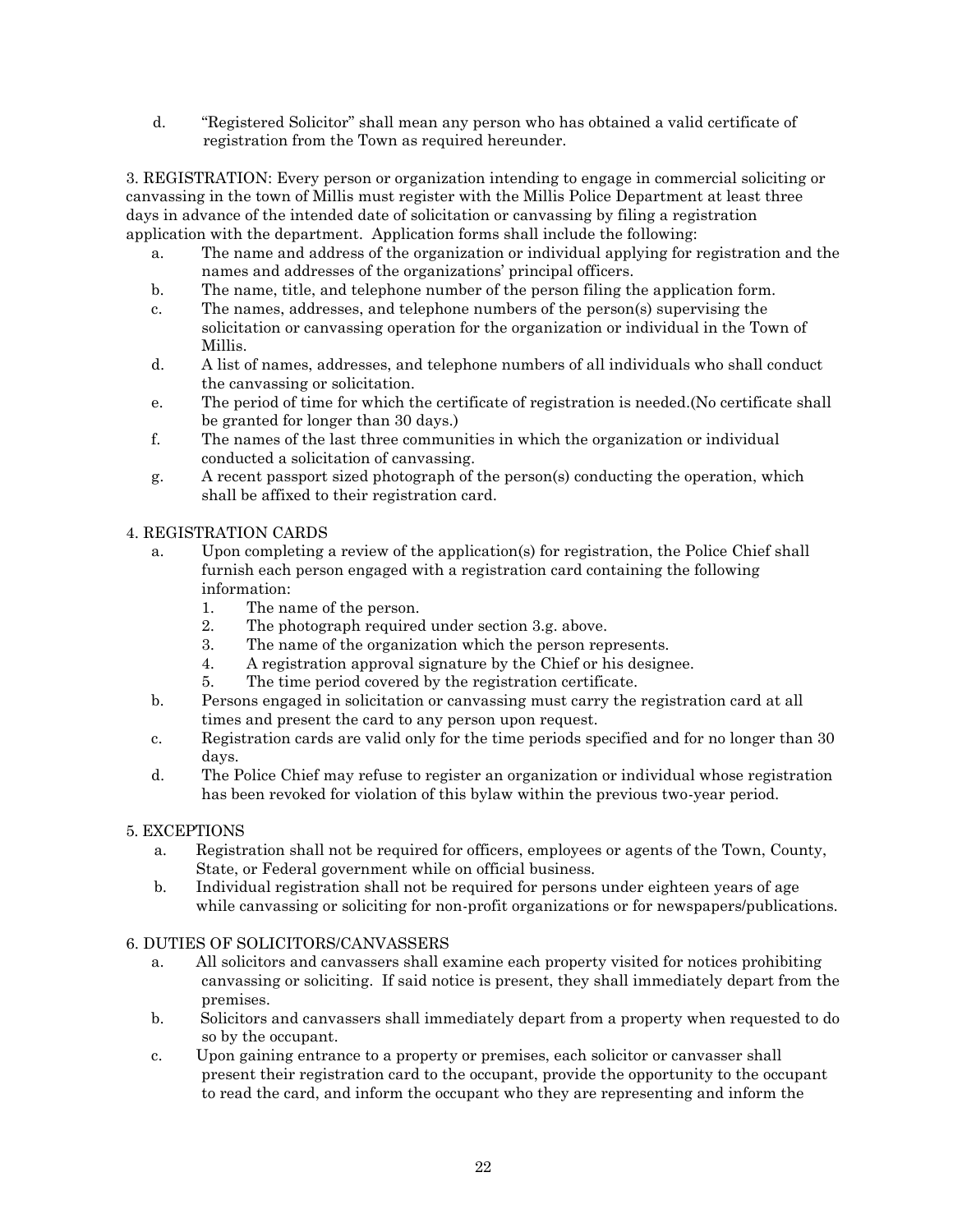d. "Registered Solicitor" shall mean any person who has obtained a valid certificate of registration from the Town as required hereunder.

3. REGISTRATION: Every person or organization intending to engage in commercial soliciting or canvassing in the town of Millis must register with the Millis Police Department at least three days in advance of the intended date of solicitation or canvassing by filing a registration application with the department. Application forms shall include the following:

a. The name and address of the organization or individual applying for registration and the names and addresses of the organizations' principal officers.
b. The name, title, and telephone number of the person filing the application form.
c. The names, addresses, and telephone numbers of the person(s) supervising the solicitation or canvassing operation for the organization or individual in the Town of Millis.
d. A list of names, addresses, and telephone numbers of all individuals who shall conduct the canvassing or solicitation.
e. The period of time for which the certificate of registration is needed.(No certificate shall be granted for longer than 30 days.)
f. The names of the last three communities in which the organization or individual conducted a solicitation of canvassing.
g. A recent passport sized photograph of the person(s) conducting the operation, which shall be affixed to their registration card.

4. REGISTRATION CARDS

a. Upon completing a review of the application(s) for registration, the Police Chief shall furnish each person engaged with a registration card containing the following information:
   1. The name of the person.
   2. The photograph required under section 3.g. above.
   3. The name of the organization which the person represents.
   4. A registration approval signature by the Chief or his designee.
   5. The time period covered by the registration certificate.
b. Persons engaged in solicitation or canvassing must carry the registration card at all times and present the card to any person upon request.
c. Registration cards are valid only for the time periods specified and for no longer than 30 days.
d. The Police Chief may refuse to register an organization or individual whose registration has been revoked for violation of this bylaw within the previous two-year period.

5. EXCEPTIONS

a. Registration shall not be required for officers, employees or agents of the Town, County, State, or Federal government while on official business.
b. Individual registration shall not be required for persons under eighteen years of age while canvassing or soliciting for non-profit organizations or for newspapers/publications.

6. DUTIES OF SOLICITORS/CANVASSERS

a. All solicitors and canvassers shall examine each property visited for notices prohibiting canvassing or soliciting. If said notice is present, they shall immediately depart from the premises.
b. Solicitors and canvassers shall immediately depart from a property when requested to do so by the occupant.
c. Upon gaining entrance to a property or premises, each solicitor or canvasser shall present their registration card to the occupant, provide the opportunity to the occupant to read the card, and inform the occupant who they are representing and inform the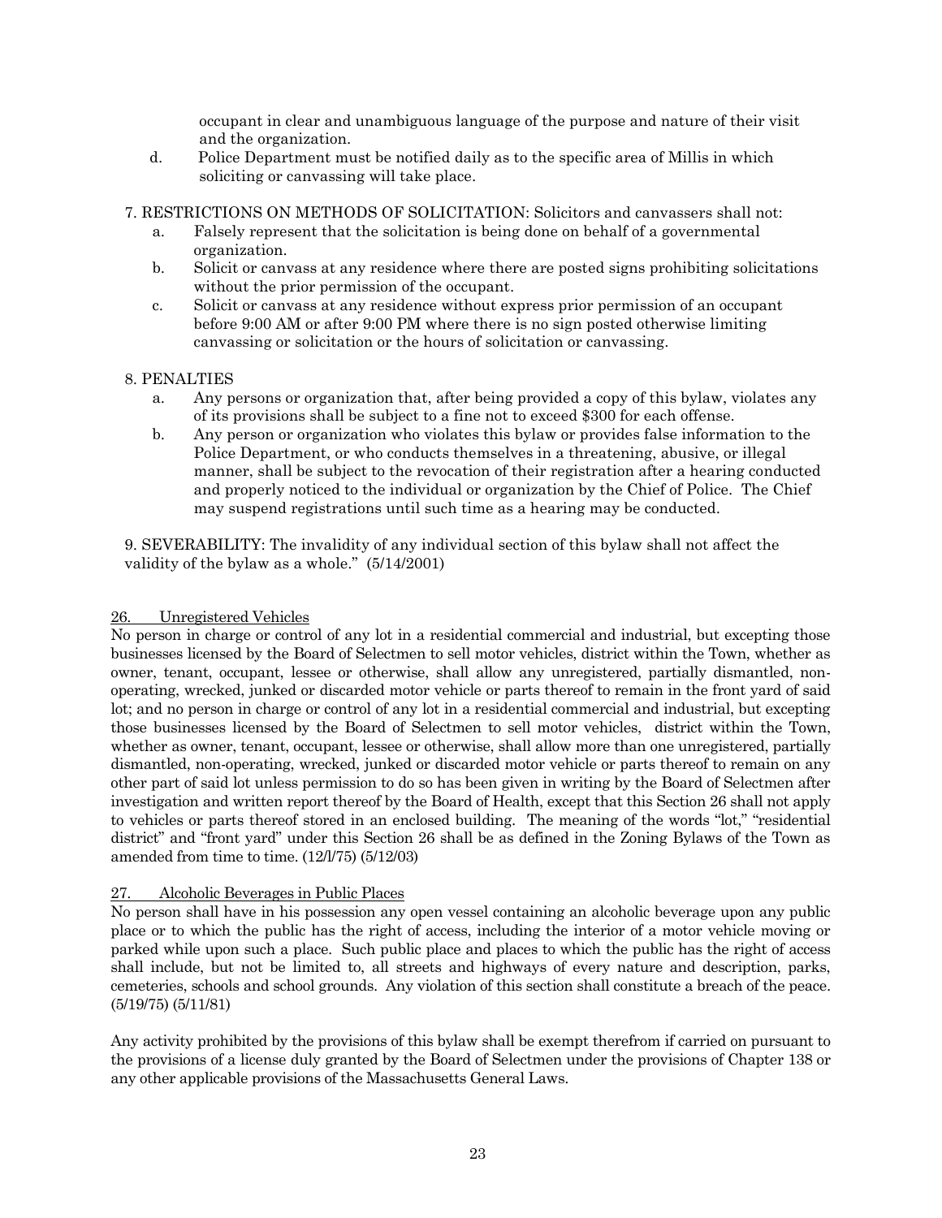occupant in clear and unambiguous language of the purpose and nature of their visit and the organization.

d. Police Department must be notified daily as to the specific area of Millis in which soliciting or canvassing will take place.

7. RESTRICTIONS ON METHODS OF SOLICITATION: Solicitors and canvassers shall not:
   a. Falsely represent that the solicitation is being done on behalf of a governmental organization.
   b. Solicit or canvass at any residence where there are posted signs prohibiting solicitations without the prior permission of the occupant.
   c. Solicit or canvass at any residence without express prior permission of an occupant before 9:00 AM or after 9:00 PM where there is no sign posted otherwise limiting canvassing or solicitation or the hours of solicitation or canvassing.

8. PENALTIES
   a. Any persons or organization that, after being provided a copy of this bylaw, violates any of its provisions shall be subject to a fine not to exceed $300 for each offense.
   b. Any person or organization who violates this bylaw or provides false information to the Police Department, or who conducts themselves in a threatening, abusive, or illegal manner, shall be subject to the revocation of their registration after a hearing conducted and properly noticed to the individual or organization by the Chief of Police. The Chief may suspend registrations until such time as a hearing may be conducted.

9. SEVERABILITY: The invalidity of any individual section of this bylaw shall not affect the validity of the bylaw as a whole." (5/14/2001)

26. Unregistered Vehicles

No person in charge or control of any lot in a residential commercial and industrial, but excepting those businesses licensed by the Board of Selectmen to sell motor vehicles, district within the Town, whether as owner, tenant, occupant, lessee or otherwise, shall allow any unregistered, partially dismantled, non-operating, wrecked, junked or discarded motor vehicle or parts thereof to remain in the front yard of said lot; and no person in charge or control of any lot in a residential commercial and industrial, but excepting those businesses licensed by the Board of Selectmen to sell motor vehicles, district within the Town, whether as owner, tenant, occupant, lessee or otherwise, shall allow more than one unregistered, partially dismantled, non-operating, wrecked, junked or discarded motor vehicle or parts thereof to remain on any other part of said lot unless permission to do so has been given in writing by the Board of Selectmen after investigation and written report thereof by the Board of Health, except that this Section 26 shall not apply to vehicles or parts thereof stored in an enclosed building. The meaning of the words "lot," "residential district" and "front yard" under this Section 26 shall be as defined in the Zoning Bylaws of the Town as amended from time to time. (12/l/75) (5/12/03)

27. Alcoholic Beverages in Public Places

No person shall have in his possession any open vessel containing an alcoholic beverage upon any public place or to which the public has the right of access, including the interior of a motor vehicle moving or parked while upon such a place. Such public place and places to which the public has the right of access shall include, but not be limited to, all streets and highways of every nature and description, parks, cemeteries, schools and school grounds. Any violation of this section shall constitute a breach of the peace. (5/19/75) (5/11/81)

Any activity prohibited by the provisions of this bylaw shall be exempt therefrom if carried on pursuant to the provisions of a license duly granted by the Board of Selectmen under the provisions of Chapter 138 or any other applicable provisions of the Massachusetts General Laws.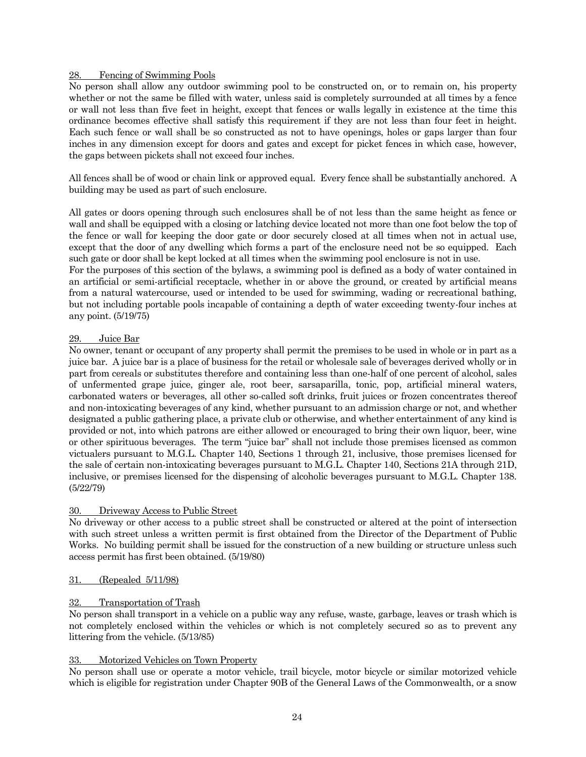28. Fencing of Swimming Pools

No person shall allow any outdoor swimming pool to be constructed on, or to remain on, his property whether or not the same be filled with water, unless said is completely surrounded at all times by a fence or wall not less than five feet in height, except that fences or walls legally in existence at the time this ordinance becomes effective shall satisfy this requirement if they are not less than four feet in height. Each such fence or wall shall be so constructed as not to have openings, holes or gaps larger than four inches in any dimension except for doors and gates and except for picket fences in which case, however, the gaps between pickets shall not exceed four inches.

All fences shall be of wood or chain link or approved equal. Every fence shall be substantially anchored. A building may be used as part of such enclosure.

All gates or doors opening through such enclosures shall be of not less than the same height as fence or wall and shall be equipped with a closing or latching device located not more than one foot below the top of the fence or wall for keeping the door gate or door securely closed at all times when not in actual use, except that the door of any dwelling which forms a part of the enclosure need not be so equipped. Each such gate or door shall be kept locked at all times when the swimming pool enclosure is not in use.

For the purposes of this section of the bylaws, a swimming pool is defined as a body of water contained in an artificial or semi-artificial receptacle, whether in or above the ground, or created by artificial means from a natural watercourse, used or intended to be used for swimming, wading or recreational bathing, but not including portable pools incapable of containing a depth of water exceeding twenty-four inches at any point. (5/19/75)

29. Juice Bar

No owner, tenant or occupant of any property shall permit the premises to be used in whole or in part as a juice bar. A juice bar is a place of business for the retail or wholesale sale of beverages derived wholly or in part from cereals or substitutes therefore and containing less than one-half of one percent of alcohol, sales of unfermented grape juice, ginger ale, root beer, sarsaparilla, tonic, pop, artificial mineral waters, carbonated waters or beverages, all other so-called soft drinks, fruit juices or frozen concentrates thereof and non-intoxicating beverages of any kind, whether pursuant to an admission charge or not, and whether designated a public gathering place, a private club or otherwise, and whether entertainment of any kind is provided or not, into which patrons are either allowed or encouraged to bring their own liquor, beer, wine or other spirituous beverages. The term "juice bar" shall not include those premises licensed as common victualers pursuant to M.G.L. Chapter 140, Sections 1 through 21, inclusive, those premises licensed for the sale of certain non-intoxicating beverages pursuant to M.G.L. Chapter 140, Sections 21A through 21D, inclusive, or premises licensed for the dispensing of alcoholic beverages pursuant to M.G.L. Chapter 138. (5/22/79)

30. Driveway Access to Public Street

No driveway or other access to a public street shall be constructed or altered at the point of intersection with such street unless a written permit is first obtained from the Director of the Department of Public Works. No building permit shall be issued for the construction of a new building or structure unless such access permit has first been obtained. (5/19/80)

31. (Repealed 5/11/98)

32. Transportation of Trash

No person shall transport in a vehicle on a public way any refuse, waste, garbage, leaves or trash which is not completely enclosed within the vehicles or which is not completely secured so as to prevent any littering from the vehicle. (5/13/85)

33. Motorized Vehicles on Town Property

No person shall use or operate a motor vehicle, trail bicycle, motor bicycle or similar motorized vehicle which is eligible for registration under Chapter 90B of the General Laws of the Commonwealth, or a snow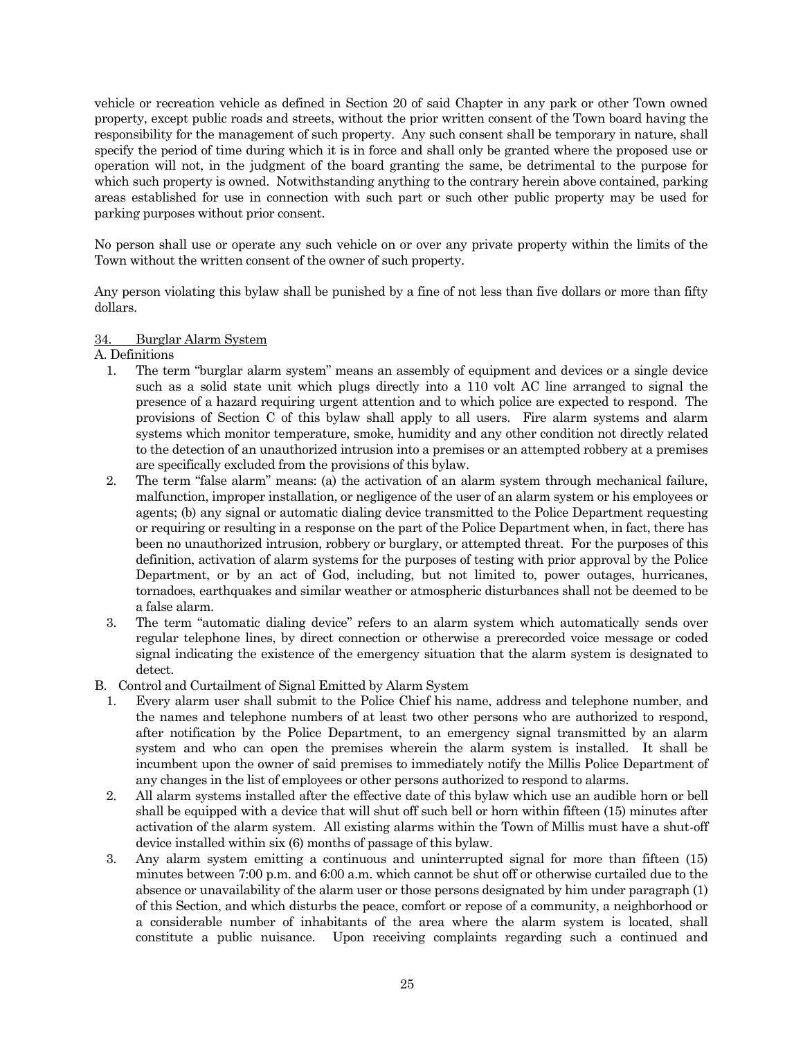vehicle or recreation vehicle as defined in Section 20 of said Chapter in any park or other Town owned property, except public roads and streets, without the prior written consent of the Town board having the responsibility for the management of such property. Any such consent shall be temporary in nature, shall specify the period of time during which it is in force and shall only be granted where the proposed use or operation will not, in the judgment of the board granting the same, be detrimental to the purpose for which such property is owned. Notwithstanding anything to the contrary herein above contained, parking areas established for use in connection with such part or such other public property may be used for parking purposes without prior consent.

No person shall use or operate any such vehicle on or over any private property within the limits of the Town without the written consent of the owner of such property.

Any person violating this bylaw shall be punished by a fine of not less than five dollars or more than fifty dollars.

<u>34. Burglar Alarm System</u>

A. Definitions

1. The term "burglar alarm system" means an assembly of equipment and devices or a single device such as a solid state unit which plugs directly into a 110 volt AC line arranged to signal the presence of a hazard requiring urgent attention and to which police are expected to respond. The provisions of Section C of this bylaw shall apply to all users. Fire alarm systems and alarm systems which monitor temperature, smoke, humidity and any other condition not directly related to the detection of an unauthorized intrusion into a premises or an attempted robbery at a premises are specifically excluded from the provisions of this bylaw.
2. The term "false alarm" means: (a) the activation of an alarm system through mechanical failure, malfunction, improper installation, or negligence of the user of an alarm system or his employees or agents; (b) any signal or automatic dialing device transmitted to the Police Department requesting or requiring or resulting in a response on the part of the Police Department when, in fact, there has been no unauthorized intrusion, robbery or burglary, or attempted threat. For the purposes of this definition, activation of alarm systems for the purposes of testing with prior approval by the Police Department, or by an act of God, including, but not limited to, power outages, hurricanes, tornadoes, earthquakes and similar weather or atmospheric disturbances shall not be deemed to be a false alarm.
3. The term "automatic dialing device" refers to an alarm system which automatically sends over regular telephone lines, by direct connection or otherwise a prerecorded voice message or coded signal indicating the existence of the emergency situation that the alarm system is designated to detect.

B. Control and Curtailment of Signal Emitted by Alarm System

1. Every alarm user shall submit to the Police Chief his name, address and telephone number, and the names and telephone numbers of at least two other persons who are authorized to respond, after notification by the Police Department, to an emergency signal transmitted by an alarm system and who can open the premises wherein the alarm system is installed. It shall be incumbent upon the owner of said premises to immediately notify the Millis Police Department of any changes in the list of employees or other persons authorized to respond to alarms.
2. All alarm systems installed after the effective date of this bylaw which use an audible horn or bell shall be equipped with a device that will shut off such bell or horn within fifteen (15) minutes after activation of the alarm system. All existing alarms within the Town of Millis must have a shut-off device installed within six (6) months of passage of this bylaw.
3. Any alarm system emitting a continuous and uninterrupted signal for more than fifteen (15) minutes between 7:00 p.m. and 6:00 a.m. which cannot be shut off or otherwise curtailed due to the absence or unavailability of the alarm user or those persons designated by him under paragraph (1) of this Section, and which disturbs the peace, comfort or repose of a community, a neighborhood or a considerable number of inhabitants of the area where the alarm system is located, shall constitute a public nuisance. Upon receiving complaints regarding such a continued and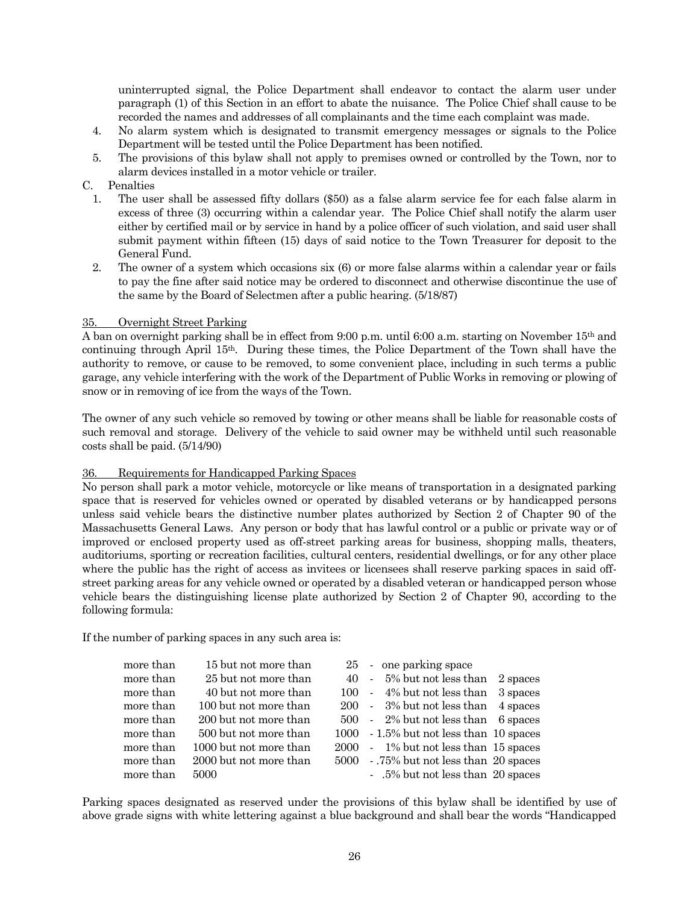uninterrupted signal, the Police Department shall endeavor to contact the alarm user under paragraph (1) of this Section in an effort to abate the nuisance. The Police Chief shall cause to be recorded the names and addresses of all complainants and the time each complaint was made.

4. No alarm system which is designated to transmit emergency messages or signals to the Police Department will be tested until the Police Department has been notified.
5. The provisions of this bylaw shall not apply to premises owned or controlled by the Town, nor to alarm devices installed in a motor vehicle or trailer.

C. Penalties

1. The user shall be assessed fifty dollars ($50) as a false alarm service fee for each false alarm in excess of three (3) occurring within a calendar year. The Police Chief shall notify the alarm user either by certified mail or by service in hand by a police officer of such violation, and said user shall submit payment within fifteen (15) days of said notice to the Town Treasurer for deposit to the General Fund.
2. The owner of a system which occasions six (6) or more false alarms within a calendar year or fails to pay the fine after said notice may be ordered to disconnect and otherwise discontinue the use of the same by the Board of Selectmen after a public hearing. (5/18/87)

35. Overnight Street Parking

A ban on overnight parking shall be in effect from 9:00 p.m. until 6:00 a.m. starting on November 15th and continuing through April 15th. During these times, the Police Department of the Town shall have the authority to remove, or cause to be removed, to some convenient place, including in such terms a public garage, any vehicle interfering with the work of the Department of Public Works in removing or plowing of snow or in removing of ice from the ways of the Town.

The owner of any such vehicle so removed by towing or other means shall be liable for reasonable costs of such removal and storage. Delivery of the vehicle to said owner may be withheld until such reasonable costs shall be paid. (5/14/90)

36. Requirements for Handicapped Parking Spaces

No person shall park a motor vehicle, motorcycle or like means of transportation in a designated parking space that is reserved for vehicles owned or operated by disabled veterans or by handicapped persons unless said vehicle bears the distinctive number plates authorized by Section 2 of Chapter 90 of the Massachusetts General Laws. Any person or body that has lawful control or a public or private way or of improved or enclosed property used as off-street parking areas for business, shopping malls, theaters, auditoriums, sporting or recreation facilities, cultural centers, residential dwellings, or for any other place where the public has the right of access as invitees or licensees shall reserve parking spaces in said off-street parking areas for any vehicle owned or operated by a disabled veteran or handicapped person whose vehicle bears the distinguishing license plate authorized by Section 2 of Chapter 90, according to the following formula:

If the number of parking spaces in any such area is:

| | | | |
|---|---|---|---|
| more than | 15 but not more than | 25 | - one parking space |
| more than | 25 but not more than | 40 | - 5% but not less than 2 spaces |
| more than | 40 but not more than | 100 | - 4% but not less than 3 spaces |
| more than | 100 but not more than | 200 | - 3% but not less than 4 spaces |
| more than | 200 but not more than | 500 | - 2% but not less than 6 spaces |
| more than | 500 but not more than | 1000 | - 1.5% but not less than 10 spaces |
| more than | 1000 but not more than | 2000 | - 1% but not less than 15 spaces |
| more than | 2000 but not more than | 5000 | - .75% but not less than 20 spaces |
| more than | 5000 | | - .5% but not less than 20 spaces |

Parking spaces designated as reserved under the provisions of this bylaw shall be identified by use of above grade signs with white lettering against a blue background and shall bear the words "Handicapped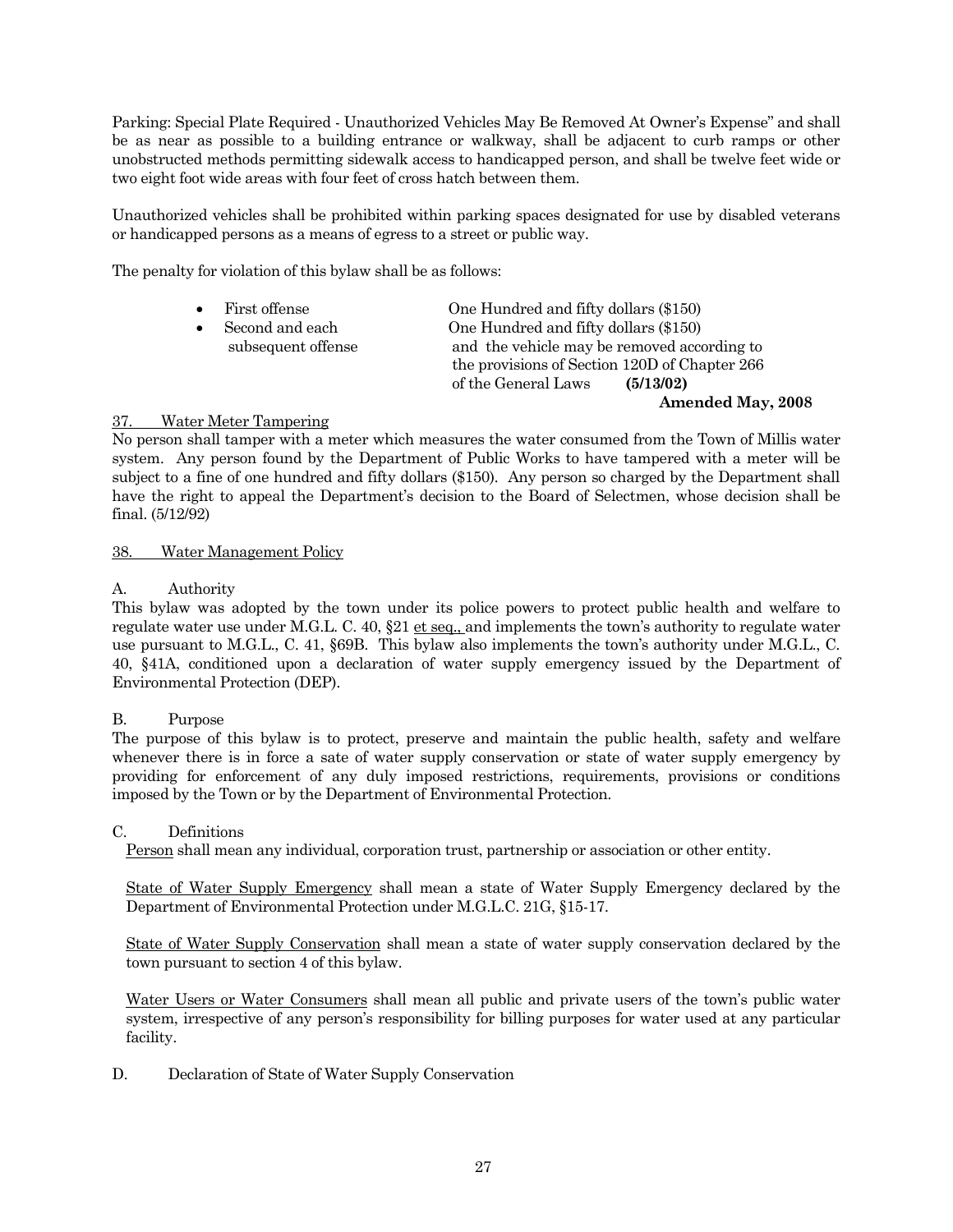Parking: Special Plate Required - Unauthorized Vehicles May Be Removed At Owner's Expense" and shall be as near as possible to a building entrance or walkway, shall be adjacent to curb ramps or other unobstructed methods permitting sidewalk access to handicapped person, and shall be twelve feet wide or two eight foot wide areas with four feet of cross hatch between them.

Unauthorized vehicles shall be prohibited within parking spaces designated for use by disabled veterans or handicapped persons as a means of egress to a street or public way.

The penalty for violation of this bylaw shall be as follows:

- First offense — One Hundred and fifty dollars ($150)
- Second and each subsequent offense — One Hundred and fifty dollars ($150) and the vehicle may be removed according to the provisions of Section 120D of Chapter 266 of the General Laws **(5/13/02)**

**Amended May, 2008**

<u>37. Water Meter Tampering</u>

No person shall tamper with a meter which measures the water consumed from the Town of Millis water system. Any person found by the Department of Public Works to have tampered with a meter will be subject to a fine of one hundred and fifty dollars ($150). Any person so charged by the Department shall have the right to appeal the Department's decision to the Board of Selectmen, whose decision shall be final. (5/12/92)

<u>38. Water Management Policy</u>

A. Authority

This bylaw was adopted by the town under its police powers to protect public health and welfare to regulate water use under M.G.L. C. 40, §21 <u>et seq.,</u> and implements the town's authority to regulate water use pursuant to M.G.L., C. 41, §69B. This bylaw also implements the town's authority under M.G.L., C. 40, §41A, conditioned upon a declaration of water supply emergency issued by the Department of Environmental Protection (DEP).

B. Purpose

The purpose of this bylaw is to protect, preserve and maintain the public health, safety and welfare whenever there is in force a sate of water supply conservation or state of water supply emergency by providing for enforcement of any duly imposed restrictions, requirements, provisions or conditions imposed by the Town or by the Department of Environmental Protection.

C. Definitions

<u>Person</u> shall mean any individual, corporation trust, partnership or association or other entity.

<u>State of Water Supply Emergency</u> shall mean a state of Water Supply Emergency declared by the Department of Environmental Protection under M.G.L.C. 21G, §15-17.

<u>State of Water Supply Conservation</u> shall mean a state of water supply conservation declared by the town pursuant to section 4 of this bylaw.

<u>Water Users or Water Consumers</u> shall mean all public and private users of the town's public water system, irrespective of any person's responsibility for billing purposes for water used at any particular facility.

D. Declaration of State of Water Supply Conservation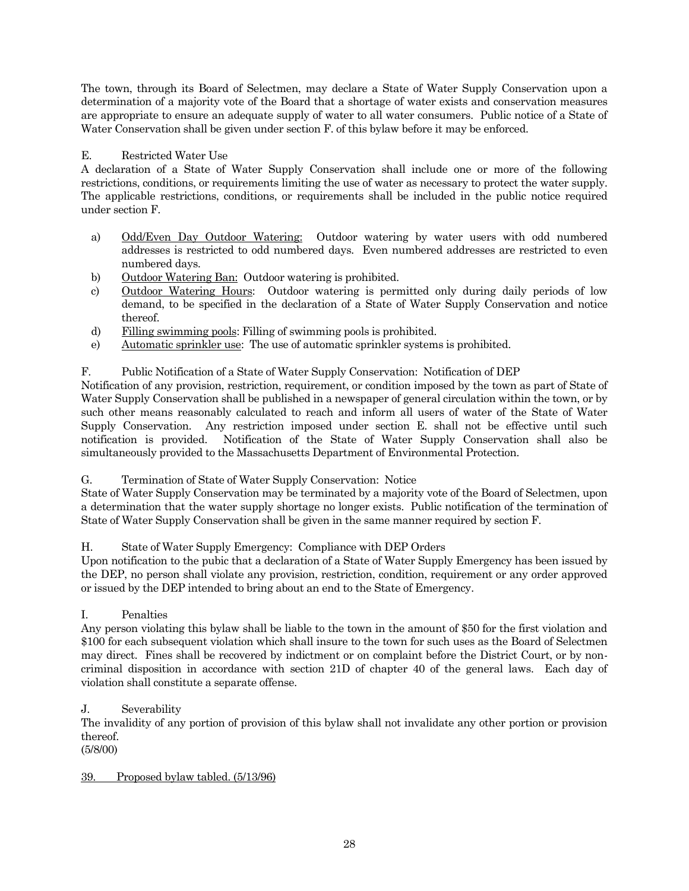The town, through its Board of Selectmen, may declare a State of Water Supply Conservation upon a determination of a majority vote of the Board that a shortage of water exists and conservation measures are appropriate to ensure an adequate supply of water to all water consumers. Public notice of a State of Water Conservation shall be given under section F. of this bylaw before it may be enforced.

E. Restricted Water Use

A declaration of a State of Water Supply Conservation shall include one or more of the following restrictions, conditions, or requirements limiting the use of water as necessary to protect the water supply. The applicable restrictions, conditions, or requirements shall be included in the public notice required under section F.

a) <u>Odd/Even Day Outdoor Watering:</u> Outdoor watering by water users with odd numbered addresses is restricted to odd numbered days. Even numbered addresses are restricted to even numbered days.
b) <u>Outdoor Watering Ban:</u> Outdoor watering is prohibited.
c) <u>Outdoor Watering Hours</u>: Outdoor watering is permitted only during daily periods of low demand, to be specified in the declaration of a State of Water Supply Conservation and notice thereof.
d) <u>Filling swimming pools</u>: Filling of swimming pools is prohibited.
e) <u>Automatic sprinkler use</u>: The use of automatic sprinkler systems is prohibited.

F. Public Notification of a State of Water Supply Conservation: Notification of DEP

Notification of any provision, restriction, requirement, or condition imposed by the town as part of State of Water Supply Conservation shall be published in a newspaper of general circulation within the town, or by such other means reasonably calculated to reach and inform all users of water of the State of Water Supply Conservation. Any restriction imposed under section E. shall not be effective until such notification is provided. Notification of the State of Water Supply Conservation shall also be simultaneously provided to the Massachusetts Department of Environmental Protection.

G. Termination of State of Water Supply Conservation: Notice

State of Water Supply Conservation may be terminated by a majority vote of the Board of Selectmen, upon a determination that the water supply shortage no longer exists. Public notification of the termination of State of Water Supply Conservation shall be given in the same manner required by section F.

H. State of Water Supply Emergency: Compliance with DEP Orders

Upon notification to the pubic that a declaration of a State of Water Supply Emergency has been issued by the DEP, no person shall violate any provision, restriction, condition, requirement or any order approved or issued by the DEP intended to bring about an end to the State of Emergency.

I. Penalties

Any person violating this bylaw shall be liable to the town in the amount of $50 for the first violation and $100 for each subsequent violation which shall insure to the town for such uses as the Board of Selectmen may direct. Fines shall be recovered by indictment or on complaint before the District Court, or by non-criminal disposition in accordance with section 21D of chapter 40 of the general laws. Each day of violation shall constitute a separate offense.

J. Severability

The invalidity of any portion of provision of this bylaw shall not invalidate any other portion or provision thereof.
(5/8/00)

<u>39. Proposed bylaw tabled. (5/13/96)</u>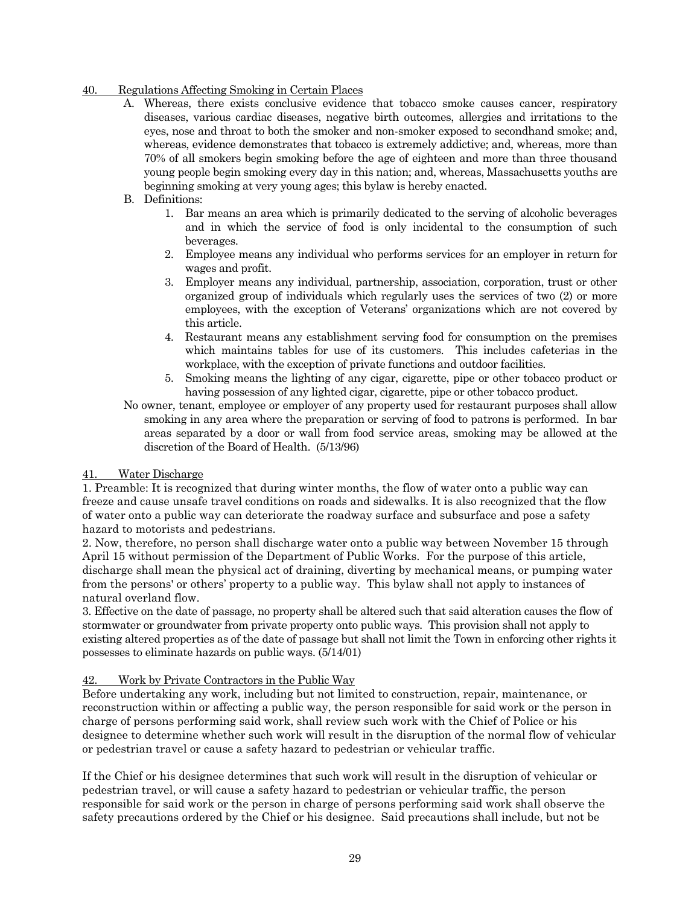<u>40. Regulations Affecting Smoking in Certain Places</u>

A. Whereas, there exists conclusive evidence that tobacco smoke causes cancer, respiratory diseases, various cardiac diseases, negative birth outcomes, allergies and irritations to the eyes, nose and throat to both the smoker and non-smoker exposed to secondhand smoke; and, whereas, evidence demonstrates that tobacco is extremely addictive; and, whereas, more than 70% of all smokers begin smoking before the age of eighteen and more than three thousand young people begin smoking every day in this nation; and, whereas, Massachusetts youths are beginning smoking at very young ages; this bylaw is hereby enacted.

B. Definitions:

1. Bar means an area which is primarily dedicated to the serving of alcoholic beverages and in which the service of food is only incidental to the consumption of such beverages.
2. Employee means any individual who performs services for an employer in return for wages and profit.
3. Employer means any individual, partnership, association, corporation, trust or other organized group of individuals which regularly uses the services of two (2) or more employees, with the exception of Veterans' organizations which are not covered by this article.
4. Restaurant means any establishment serving food for consumption on the premises which maintains tables for use of its customers. This includes cafeterias in the workplace, with the exception of private functions and outdoor facilities.
5. Smoking means the lighting of any cigar, cigarette, pipe or other tobacco product or having possession of any lighted cigar, cigarette, pipe or other tobacco product.

No owner, tenant, employee or employer of any property used for restaurant purposes shall allow smoking in any area where the preparation or serving of food to patrons is performed. In bar areas separated by a door or wall from food service areas, smoking may be allowed at the discretion of the Board of Health. (5/13/96)

<u>41. Water Discharge</u>

1. Preamble: It is recognized that during winter months, the flow of water onto a public way can freeze and cause unsafe travel conditions on roads and sidewalks. It is also recognized that the flow of water onto a public way can deteriorate the roadway surface and subsurface and pose a safety hazard to motorists and pedestrians.
2. Now, therefore, no person shall discharge water onto a public way between November 15 through April 15 without permission of the Department of Public Works. For the purpose of this article, discharge shall mean the physical act of draining, diverting by mechanical means, or pumping water from the persons' or others' property to a public way. This bylaw shall not apply to instances of natural overland flow.
3. Effective on the date of passage, no property shall be altered such that said alteration causes the flow of stormwater or groundwater from private property onto public ways. This provision shall not apply to existing altered properties as of the date of passage but shall not limit the Town in enforcing other rights it possesses to eliminate hazards on public ways. (5/14/01)

<u>42. Work by Private Contractors in the Public Way</u>

Before undertaking any work, including but not limited to construction, repair, maintenance, or reconstruction within or affecting a public way, the person responsible for said work or the person in charge of persons performing said work, shall review such work with the Chief of Police or his designee to determine whether such work will result in the disruption of the normal flow of vehicular or pedestrian travel or cause a safety hazard to pedestrian or vehicular traffic.

If the Chief or his designee determines that such work will result in the disruption of vehicular or pedestrian travel, or will cause a safety hazard to pedestrian or vehicular traffic, the person responsible for said work or the person in charge of persons performing said work shall observe the safety precautions ordered by the Chief or his designee. Said precautions shall include, but not be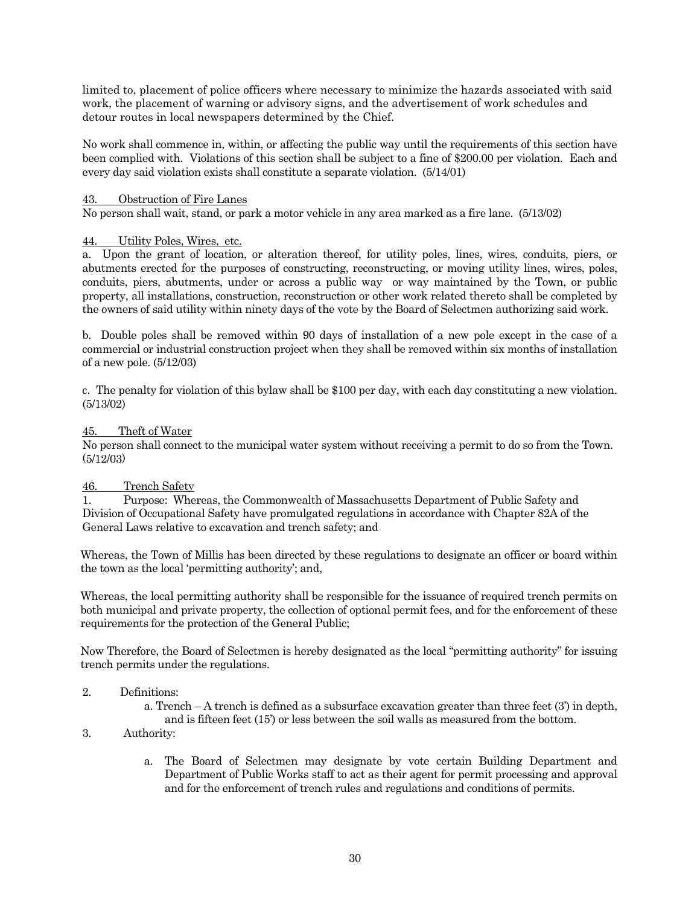limited to, placement of police officers where necessary to minimize the hazards associated with said work, the placement of warning or advisory signs, and the advertisement of work schedules and detour routes in local newspapers determined by the Chief.

No work shall commence in, within, or affecting the public way until the requirements of this section have been complied with. Violations of this section shall be subject to a fine of $200.00 per violation. Each and every day said violation exists shall constitute a separate violation. (5/14/01)

43. Obstruction of Fire Lanes

No person shall wait, stand, or park a motor vehicle in any area marked as a fire lane. (5/13/02)

44. Utility Poles, Wires, etc.

a. Upon the grant of location, or alteration thereof, for utility poles, lines, wires, conduits, piers, or abutments erected for the purposes of constructing, reconstructing, or moving utility lines, wires, poles, conduits, piers, abutments, under or across a public way or way maintained by the Town, or public property, all installations, construction, reconstruction or other work related thereto shall be completed by the owners of said utility within ninety days of the vote by the Board of Selectmen authorizing said work.

b. Double poles shall be removed within 90 days of installation of a new pole except in the case of a commercial or industrial construction project when they shall be removed within six months of installation of a new pole. (5/12/03)

c. The penalty for violation of this bylaw shall be $100 per day, with each day constituting a new violation. (5/13/02)

45. Theft of Water

No person shall connect to the municipal water system without receiving a permit to do so from the Town. (5/12/03)

46. Trench Safety

1. Purpose: Whereas, the Commonwealth of Massachusetts Department of Public Safety and Division of Occupational Safety have promulgated regulations in accordance with Chapter 82A of the General Laws relative to excavation and trench safety; and

Whereas, the Town of Millis has been directed by these regulations to designate an officer or board within the town as the local 'permitting authority'; and,

Whereas, the local permitting authority shall be responsible for the issuance of required trench permits on both municipal and private property, the collection of optional permit fees, and for the enforcement of these requirements for the protection of the General Public;

Now Therefore, the Board of Selectmen is hereby designated as the local "permitting authority" for issuing trench permits under the regulations.

2. Definitions:

   a. Trench – A trench is defined as a subsurface excavation greater than three feet (3') in depth, and is fifteen feet (15') or less between the soil walls as measured from the bottom.

3. Authority:

   a. The Board of Selectmen may designate by vote certain Building Department and Department of Public Works staff to act as their agent for permit processing and approval and for the enforcement of trench rules and regulations and conditions of permits.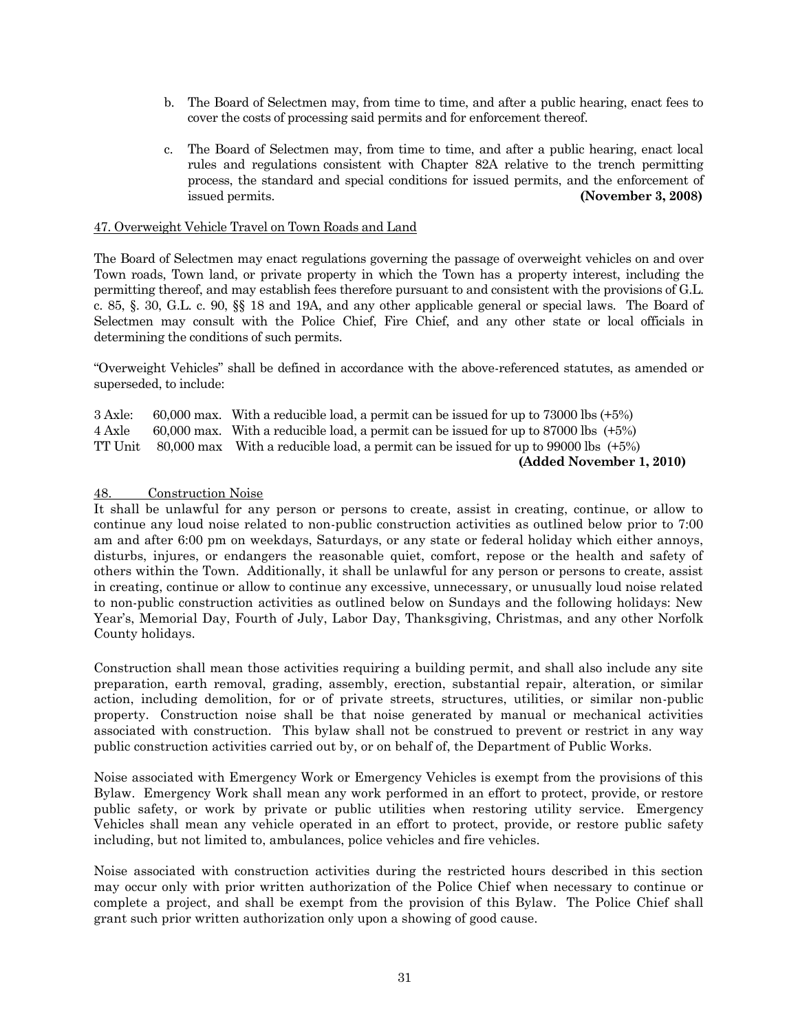b. The Board of Selectmen may, from time to time, and after a public hearing, enact fees to cover the costs of processing said permits and for enforcement thereof.

c. The Board of Selectmen may, from time to time, and after a public hearing, enact local rules and regulations consistent with Chapter 82A relative to the trench permitting process, the standard and special conditions for issued permits, and the enforcement of issued permits. **(November 3, 2008)**

47. Overweight Vehicle Travel on Town Roads and Land

The Board of Selectmen may enact regulations governing the passage of overweight vehicles on and over Town roads, Town land, or private property in which the Town has a property interest, including the permitting thereof, and may establish fees therefore pursuant to and consistent with the provisions of G.L. c. 85, §. 30, G.L. c. 90, §§ 18 and 19A, and any other applicable general or special laws. The Board of Selectmen may consult with the Police Chief, Fire Chief, and any other state or local officials in determining the conditions of such permits.

"Overweight Vehicles" shall be defined in accordance with the above-referenced statutes, as amended or superseded, to include:

3 Axle: 60,000 max. With a reducible load, a permit can be issued for up to 73000 lbs (+5%)
4 Axle 60,000 max. With a reducible load, a permit can be issued for up to 87000 lbs (+5%)
TT Unit 80,000 max With a reducible load, a permit can be issued for up to 99000 lbs (+5%)

**(Added November 1, 2010)**

48. Construction Noise

It shall be unlawful for any person or persons to create, assist in creating, continue, or allow to continue any loud noise related to non-public construction activities as outlined below prior to 7:00 am and after 6:00 pm on weekdays, Saturdays, or any state or federal holiday which either annoys, disturbs, injures, or endangers the reasonable quiet, comfort, repose or the health and safety of others within the Town. Additionally, it shall be unlawful for any person or persons to create, assist in creating, continue or allow to continue any excessive, unnecessary, or unusually loud noise related to non-public construction activities as outlined below on Sundays and the following holidays: New Year's, Memorial Day, Fourth of July, Labor Day, Thanksgiving, Christmas, and any other Norfolk County holidays.

Construction shall mean those activities requiring a building permit, and shall also include any site preparation, earth removal, grading, assembly, erection, substantial repair, alteration, or similar action, including demolition, for or of private streets, structures, utilities, or similar non-public property. Construction noise shall be that noise generated by manual or mechanical activities associated with construction. This bylaw shall not be construed to prevent or restrict in any way public construction activities carried out by, or on behalf of, the Department of Public Works.

Noise associated with Emergency Work or Emergency Vehicles is exempt from the provisions of this Bylaw. Emergency Work shall mean any work performed in an effort to protect, provide, or restore public safety, or work by private or public utilities when restoring utility service. Emergency Vehicles shall mean any vehicle operated in an effort to protect, provide, or restore public safety including, but not limited to, ambulances, police vehicles and fire vehicles.

Noise associated with construction activities during the restricted hours described in this section may occur only with prior written authorization of the Police Chief when necessary to continue or complete a project, and shall be exempt from the provision of this Bylaw. The Police Chief shall grant such prior written authorization only upon a showing of good cause.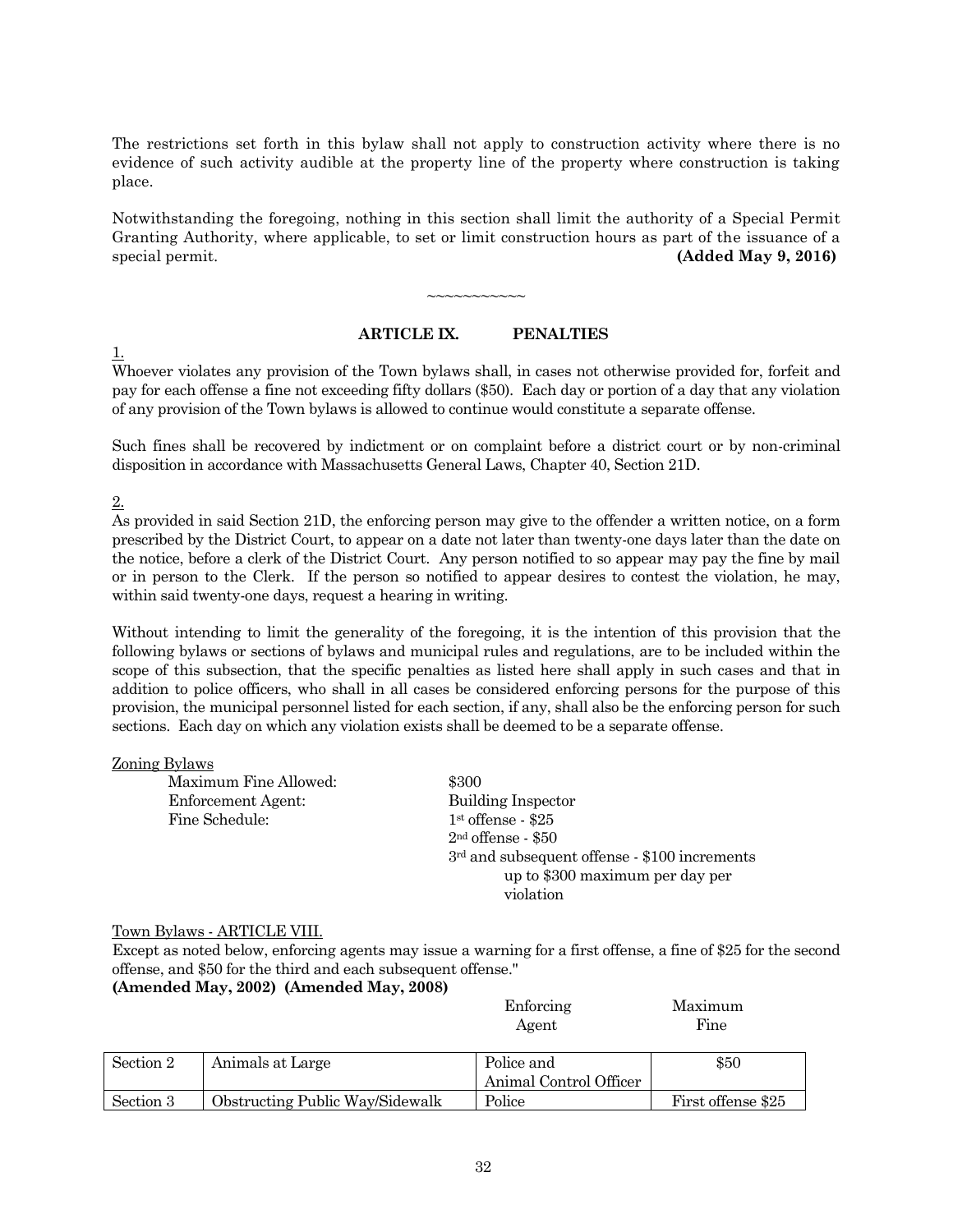The restrictions set forth in this bylaw shall not apply to construction activity where there is no evidence of such activity audible at the property line of the property where construction is taking place.

Notwithstanding the foregoing, nothing in this section shall limit the authority of a Special Permit Granting Authority, where applicable, to set or limit construction hours as part of the issuance of a special permit. **(Added May 9, 2016)**

~~~~~~~~~~~

## ARTICLE IX. PENALTIES

1.

Whoever violates any provision of the Town bylaws shall, in cases not otherwise provided for, forfeit and pay for each offense a fine not exceeding fifty dollars ($50). Each day or portion of a day that any violation of any provision of the Town bylaws is allowed to continue would constitute a separate offense.

Such fines shall be recovered by indictment or on complaint before a district court or by non-criminal disposition in accordance with Massachusetts General Laws, Chapter 40, Section 21D.

2.

As provided in said Section 21D, the enforcing person may give to the offender a written notice, on a form prescribed by the District Court, to appear on a date not later than twenty-one days later than the date on the notice, before a clerk of the District Court. Any person notified to so appear may pay the fine by mail or in person to the Clerk. If the person so notified to appear desires to contest the violation, he may, within said twenty-one days, request a hearing in writing.

Without intending to limit the generality of the foregoing, it is the intention of this provision that the following bylaws or sections of bylaws and municipal rules and regulations, are to be included within the scope of this subsection, that the specific penalties as listed here shall apply in such cases and that in addition to police officers, who shall in all cases be considered enforcing persons for the purpose of this provision, the municipal personnel listed for each section, if any, shall also be the enforcing person for such sections. Each day on which any violation exists shall be deemed to be a separate offense.

Zoning Bylaws

Maximum Fine Allowed: $300
Enforcement Agent: Building Inspector
Fine Schedule: 1st offense - $25
2nd offense - $50
3rd and subsequent offense - $100 increments up to $300 maximum per day per violation

Town Bylaws - ARTICLE VIII.

Except as noted below, enforcing agents may issue a warning for a first offense, a fine of $25 for the second offense, and $50 for the third and each subsequent offense."

**(Amended May, 2002) (Amended May, 2008)**

| | | Enforcing Agent | Maximum Fine |
|---|---|---|---|
| Section 2 | Animals at Large | Police and Animal Control Officer | $50 |
| Section 3 | Obstructing Public Way/Sidewalk | Police | First offense $25 |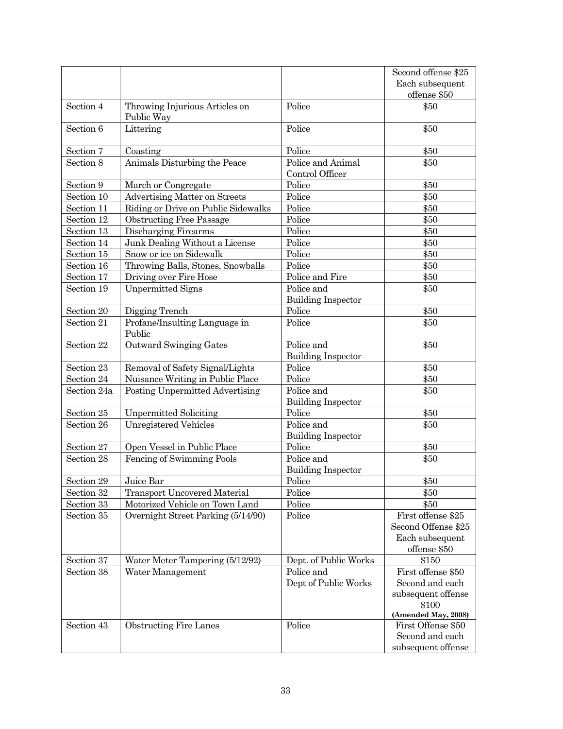| | | | Second offense $25 Each subsequent offense $50 |
|---|---|---|---|
| Section 4 | Throwing Injurious Articles on Public Way | Police | $50 |
| Section 6 | Littering | Police | $50 |
| Section 7 | Coasting | Police | $50 |
| Section 8 | Animals Disturbing the Peace | Police and Animal Control Officer | $50 |
| Section 9 | March or Congregate | Police | $50 |
| Section 10 | Advertising Matter on Streets | Police | $50 |
| Section 11 | Riding or Drive on Public Sidewalks | Police | $50 |
| Section 12 | Obstructing Free Passage | Police | $50 |
| Section 13 | Discharging Firearms | Police | $50 |
| Section 14 | Junk Dealing Without a License | Police | $50 |
| Section 15 | Snow or ice on Sidewalk | Police | $50 |
| Section 16 | Throwing Balls, Stones, Snowballs | Police | $50 |
| Section 17 | Driving over Fire Hose | Police and Fire | $50 |
| Section 19 | Unpermitted Signs | Police and Building Inspector | $50 |
| Section 20 | Digging Trench | Police | $50 |
| Section 21 | Profane/Insulting Language in Public | Police | $50 |
| Section 22 | Outward Swinging Gates | Police and Building Inspector | $50 |
| Section 23 | Removal of Safety Signal/Lights | Police | $50 |
| Section 24 | Nuisance Writing in Public Place | Police | $50 |
| Section 24a | Posting Unpermitted Advertising | Police and Building Inspector | $50 |
| Section 25 | Unpermitted Soliciting | Police | $50 |
| Section 26 | Unregistered Vehicles | Police and Building Inspector | $50 |
| Section 27 | Open Vessel in Public Place | Police | $50 |
| Section 28 | Fencing of Swimming Pools | Police and Building Inspector | $50 |
| Section 29 | Juice Bar | Police | $50 |
| Section 32 | Transport Uncovered Material | Police | $50 |
| Section 33 | Motorized Vehicle on Town Land | Police | $50 |
| Section 35 | Overnight Street Parking (5/14/90) | Police | First offense $25 Second Offense $25 Each subsequent offense $50 |
| Section 37 | Water Meter Tampering (5/12/92) | Dept. of Public Works | $150 |
| Section 38 | Water Management | Police and Dept of Public Works | First offense $50 Second and each subsequent offense $100 **(Amended May, 2008)** |
| Section 43 | Obstructing Fire Lanes | Police | First Offense $50 Second and each subsequent offense |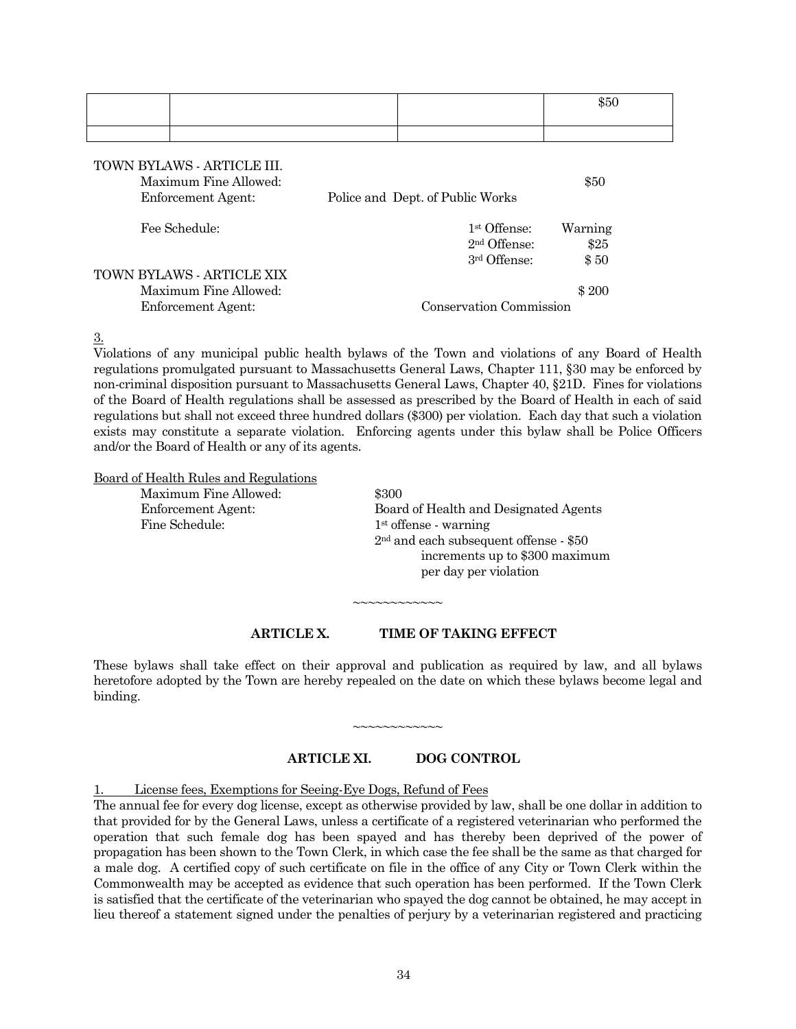|  |  |  | $50 |
| --- | --- | --- | --- |
|  |  |  |  |

TOWN BYLAWS - ARTICLE III.

Maximum Fine Allowed: $50

Enforcement Agent: Police and Dept. of Public Works

Fee Schedule:

- 1st Offense: Warning
- 2nd Offense: $25
- 3rd Offense: $ 50

TOWN BYLAWS - ARTICLE XIX

Maximum Fine Allowed: $ 200

Enforcement Agent: Conservation Commission

3.

Violations of any municipal public health bylaws of the Town and violations of any Board of Health regulations promulgated pursuant to Massachusetts General Laws, Chapter 111, §30 may be enforced by non-criminal disposition pursuant to Massachusetts General Laws, Chapter 40, §21D. Fines for violations of the Board of Health regulations shall be assessed as prescribed by the Board of Health in each of said regulations but shall not exceed three hundred dollars ($300) per violation. Each day that such a violation exists may constitute a separate violation. Enforcing agents under this bylaw shall be Police Officers and/or the Board of Health or any of its agents.

Board of Health Rules and Regulations

Maximum Fine Allowed: $300

Enforcement Agent: Board of Health and Designated Agents

Fine Schedule:

- 1st offense - warning
- 2nd and each subsequent offense - $50 increments up to $300 maximum per day per violation

~~~~~~~~~~~~

## ARTICLE X. TIME OF TAKING EFFECT

These bylaws shall take effect on their approval and publication as required by law, and all bylaws heretofore adopted by the Town are hereby repealed on the date on which these bylaws become legal and binding.

~~~~~~~~~~~~

## ARTICLE XI. DOG CONTROL

1. License fees, Exemptions for Seeing-Eye Dogs, Refund of Fees

The annual fee for every dog license, except as otherwise provided by law, shall be one dollar in addition to that provided for by the General Laws, unless a certificate of a registered veterinarian who performed the operation that such female dog has been spayed and has thereby been deprived of the power of propagation has been shown to the Town Clerk, in which case the fee shall be the same as that charged for a male dog. A certified copy of such certificate on file in the office of any City or Town Clerk within the Commonwealth may be accepted as evidence that such operation has been performed. If the Town Clerk is satisfied that the certificate of the veterinarian who spayed the dog cannot be obtained, he may accept in lieu thereof a statement signed under the penalties of perjury by a veterinarian registered and practicing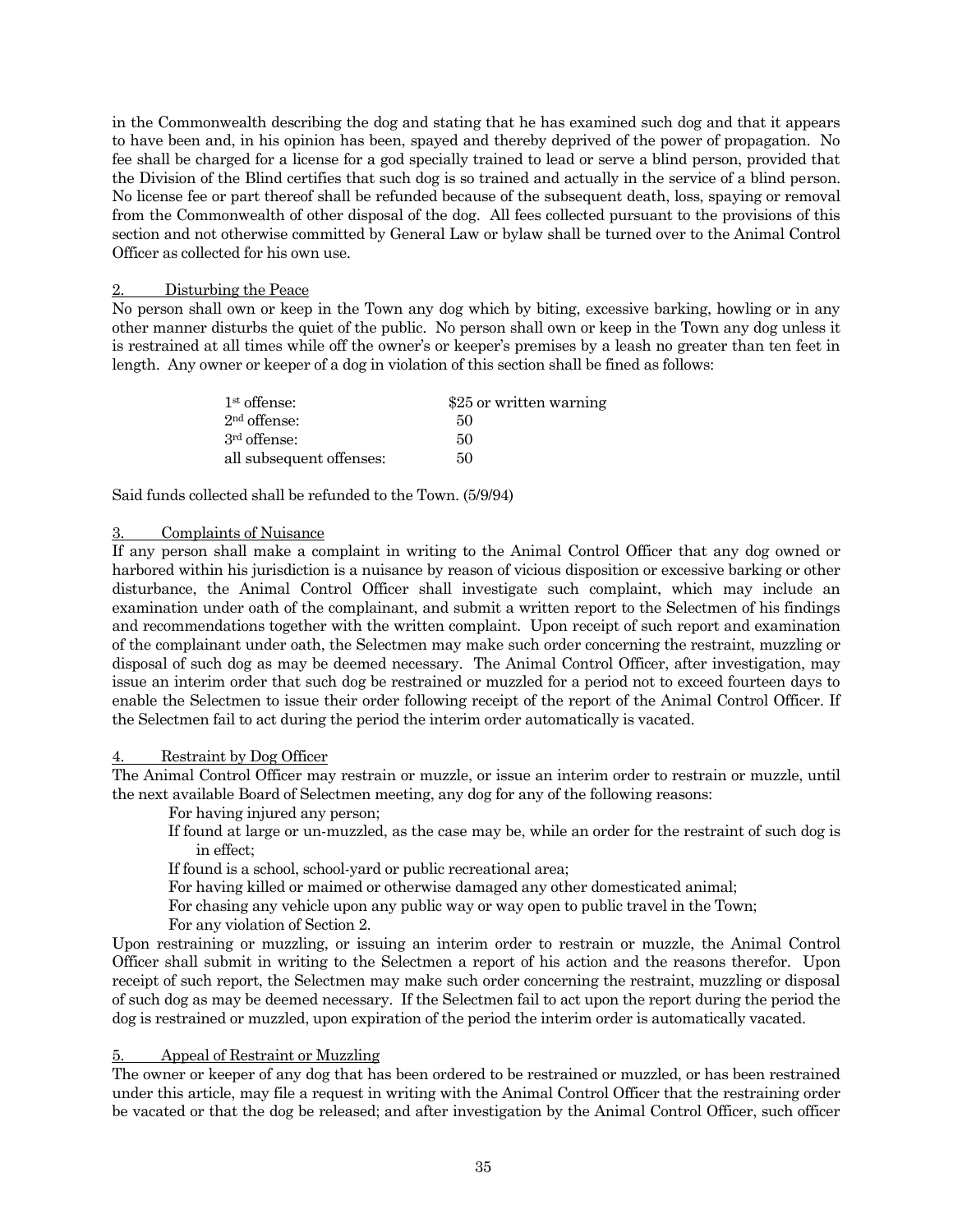in the Commonwealth describing the dog and stating that he has examined such dog and that it appears to have been and, in his opinion has been, spayed and thereby deprived of the power of propagation. No fee shall be charged for a license for a god specially trained to lead or serve a blind person, provided that the Division of the Blind certifies that such dog is so trained and actually in the service of a blind person. No license fee or part thereof shall be refunded because of the subsequent death, loss, spaying or removal from the Commonwealth of other disposal of the dog. All fees collected pursuant to the provisions of this section and not otherwise committed by General Law or bylaw shall be turned over to the Animal Control Officer as collected for his own use.

2. Disturbing the Peace

No person shall own or keep in the Town any dog which by biting, excessive barking, howling or in any other manner disturbs the quiet of the public. No person shall own or keep in the Town any dog unless it is restrained at all times while off the owner's or keeper's premises by a leash no greater than ten feet in length. Any owner or keeper of a dog in violation of this section shall be fined as follows:

| | |
|---|---|
| 1st offense: | $25 or written warning |
| 2nd offense: | 50 |
| 3rd offense: | 50 |
| all subsequent offenses: | 50 |

Said funds collected shall be refunded to the Town. (5/9/94)

3. Complaints of Nuisance

If any person shall make a complaint in writing to the Animal Control Officer that any dog owned or harbored within his jurisdiction is a nuisance by reason of vicious disposition or excessive barking or other disturbance, the Animal Control Officer shall investigate such complaint, which may include an examination under oath of the complainant, and submit a written report to the Selectmen of his findings and recommendations together with the written complaint. Upon receipt of such report and examination of the complainant under oath, the Selectmen may make such order concerning the restraint, muzzling or disposal of such dog as may be deemed necessary. The Animal Control Officer, after investigation, may issue an interim order that such dog be restrained or muzzled for a period not to exceed fourteen days to enable the Selectmen to issue their order following receipt of the report of the Animal Control Officer. If the Selectmen fail to act during the period the interim order automatically is vacated.

4. Restraint by Dog Officer

The Animal Control Officer may restrain or muzzle, or issue an interim order to restrain or muzzle, until the next available Board of Selectmen meeting, any dog for any of the following reasons:

For having injured any person;
If found at large or un-muzzled, as the case may be, while an order for the restraint of such dog is in effect;
If found is a school, school-yard or public recreational area;
For having killed or maimed or otherwise damaged any other domesticated animal;
For chasing any vehicle upon any public way or way open to public travel in the Town;
For any violation of Section 2.

Upon restraining or muzzling, or issuing an interim order to restrain or muzzle, the Animal Control Officer shall submit in writing to the Selectmen a report of his action and the reasons therefor. Upon receipt of such report, the Selectmen may make such order concerning the restraint, muzzling or disposal of such dog as may be deemed necessary. If the Selectmen fail to act upon the report during the period the dog is restrained or muzzled, upon expiration of the period the interim order is automatically vacated.

5. Appeal of Restraint or Muzzling

The owner or keeper of any dog that has been ordered to be restrained or muzzled, or has been restrained under this article, may file a request in writing with the Animal Control Officer that the restraining order be vacated or that the dog be released; and after investigation by the Animal Control Officer, such officer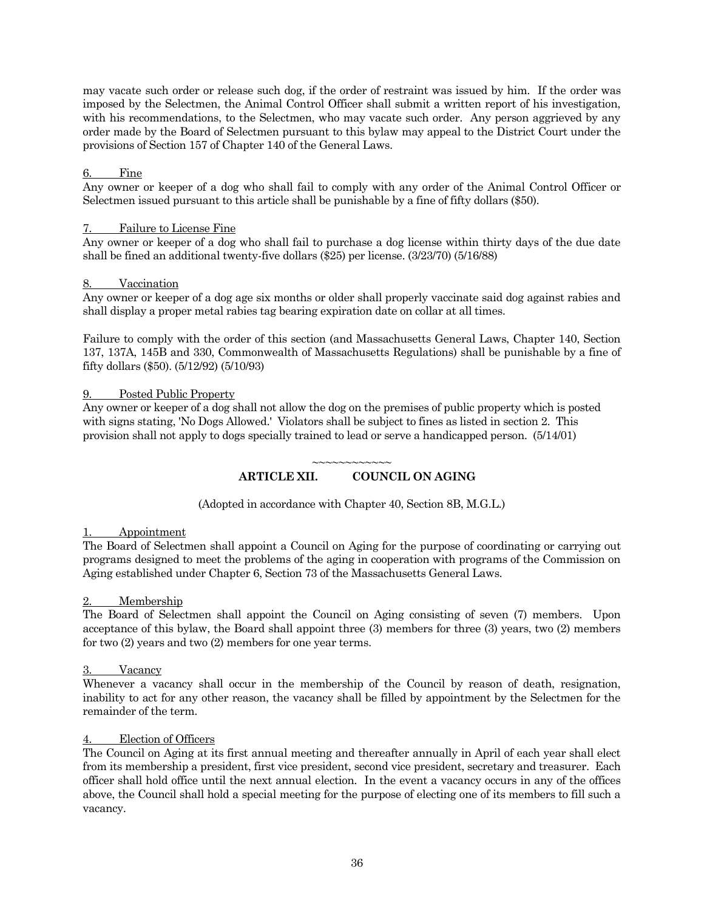may vacate such order or release such dog, if the order of restraint was issued by him. If the order was imposed by the Selectmen, the Animal Control Officer shall submit a written report of his investigation, with his recommendations, to the Selectmen, who may vacate such order. Any person aggrieved by any order made by the Board of Selectmen pursuant to this bylaw may appeal to the District Court under the provisions of Section 157 of Chapter 140 of the General Laws.

6. Fine

Any owner or keeper of a dog who shall fail to comply with any order of the Animal Control Officer or Selectmen issued pursuant to this article shall be punishable by a fine of fifty dollars ($50).

7. Failure to License Fine

Any owner or keeper of a dog who shall fail to purchase a dog license within thirty days of the due date shall be fined an additional twenty-five dollars ($25) per license. (3/23/70) (5/16/88)

8. Vaccination

Any owner or keeper of a dog age six months or older shall properly vaccinate said dog against rabies and shall display a proper metal rabies tag bearing expiration date on collar at all times.

Failure to comply with the order of this section (and Massachusetts General Laws, Chapter 140, Section 137, 137A, 145B and 330, Commonwealth of Massachusetts Regulations) shall be punishable by a fine of fifty dollars ($50). (5/12/92) (5/10/93)

9. Posted Public Property

Any owner or keeper of a dog shall not allow the dog on the premises of public property which is posted with signs stating, 'No Dogs Allowed.' Violators shall be subject to fines as listed in section 2. This provision shall not apply to dogs specially trained to lead or serve a handicapped person. (5/14/01)

~~~~~~~~~~~~

## ARTICLE XII. COUNCIL ON AGING

(Adopted in accordance with Chapter 40, Section 8B, M.G.L.)

1. Appointment

The Board of Selectmen shall appoint a Council on Aging for the purpose of coordinating or carrying out programs designed to meet the problems of the aging in cooperation with programs of the Commission on Aging established under Chapter 6, Section 73 of the Massachusetts General Laws.

2. Membership

The Board of Selectmen shall appoint the Council on Aging consisting of seven (7) members. Upon acceptance of this bylaw, the Board shall appoint three (3) members for three (3) years, two (2) members for two (2) years and two (2) members for one year terms.

3. Vacancy

Whenever a vacancy shall occur in the membership of the Council by reason of death, resignation, inability to act for any other reason, the vacancy shall be filled by appointment by the Selectmen for the remainder of the term.

4. Election of Officers

The Council on Aging at its first annual meeting and thereafter annually in April of each year shall elect from its membership a president, first vice president, second vice president, secretary and treasurer. Each officer shall hold office until the next annual election. In the event a vacancy occurs in any of the offices above, the Council shall hold a special meeting for the purpose of electing one of its members to fill such a vacancy.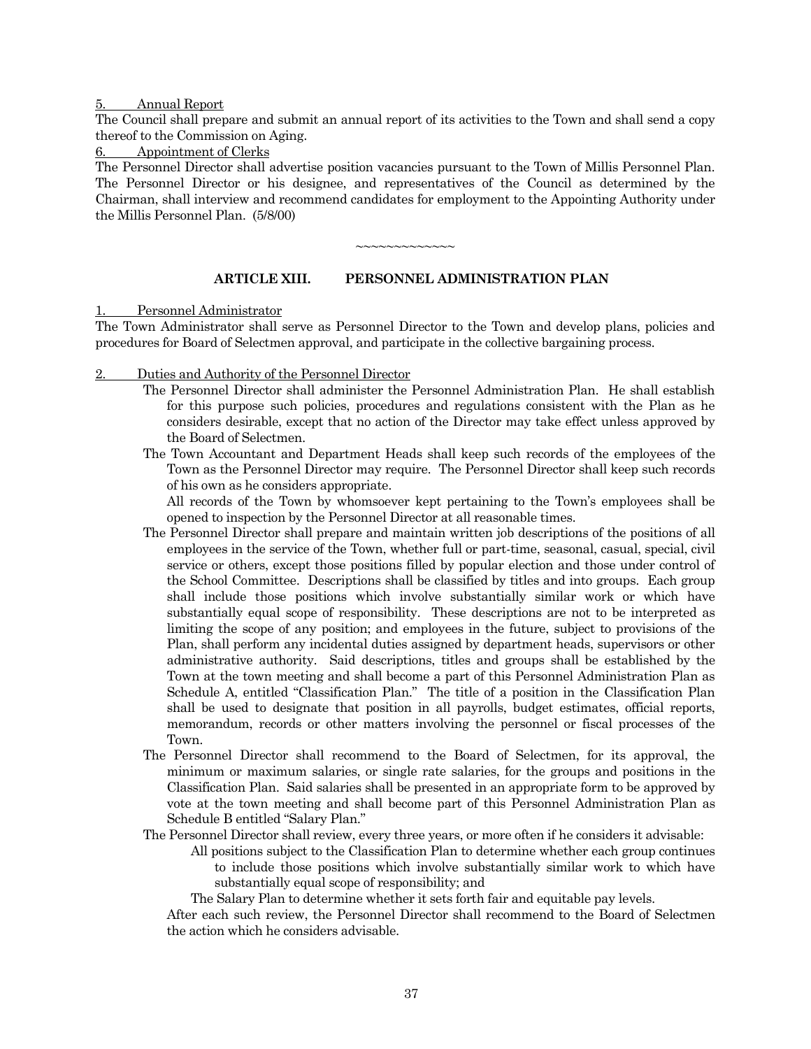5. Annual Report

The Council shall prepare and submit an annual report of its activities to the Town and shall send a copy thereof to the Commission on Aging.

6. Appointment of Clerks

The Personnel Director shall advertise position vacancies pursuant to the Town of Millis Personnel Plan. The Personnel Director or his designee, and representatives of the Council as determined by the Chairman, shall interview and recommend candidates for employment to the Appointing Authority under the Millis Personnel Plan. (5/8/00)

~~~~~~~~~~~~~

## ARTICLE XIII. PERSONNEL ADMINISTRATION PLAN

1. Personnel Administrator

The Town Administrator shall serve as Personnel Director to the Town and develop plans, policies and procedures for Board of Selectmen approval, and participate in the collective bargaining process.

2. Duties and Authority of the Personnel Director

The Personnel Director shall administer the Personnel Administration Plan. He shall establish for this purpose such policies, procedures and regulations consistent with the Plan as he considers desirable, except that no action of the Director may take effect unless approved by the Board of Selectmen.

The Town Accountant and Department Heads shall keep such records of the employees of the Town as the Personnel Director may require. The Personnel Director shall keep such records of his own as he considers appropriate.

All records of the Town by whomsoever kept pertaining to the Town's employees shall be opened to inspection by the Personnel Director at all reasonable times.

The Personnel Director shall prepare and maintain written job descriptions of the positions of all employees in the service of the Town, whether full or part-time, seasonal, casual, special, civil service or others, except those positions filled by popular election and those under control of the School Committee. Descriptions shall be classified by titles and into groups. Each group shall include those positions which involve substantially similar work or which have substantially equal scope of responsibility. These descriptions are not to be interpreted as limiting the scope of any position; and employees in the future, subject to provisions of the Plan, shall perform any incidental duties assigned by department heads, supervisors or other administrative authority. Said descriptions, titles and groups shall be established by the Town at the town meeting and shall become a part of this Personnel Administration Plan as Schedule A, entitled "Classification Plan." The title of a position in the Classification Plan shall be used to designate that position in all payrolls, budget estimates, official reports, memorandum, records or other matters involving the personnel or fiscal processes of the Town.

The Personnel Director shall recommend to the Board of Selectmen, for its approval, the minimum or maximum salaries, or single rate salaries, for the groups and positions in the Classification Plan. Said salaries shall be presented in an appropriate form to be approved by vote at the town meeting and shall become part of this Personnel Administration Plan as Schedule B entitled "Salary Plan."

The Personnel Director shall review, every three years, or more often if he considers it advisable:

All positions subject to the Classification Plan to determine whether each group continues to include those positions which involve substantially similar work to which have substantially equal scope of responsibility; and

The Salary Plan to determine whether it sets forth fair and equitable pay levels.

After each such review, the Personnel Director shall recommend to the Board of Selectmen the action which he considers advisable.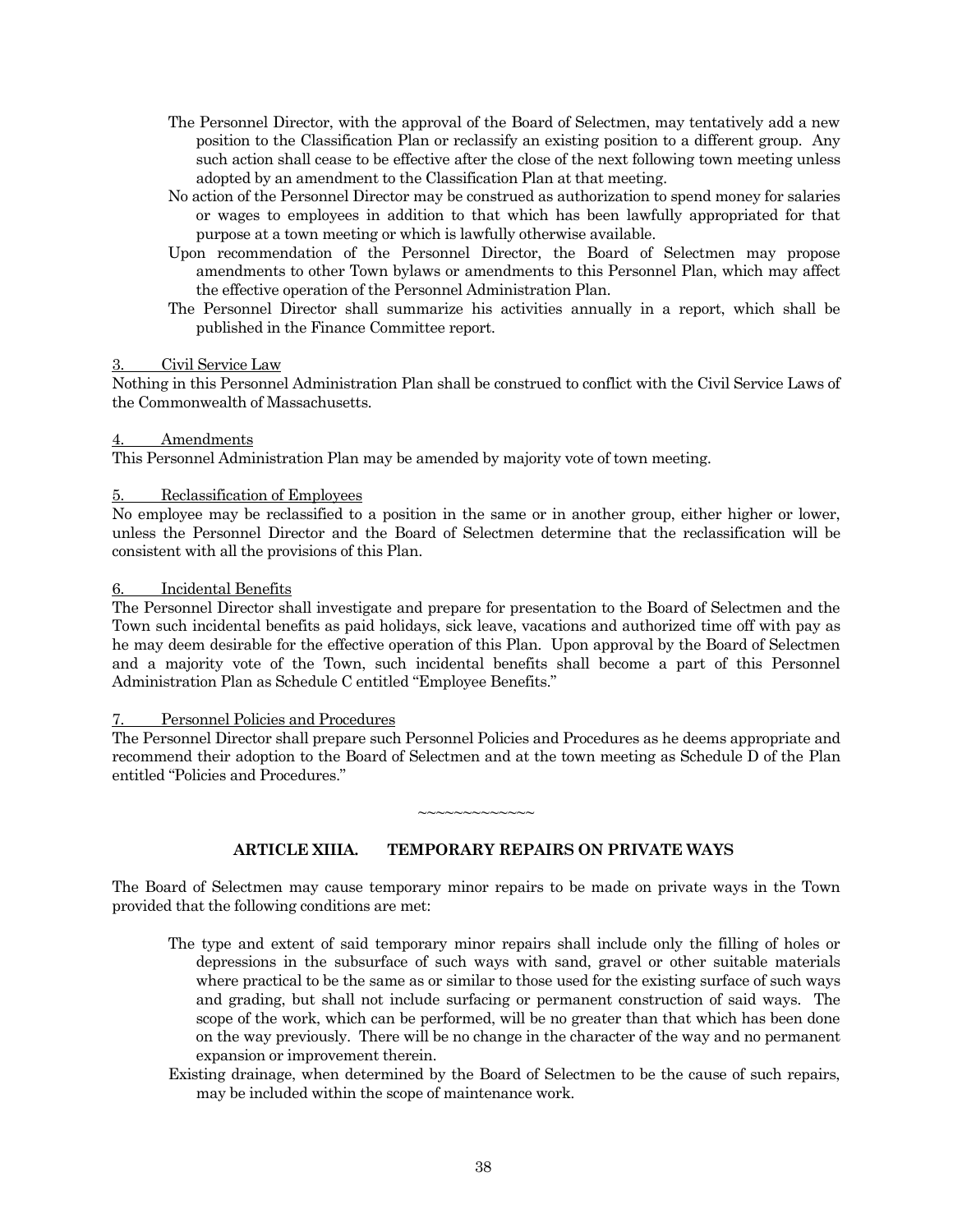The Personnel Director, with the approval of the Board of Selectmen, may tentatively add a new position to the Classification Plan or reclassify an existing position to a different group. Any such action shall cease to be effective after the close of the next following town meeting unless adopted by an amendment to the Classification Plan at that meeting.

No action of the Personnel Director may be construed as authorization to spend money for salaries or wages to employees in addition to that which has been lawfully appropriated for that purpose at a town meeting or which is lawfully otherwise available.

Upon recommendation of the Personnel Director, the Board of Selectmen may propose amendments to other Town bylaws or amendments to this Personnel Plan, which may affect the effective operation of the Personnel Administration Plan.

The Personnel Director shall summarize his activities annually in a report, which shall be published in the Finance Committee report.

3. Civil Service Law

Nothing in this Personnel Administration Plan shall be construed to conflict with the Civil Service Laws of the Commonwealth of Massachusetts.

4. Amendments

This Personnel Administration Plan may be amended by majority vote of town meeting.

5. Reclassification of Employees

No employee may be reclassified to a position in the same or in another group, either higher or lower, unless the Personnel Director and the Board of Selectmen determine that the reclassification will be consistent with all the provisions of this Plan.

6. Incidental Benefits

The Personnel Director shall investigate and prepare for presentation to the Board of Selectmen and the Town such incidental benefits as paid holidays, sick leave, vacations and authorized time off with pay as he may deem desirable for the effective operation of this Plan. Upon approval by the Board of Selectmen and a majority vote of the Town, such incidental benefits shall become a part of this Personnel Administration Plan as Schedule C entitled "Employee Benefits."

7. Personnel Policies and Procedures

The Personnel Director shall prepare such Personnel Policies and Procedures as he deems appropriate and recommend their adoption to the Board of Selectmen and at the town meeting as Schedule D of the Plan entitled "Policies and Procedures."

~~~~~~~~~~~~~

## ARTICLE XIIIA. TEMPORARY REPAIRS ON PRIVATE WAYS

The Board of Selectmen may cause temporary minor repairs to be made on private ways in the Town provided that the following conditions are met:

The type and extent of said temporary minor repairs shall include only the filling of holes or depressions in the subsurface of such ways with sand, gravel or other suitable materials where practical to be the same as or similar to those used for the existing surface of such ways and grading, but shall not include surfacing or permanent construction of said ways. The scope of the work, which can be performed, will be no greater than that which has been done on the way previously. There will be no change in the character of the way and no permanent expansion or improvement therein.

Existing drainage, when determined by the Board of Selectmen to be the cause of such repairs, may be included within the scope of maintenance work.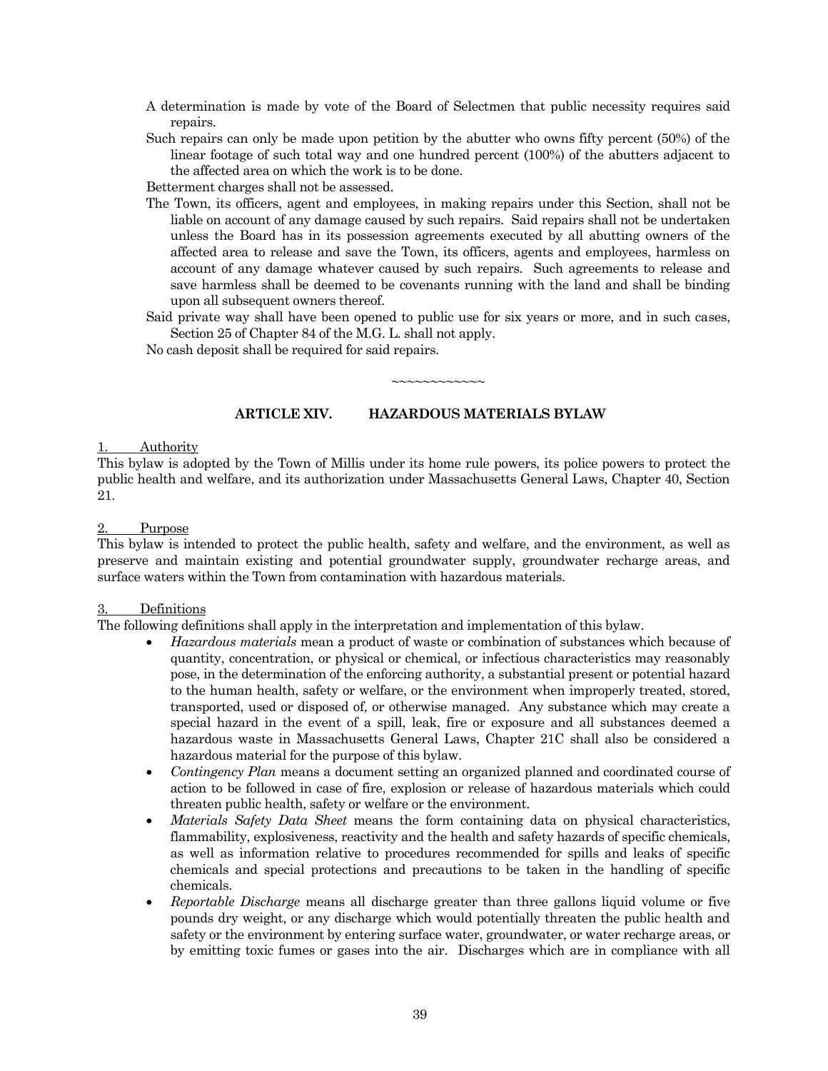A determination is made by vote of the Board of Selectmen that public necessity requires said repairs.

Such repairs can only be made upon petition by the abutter who owns fifty percent (50%) of the linear footage of such total way and one hundred percent (100%) of the abutters adjacent to the affected area on which the work is to be done.

Betterment charges shall not be assessed.

The Town, its officers, agent and employees, in making repairs under this Section, shall not be liable on account of any damage caused by such repairs. Said repairs shall not be undertaken unless the Board has in its possession agreements executed by all abutting owners of the affected area to release and save the Town, its officers, agents and employees, harmless on account of any damage whatever caused by such repairs. Such agreements to release and save harmless shall be deemed to be covenants running with the land and shall be binding upon all subsequent owners thereof.

Said private way shall have been opened to public use for six years or more, and in such cases, Section 25 of Chapter 84 of the M.G. L. shall not apply.

No cash deposit shall be required for said repairs.

~~~~~~~~~~~~

## ARTICLE XIV. HAZARDOUS MATERIALS BYLAW

1. Authority

This bylaw is adopted by the Town of Millis under its home rule powers, its police powers to protect the public health and welfare, and its authorization under Massachusetts General Laws, Chapter 40, Section 21.

2. Purpose

This bylaw is intended to protect the public health, safety and welfare, and the environment, as well as preserve and maintain existing and potential groundwater supply, groundwater recharge areas, and surface waters within the Town from contamination with hazardous materials.

3. Definitions

The following definitions shall apply in the interpretation and implementation of this bylaw.

- *Hazardous materials* mean a product of waste or combination of substances which because of quantity, concentration, or physical or chemical, or infectious characteristics may reasonably pose, in the determination of the enforcing authority, a substantial present or potential hazard to the human health, safety or welfare, or the environment when improperly treated, stored, transported, used or disposed of, or otherwise managed. Any substance which may create a special hazard in the event of a spill, leak, fire or exposure and all substances deemed a hazardous waste in Massachusetts General Laws, Chapter 21C shall also be considered a hazardous material for the purpose of this bylaw.
- *Contingency Plan* means a document setting an organized planned and coordinated course of action to be followed in case of fire, explosion or release of hazardous materials which could threaten public health, safety or welfare or the environment.
- *Materials Safety Data Sheet* means the form containing data on physical characteristics, flammability, explosiveness, reactivity and the health and safety hazards of specific chemicals, as well as information relative to procedures recommended for spills and leaks of specific chemicals and special protections and precautions to be taken in the handling of specific chemicals.
- *Reportable Discharge* means all discharge greater than three gallons liquid volume or five pounds dry weight, or any discharge which would potentially threaten the public health and safety or the environment by entering surface water, groundwater, or water recharge areas, or by emitting toxic fumes or gases into the air. Discharges which are in compliance with all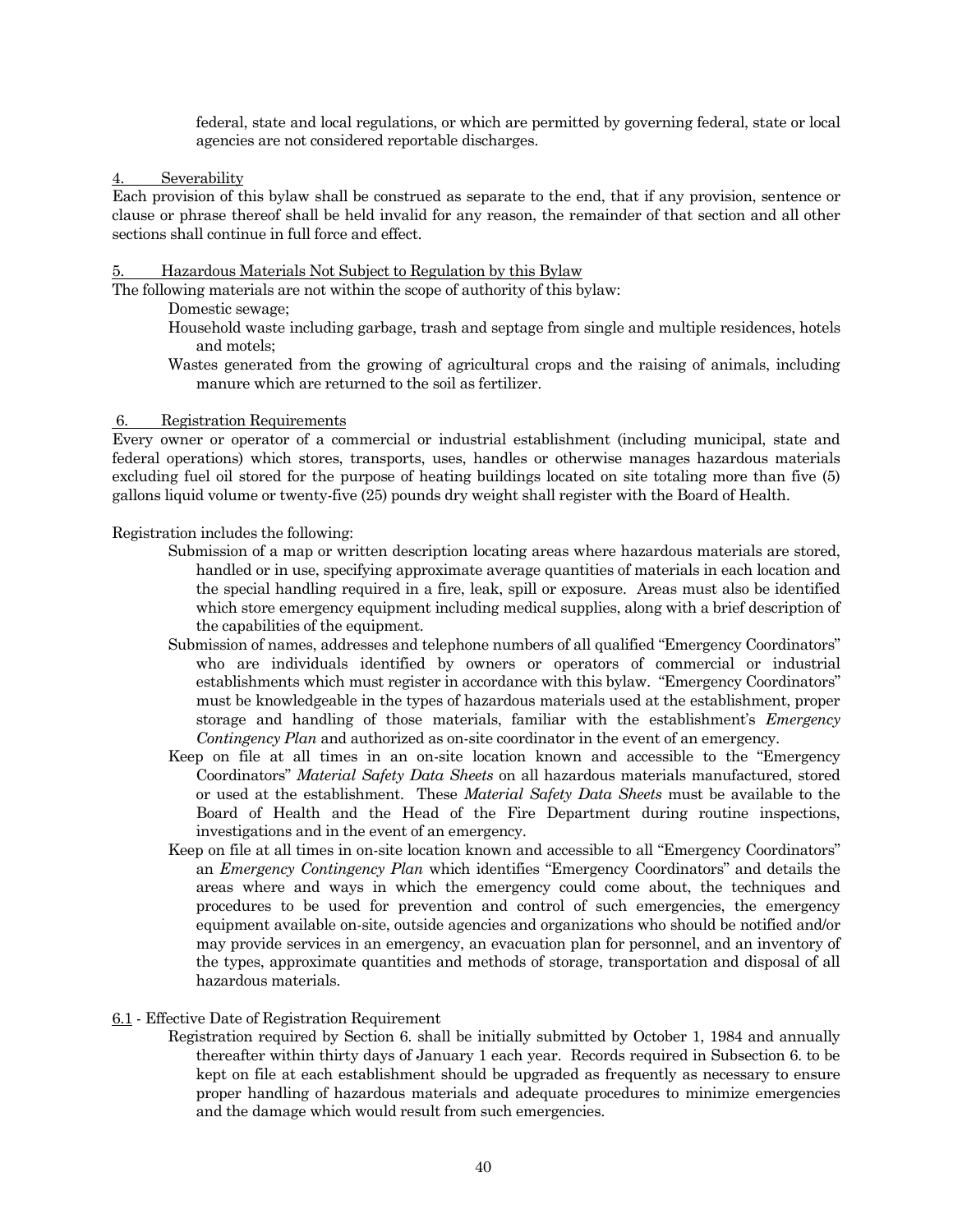federal, state and local regulations, or which are permitted by governing federal, state or local agencies are not considered reportable discharges.

4. Severability

Each provision of this bylaw shall be construed as separate to the end, that if any provision, sentence or clause or phrase thereof shall be held invalid for any reason, the remainder of that section and all other sections shall continue in full force and effect.

5. Hazardous Materials Not Subject to Regulation by this Bylaw

The following materials are not within the scope of authority of this bylaw:

Domestic sewage;

Household waste including garbage, trash and septage from single and multiple residences, hotels and motels;

Wastes generated from the growing of agricultural crops and the raising of animals, including manure which are returned to the soil as fertilizer.

6. Registration Requirements

Every owner or operator of a commercial or industrial establishment (including municipal, state and federal operations) which stores, transports, uses, handles or otherwise manages hazardous materials excluding fuel oil stored for the purpose of heating buildings located on site totaling more than five (5) gallons liquid volume or twenty-five (25) pounds dry weight shall register with the Board of Health.

Registration includes the following:

Submission of a map or written description locating areas where hazardous materials are stored, handled or in use, specifying approximate average quantities of materials in each location and the special handling required in a fire, leak, spill or exposure. Areas must also be identified which store emergency equipment including medical supplies, along with a brief description of the capabilities of the equipment.

Submission of names, addresses and telephone numbers of all qualified "Emergency Coordinators" who are individuals identified by owners or operators of commercial or industrial establishments which must register in accordance with this bylaw. "Emergency Coordinators" must be knowledgeable in the types of hazardous materials used at the establishment, proper storage and handling of those materials, familiar with the establishment's *Emergency Contingency Plan* and authorized as on-site coordinator in the event of an emergency.

Keep on file at all times in an on-site location known and accessible to the "Emergency Coordinators" *Material Safety Data Sheets* on all hazardous materials manufactured, stored or used at the establishment. These *Material Safety Data Sheets* must be available to the Board of Health and the Head of the Fire Department during routine inspections, investigations and in the event of an emergency.

Keep on file at all times in on-site location known and accessible to all "Emergency Coordinators" an *Emergency Contingency Plan* which identifies "Emergency Coordinators" and details the areas where and ways in which the emergency could come about, the techniques and procedures to be used for prevention and control of such emergencies, the emergency equipment available on-site, outside agencies and organizations who should be notified and/or may provide services in an emergency, an evacuation plan for personnel, and an inventory of the types, approximate quantities and methods of storage, transportation and disposal of all hazardous materials.

6.1 - Effective Date of Registration Requirement

Registration required by Section 6. shall be initially submitted by October 1, 1984 and annually thereafter within thirty days of January 1 each year. Records required in Subsection 6. to be kept on file at each establishment should be upgraded as frequently as necessary to ensure proper handling of hazardous materials and adequate procedures to minimize emergencies and the damage which would result from such emergencies.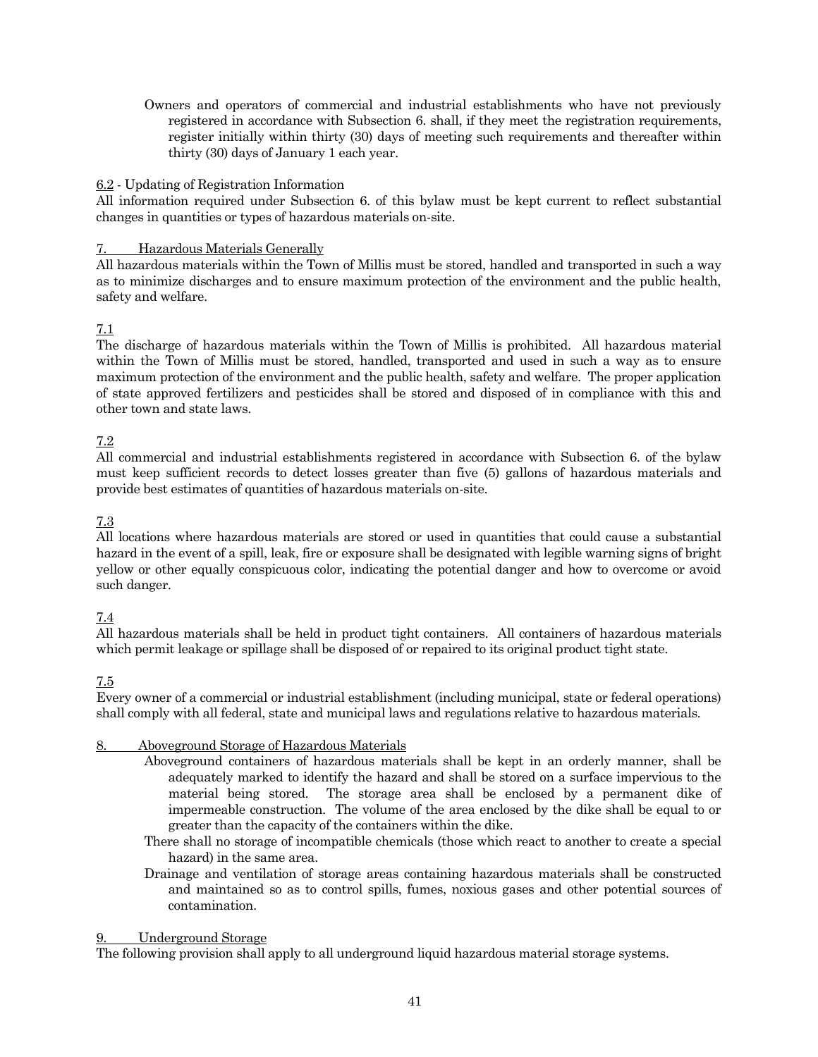Owners and operators of commercial and industrial establishments who have not previously registered in accordance with Subsection 6. shall, if they meet the registration requirements, register initially within thirty (30) days of meeting such requirements and thereafter within thirty (30) days of January 1 each year.

6.2 - Updating of Registration Information

All information required under Subsection 6. of this bylaw must be kept current to reflect substantial changes in quantities or types of hazardous materials on-site.

7. Hazardous Materials Generally

All hazardous materials within the Town of Millis must be stored, handled and transported in such a way as to minimize discharges and to ensure maximum protection of the environment and the public health, safety and welfare.

7.1

The discharge of hazardous materials within the Town of Millis is prohibited. All hazardous material within the Town of Millis must be stored, handled, transported and used in such a way as to ensure maximum protection of the environment and the public health, safety and welfare. The proper application of state approved fertilizers and pesticides shall be stored and disposed of in compliance with this and other town and state laws.

7.2

All commercial and industrial establishments registered in accordance with Subsection 6. of the bylaw must keep sufficient records to detect losses greater than five (5) gallons of hazardous materials and provide best estimates of quantities of hazardous materials on-site.

7.3

All locations where hazardous materials are stored or used in quantities that could cause a substantial hazard in the event of a spill, leak, fire or exposure shall be designated with legible warning signs of bright yellow or other equally conspicuous color, indicating the potential danger and how to overcome or avoid such danger.

7.4

All hazardous materials shall be held in product tight containers. All containers of hazardous materials which permit leakage or spillage shall be disposed of or repaired to its original product tight state.

7.5

Every owner of a commercial or industrial establishment (including municipal, state or federal operations) shall comply with all federal, state and municipal laws and regulations relative to hazardous materials.

8. Aboveground Storage of Hazardous Materials

Aboveground containers of hazardous materials shall be kept in an orderly manner, shall be adequately marked to identify the hazard and shall be stored on a surface impervious to the material being stored. The storage area shall be enclosed by a permanent dike of impermeable construction. The volume of the area enclosed by the dike shall be equal to or greater than the capacity of the containers within the dike.

There shall no storage of incompatible chemicals (those which react to another to create a special hazard) in the same area.

Drainage and ventilation of storage areas containing hazardous materials shall be constructed and maintained so as to control spills, fumes, noxious gases and other potential sources of contamination.

9. Underground Storage

The following provision shall apply to all underground liquid hazardous material storage systems.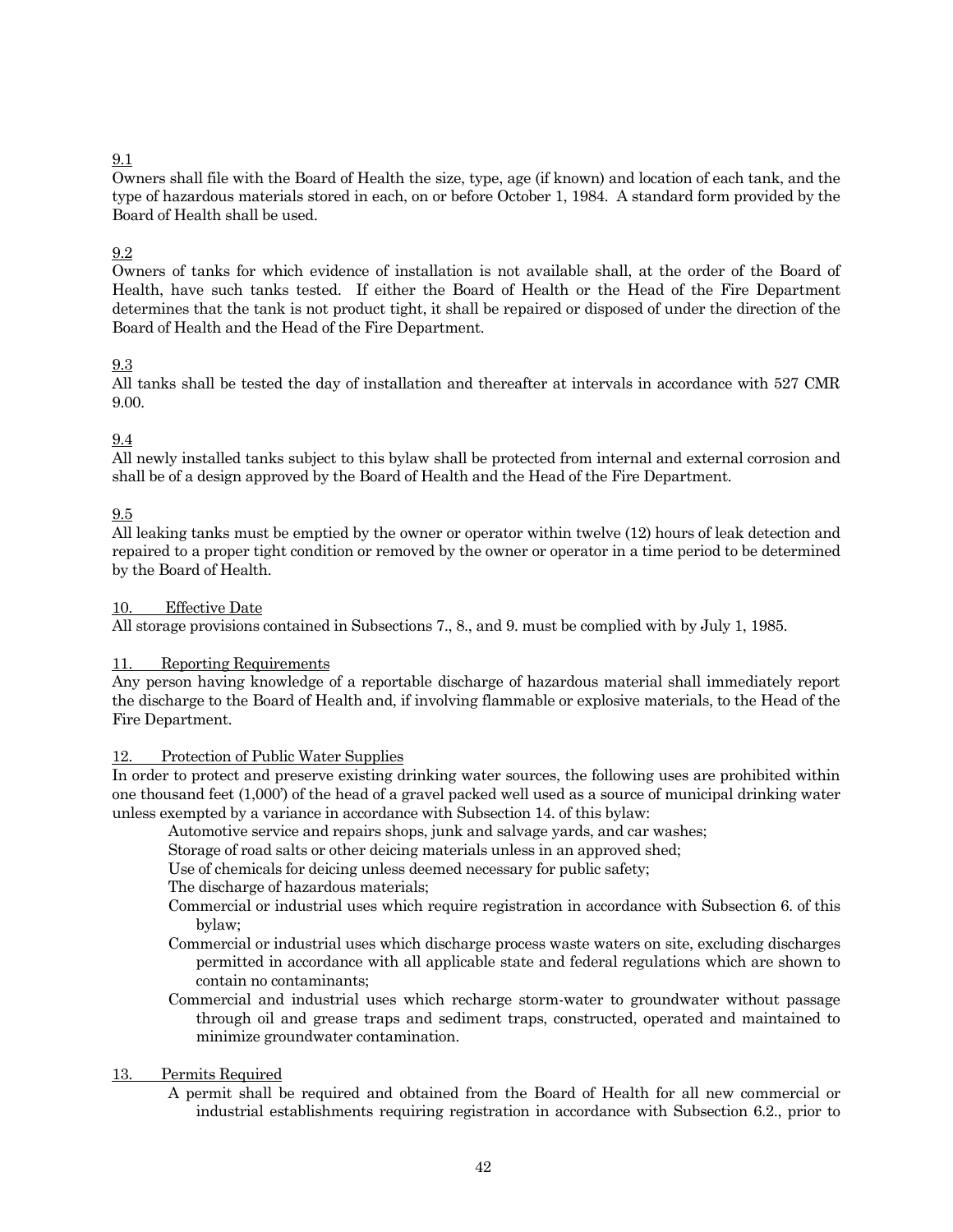<u>9.1</u>
Owners shall file with the Board of Health the size, type, age (if known) and location of each tank, and the type of hazardous materials stored in each, on or before October 1, 1984. A standard form provided by the Board of Health shall be used.

<u>9.2</u>
Owners of tanks for which evidence of installation is not available shall, at the order of the Board of Health, have such tanks tested. If either the Board of Health or the Head of the Fire Department determines that the tank is not product tight, it shall be repaired or disposed of under the direction of the Board of Health and the Head of the Fire Department.

<u>9.3</u>
All tanks shall be tested the day of installation and thereafter at intervals in accordance with 527 CMR 9.00.

<u>9.4</u>
All newly installed tanks subject to this bylaw shall be protected from internal and external corrosion and shall be of a design approved by the Board of Health and the Head of the Fire Department.

<u>9.5</u>
All leaking tanks must be emptied by the owner or operator within twelve (12) hours of leak detection and repaired to a proper tight condition or removed by the owner or operator in a time period to be determined by the Board of Health.

<u>10. Effective Date</u>
All storage provisions contained in Subsections 7., 8., and 9. must be complied with by July 1, 1985.

<u>11. Reporting Requirements</u>
Any person having knowledge of a reportable discharge of hazardous material shall immediately report the discharge to the Board of Health and, if involving flammable or explosive materials, to the Head of the Fire Department.

<u>12. Protection of Public Water Supplies</u>
In order to protect and preserve existing drinking water sources, the following uses are prohibited within one thousand feet (1,000') of the head of a gravel packed well used as a source of municipal drinking water unless exempted by a variance in accordance with Subsection 14. of this bylaw:

- Automotive service and repairs shops, junk and salvage yards, and car washes;
- Storage of road salts or other deicing materials unless in an approved shed;
- Use of chemicals for deicing unless deemed necessary for public safety;
- The discharge of hazardous materials;
- Commercial or industrial uses which require registration in accordance with Subsection 6. of this bylaw;
- Commercial or industrial uses which discharge process waste waters on site, excluding discharges permitted in accordance with all applicable state and federal regulations which are shown to contain no contaminants;
- Commercial and industrial uses which recharge storm-water to groundwater without passage through oil and grease traps and sediment traps, constructed, operated and maintained to minimize groundwater contamination.

<u>13. Permits Required</u>

A permit shall be required and obtained from the Board of Health for all new commercial or industrial establishments requiring registration in accordance with Subsection 6.2., prior to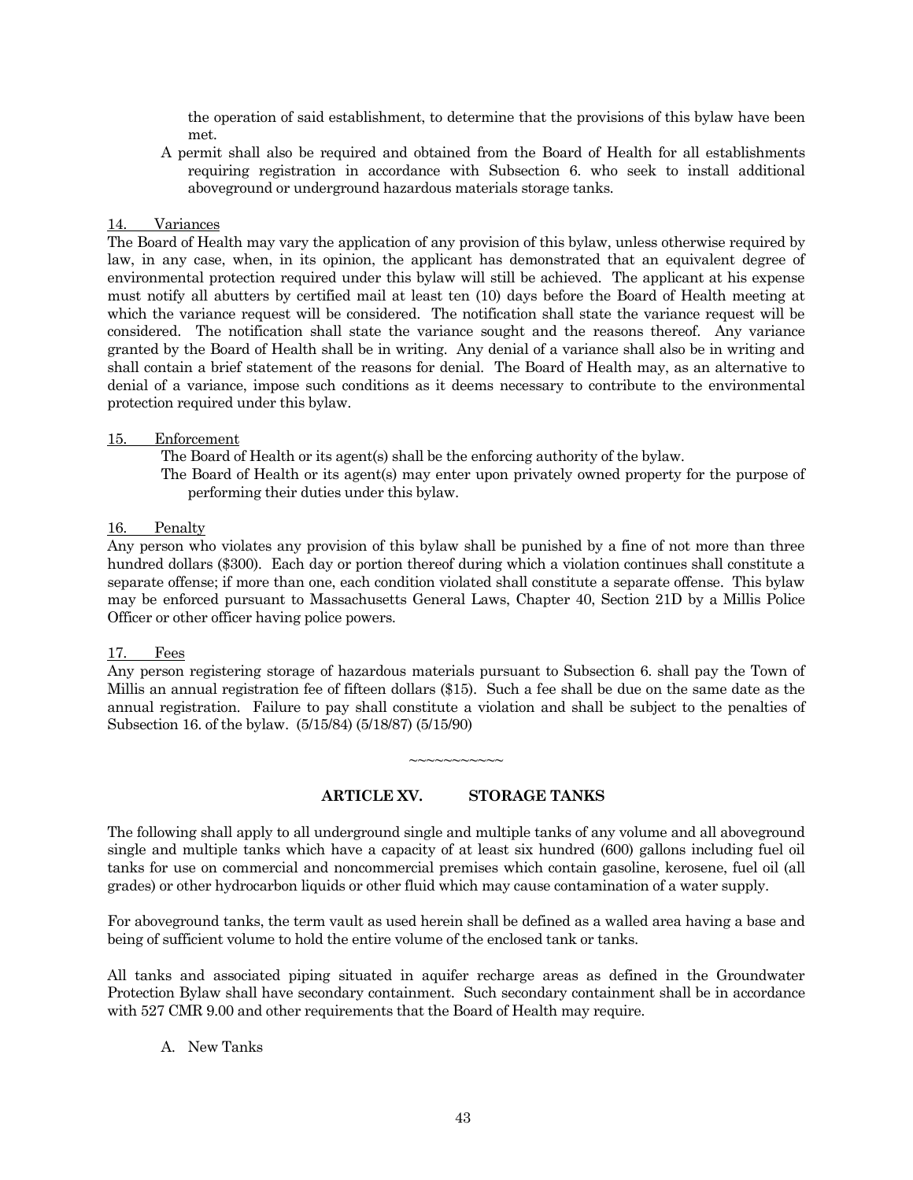the operation of said establishment, to determine that the provisions of this bylaw have been met.

A permit shall also be required and obtained from the Board of Health for all establishments requiring registration in accordance with Subsection 6. who seek to install additional aboveground or underground hazardous materials storage tanks.

14. Variances

The Board of Health may vary the application of any provision of this bylaw, unless otherwise required by law, in any case, when, in its opinion, the applicant has demonstrated that an equivalent degree of environmental protection required under this bylaw will still be achieved. The applicant at his expense must notify all abutters by certified mail at least ten (10) days before the Board of Health meeting at which the variance request will be considered. The notification shall state the variance request will be considered. The notification shall state the variance sought and the reasons thereof. Any variance granted by the Board of Health shall be in writing. Any denial of a variance shall also be in writing and shall contain a brief statement of the reasons for denial. The Board of Health may, as an alternative to denial of a variance, impose such conditions as it deems necessary to contribute to the environmental protection required under this bylaw.

15. Enforcement

The Board of Health or its agent(s) shall be the enforcing authority of the bylaw.

The Board of Health or its agent(s) may enter upon privately owned property for the purpose of performing their duties under this bylaw.

16. Penalty

Any person who violates any provision of this bylaw shall be punished by a fine of not more than three hundred dollars ($300). Each day or portion thereof during which a violation continues shall constitute a separate offense; if more than one, each condition violated shall constitute a separate offense. This bylaw may be enforced pursuant to Massachusetts General Laws, Chapter 40, Section 21D by a Millis Police Officer or other officer having police powers.

17. Fees

Any person registering storage of hazardous materials pursuant to Subsection 6. shall pay the Town of Millis an annual registration fee of fifteen dollars ($15). Such a fee shall be due on the same date as the annual registration. Failure to pay shall constitute a violation and shall be subject to the penalties of Subsection 16. of the bylaw. (5/15/84) (5/18/87) (5/15/90)

~~~~~~~~~~~

## ARTICLE XV. STORAGE TANKS

The following shall apply to all underground single and multiple tanks of any volume and all aboveground single and multiple tanks which have a capacity of at least six hundred (600) gallons including fuel oil tanks for use on commercial and noncommercial premises which contain gasoline, kerosene, fuel oil (all grades) or other hydrocarbon liquids or other fluid which may cause contamination of a water supply.

For aboveground tanks, the term vault as used herein shall be defined as a walled area having a base and being of sufficient volume to hold the entire volume of the enclosed tank or tanks.

All tanks and associated piping situated in aquifer recharge areas as defined in the Groundwater Protection Bylaw shall have secondary containment. Such secondary containment shall be in accordance with 527 CMR 9.00 and other requirements that the Board of Health may require.

A. New Tanks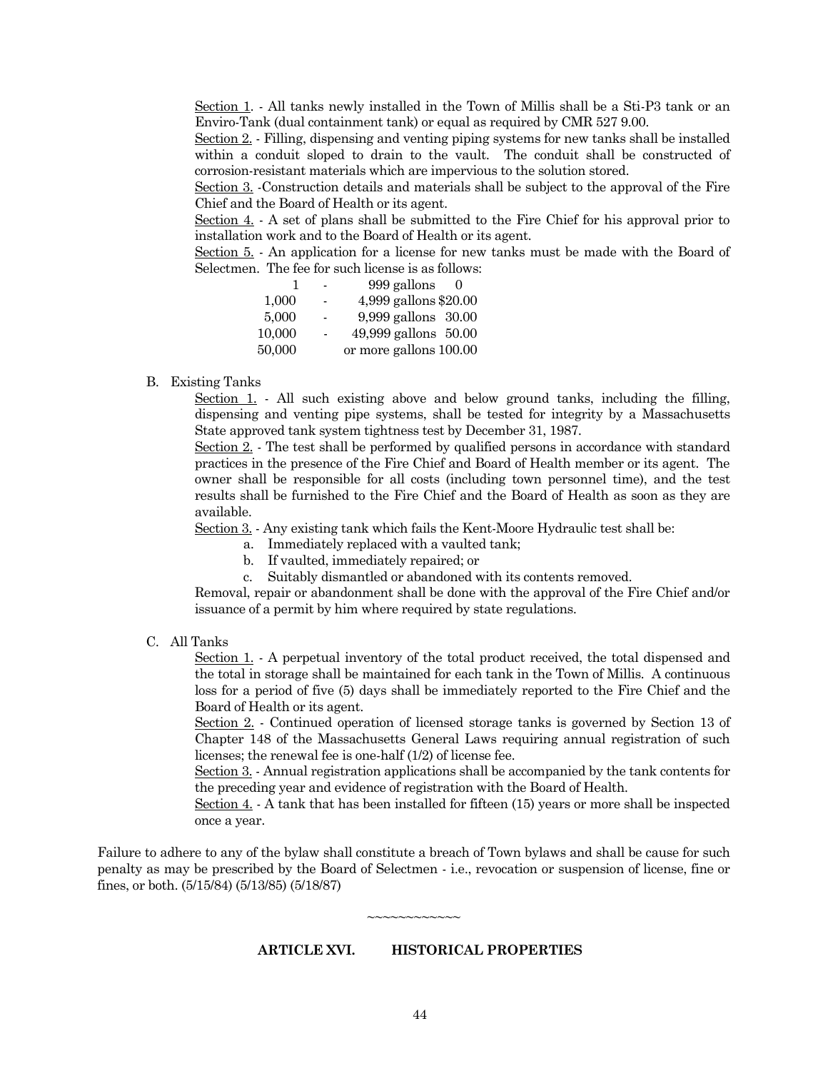Section 1. - All tanks newly installed in the Town of Millis shall be a Sti-P3 tank or an Enviro-Tank (dual containment tank) or equal as required by CMR 527 9.00.

Section 2. - Filling, dispensing and venting piping systems for new tanks shall be installed within a conduit sloped to drain to the vault. The conduit shall be constructed of corrosion-resistant materials which are impervious to the solution stored.

Section 3. -Construction details and materials shall be subject to the approval of the Fire Chief and the Board of Health or its agent.

Section 4. - A set of plans shall be submitted to the Fire Chief for his approval prior to installation work and to the Board of Health or its agent.

Section 5. - An application for a license for new tanks must be made with the Board of Selectmen. The fee for such license is as follows:

| | | | |
|---|---|---|---|
| 1 | - | 999 gallons | 0 |
| 1,000 | - | 4,999 gallons | $20.00 |
| 5,000 | - | 9,999 gallons | 30.00 |
| 10,000 | - | 49,999 gallons | 50.00 |
| 50,000 | | or more gallons | 100.00 |

B. Existing Tanks

Section 1. - All such existing above and below ground tanks, including the filling, dispensing and venting pipe systems, shall be tested for integrity by a Massachusetts State approved tank system tightness test by December 31, 1987.

Section 2. - The test shall be performed by qualified persons in accordance with standard practices in the presence of the Fire Chief and Board of Health member or its agent. The owner shall be responsible for all costs (including town personnel time), and the test results shall be furnished to the Fire Chief and the Board of Health as soon as they are available.

Section 3. - Any existing tank which fails the Kent-Moore Hydraulic test shall be:

a. Immediately replaced with a vaulted tank;
b. If vaulted, immediately repaired; or
c. Suitably dismantled or abandoned with its contents removed.

Removal, repair or abandonment shall be done with the approval of the Fire Chief and/or issuance of a permit by him where required by state regulations.

C. All Tanks

Section 1. - A perpetual inventory of the total product received, the total dispensed and the total in storage shall be maintained for each tank in the Town of Millis. A continuous loss for a period of five (5) days shall be immediately reported to the Fire Chief and the Board of Health or its agent.

Section 2. - Continued operation of licensed storage tanks is governed by Section 13 of Chapter 148 of the Massachusetts General Laws requiring annual registration of such licenses; the renewal fee is one-half (1/2) of license fee.

Section 3. - Annual registration applications shall be accompanied by the tank contents for the preceding year and evidence of registration with the Board of Health.

Section 4. - A tank that has been installed for fifteen (15) years or more shall be inspected once a year.

Failure to adhere to any of the bylaw shall constitute a breach of Town bylaws and shall be cause for such penalty as may be prescribed by the Board of Selectmen - i.e., revocation or suspension of license, fine or fines, or both. (5/15/84) (5/13/85) (5/18/87)

~~~~~~~~~~~~

## ARTICLE XVI. HISTORICAL PROPERTIES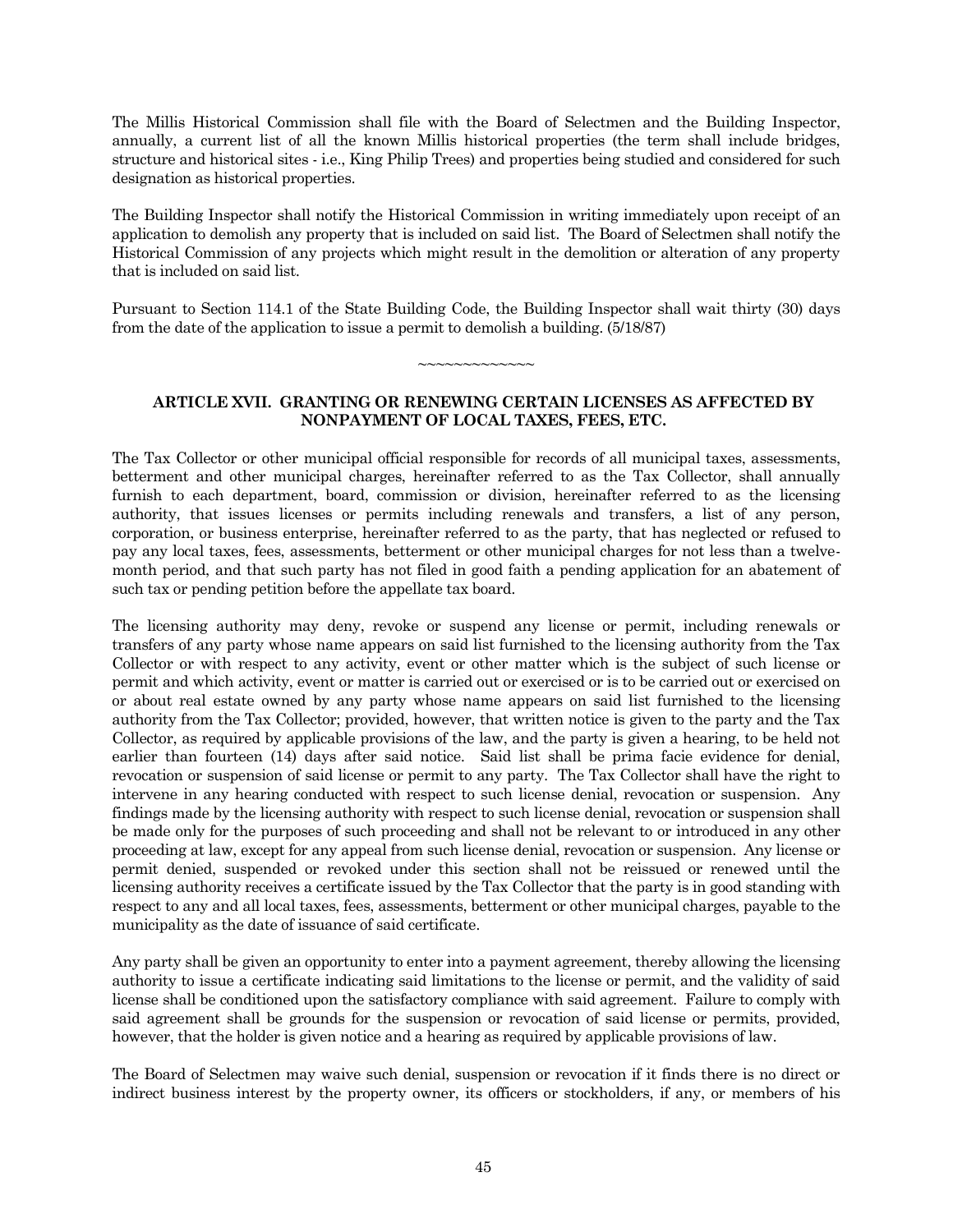The Millis Historical Commission shall file with the Board of Selectmen and the Building Inspector, annually, a current list of all the known Millis historical properties (the term shall include bridges, structure and historical sites - i.e., King Philip Trees) and properties being studied and considered for such designation as historical properties.

The Building Inspector shall notify the Historical Commission in writing immediately upon receipt of an application to demolish any property that is included on said list. The Board of Selectmen shall notify the Historical Commission of any projects which might result in the demolition or alteration of any property that is included on said list.

Pursuant to Section 114.1 of the State Building Code, the Building Inspector shall wait thirty (30) days from the date of the application to issue a permit to demolish a building. (5/18/87)

~~~~~~~~~~~~~

## ARTICLE XVII. GRANTING OR RENEWING CERTAIN LICENSES AS AFFECTED BY NONPAYMENT OF LOCAL TAXES, FEES, ETC.

The Tax Collector or other municipal official responsible for records of all municipal taxes, assessments, betterment and other municipal charges, hereinafter referred to as the Tax Collector, shall annually furnish to each department, board, commission or division, hereinafter referred to as the licensing authority, that issues licenses or permits including renewals and transfers, a list of any person, corporation, or business enterprise, hereinafter referred to as the party, that has neglected or refused to pay any local taxes, fees, assessments, betterment or other municipal charges for not less than a twelve-month period, and that such party has not filed in good faith a pending application for an abatement of such tax or pending petition before the appellate tax board.

The licensing authority may deny, revoke or suspend any license or permit, including renewals or transfers of any party whose name appears on said list furnished to the licensing authority from the Tax Collector or with respect to any activity, event or other matter which is the subject of such license or permit and which activity, event or matter is carried out or exercised or is to be carried out or exercised on or about real estate owned by any party whose name appears on said list furnished to the licensing authority from the Tax Collector; provided, however, that written notice is given to the party and the Tax Collector, as required by applicable provisions of the law, and the party is given a hearing, to be held not earlier than fourteen (14) days after said notice. Said list shall be prima facie evidence for denial, revocation or suspension of said license or permit to any party. The Tax Collector shall have the right to intervene in any hearing conducted with respect to such license denial, revocation or suspension. Any findings made by the licensing authority with respect to such license denial, revocation or suspension shall be made only for the purposes of such proceeding and shall not be relevant to or introduced in any other proceeding at law, except for any appeal from such license denial, revocation or suspension. Any license or permit denied, suspended or revoked under this section shall not be reissued or renewed until the licensing authority receives a certificate issued by the Tax Collector that the party is in good standing with respect to any and all local taxes, fees, assessments, betterment or other municipal charges, payable to the municipality as the date of issuance of said certificate.

Any party shall be given an opportunity to enter into a payment agreement, thereby allowing the licensing authority to issue a certificate indicating said limitations to the license or permit, and the validity of said license shall be conditioned upon the satisfactory compliance with said agreement. Failure to comply with said agreement shall be grounds for the suspension or revocation of said license or permits, provided, however, that the holder is given notice and a hearing as required by applicable provisions of law.

The Board of Selectmen may waive such denial, suspension or revocation if it finds there is no direct or indirect business interest by the property owner, its officers or stockholders, if any, or members of his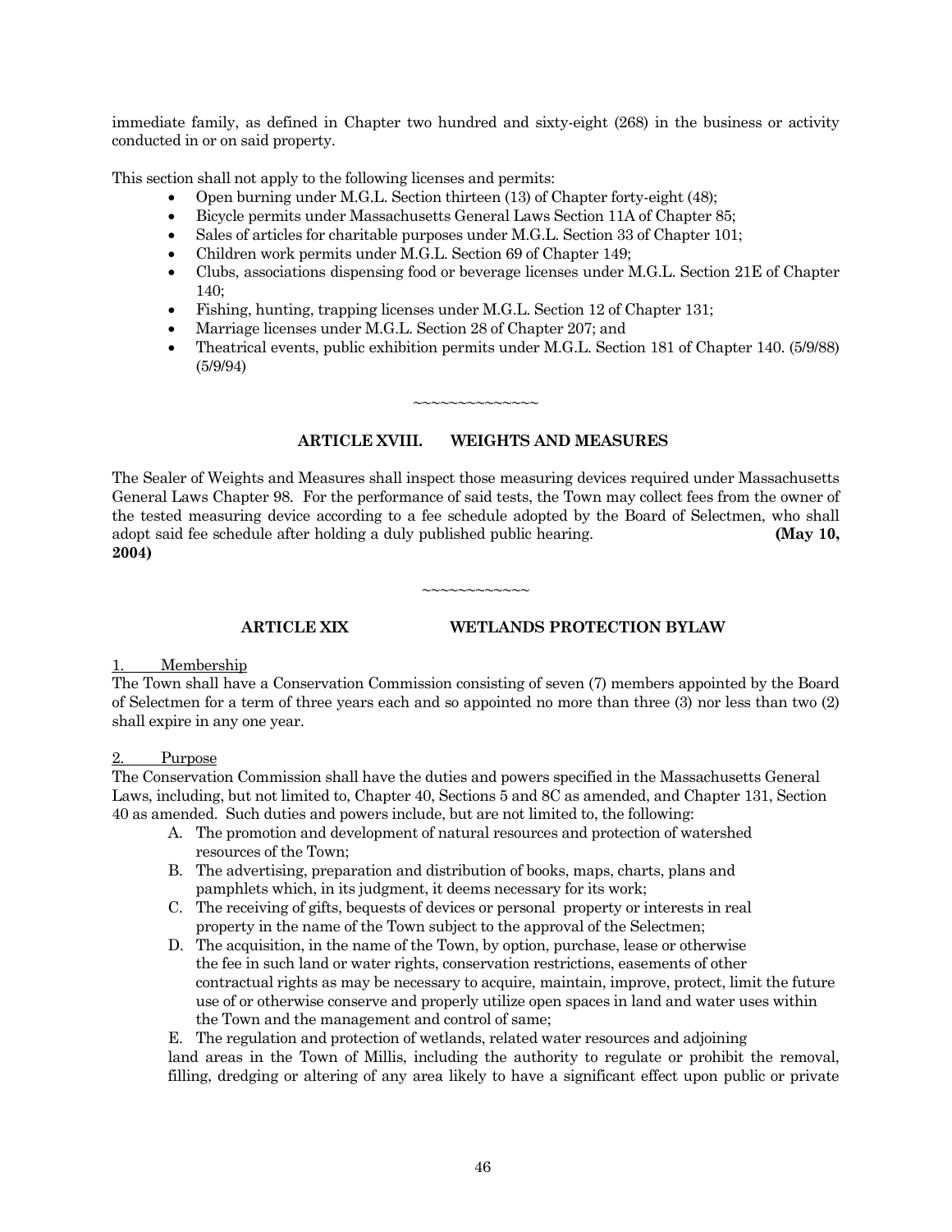immediate family, as defined in Chapter two hundred and sixty-eight (268) in the business or activity conducted in or on said property.

This section shall not apply to the following licenses and permits:

- Open burning under M.G.L. Section thirteen (13) of Chapter forty-eight (48);
- Bicycle permits under Massachusetts General Laws Section 11A of Chapter 85;
- Sales of articles for charitable purposes under M.G.L. Section 33 of Chapter 101;
- Children work permits under M.G.L. Section 69 of Chapter 149;
- Clubs, associations dispensing food or beverage licenses under M.G.L. Section 21E of Chapter 140;
- Fishing, hunting, trapping licenses under M.G.L. Section 12 of Chapter 131;
- Marriage licenses under M.G.L. Section 28 of Chapter 207; and
- Theatrical events, public exhibition permits under M.G.L. Section 181 of Chapter 140. (5/9/88) (5/9/94)

~~~~~~~~~~~~~~~

## ARTICLE XVIII. WEIGHTS AND MEASURES

The Sealer of Weights and Measures shall inspect those measuring devices required under Massachusetts General Laws Chapter 98. For the performance of said tests, the Town may collect fees from the owner of the tested measuring device according to a fee schedule adopted by the Board of Selectmen, who shall adopt said fee schedule after holding a duly published public hearing. **(May 10, 2004)**

~~~~~~~~~~~~

## ARTICLE XIX WETLANDS PROTECTION BYLAW

1. Membership

The Town shall have a Conservation Commission consisting of seven (7) members appointed by the Board of Selectmen for a term of three years each and so appointed no more than three (3) nor less than two (2) shall expire in any one year.

2. Purpose

The Conservation Commission shall have the duties and powers specified in the Massachusetts General Laws, including, but not limited to, Chapter 40, Sections 5 and 8C as amended, and Chapter 131, Section 40 as amended. Such duties and powers include, but are not limited to, the following:

A. The promotion and development of natural resources and protection of watershed resources of the Town;

B. The advertising, preparation and distribution of books, maps, charts, plans and pamphlets which, in its judgment, it deems necessary for its work;

C. The receiving of gifts, bequests of devices or personal property or interests in real property in the name of the Town subject to the approval of the Selectmen;

D. The acquisition, in the name of the Town, by option, purchase, lease or otherwise the fee in such land or water rights, conservation restrictions, easements of other contractual rights as may be necessary to acquire, maintain, improve, protect, limit the future use of or otherwise conserve and properly utilize open spaces in land and water uses within the Town and the management and control of same;

E. The regulation and protection of wetlands, related water resources and adjoining land areas in the Town of Millis, including the authority to regulate or prohibit the removal, filling, dredging or altering of any area likely to have a significant effect upon public or private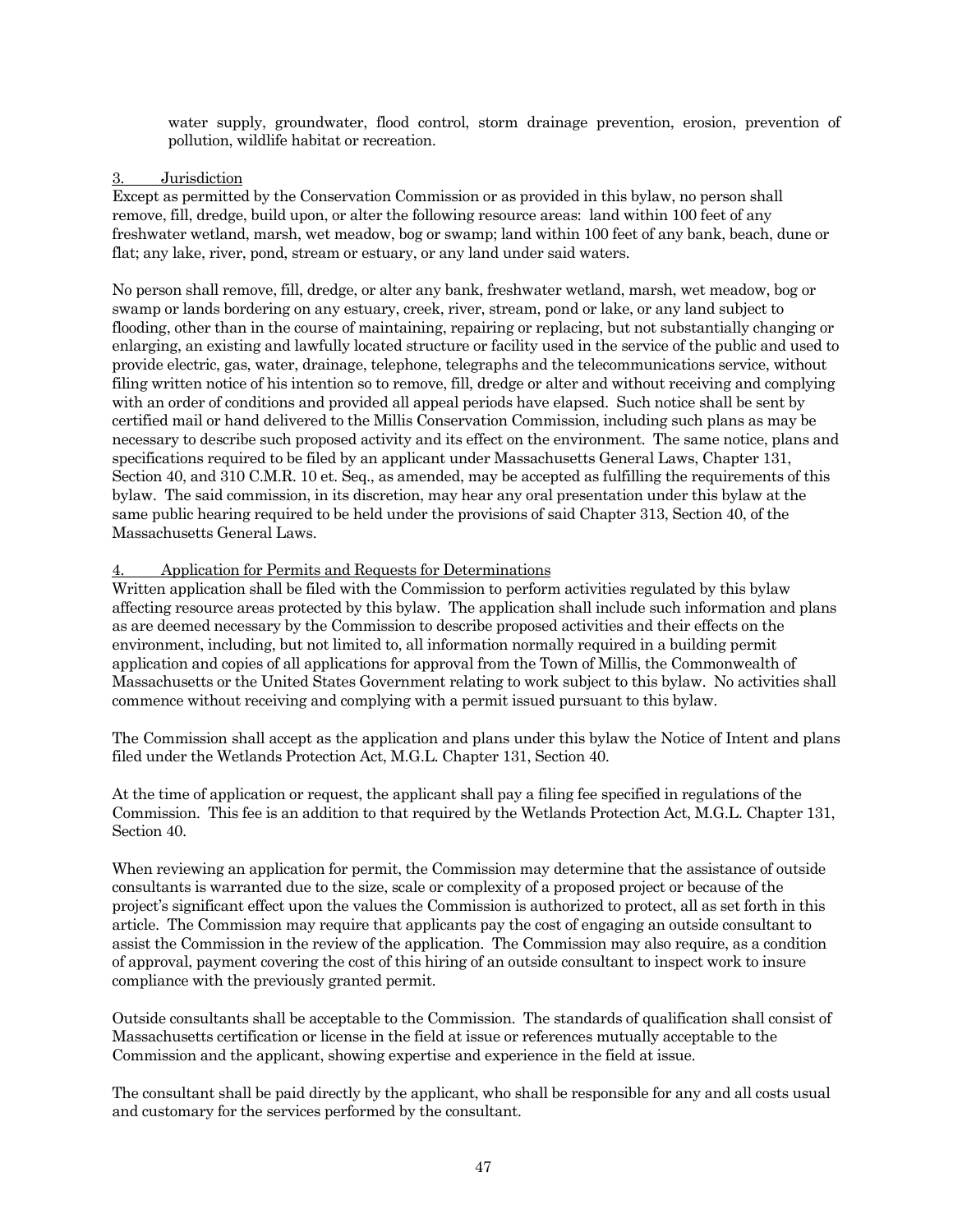water supply, groundwater, flood control, storm drainage prevention, erosion, prevention of pollution, wildlife habitat or recreation.

<u>3. Jurisdiction</u>

Except as permitted by the Conservation Commission or as provided in this bylaw, no person shall remove, fill, dredge, build upon, or alter the following resource areas: land within 100 feet of any freshwater wetland, marsh, wet meadow, bog or swamp; land within 100 feet of any bank, beach, dune or flat; any lake, river, pond, stream or estuary, or any land under said waters.

No person shall remove, fill, dredge, or alter any bank, freshwater wetland, marsh, wet meadow, bog or swamp or lands bordering on any estuary, creek, river, stream, pond or lake, or any land subject to flooding, other than in the course of maintaining, repairing or replacing, but not substantially changing or enlarging, an existing and lawfully located structure or facility used in the service of the public and used to provide electric, gas, water, drainage, telephone, telegraphs and the telecommunications service, without filing written notice of his intention so to remove, fill, dredge or alter and without receiving and complying with an order of conditions and provided all appeal periods have elapsed. Such notice shall be sent by certified mail or hand delivered to the Millis Conservation Commission, including such plans as may be necessary to describe such proposed activity and its effect on the environment. The same notice, plans and specifications required to be filed by an applicant under Massachusetts General Laws, Chapter 131, Section 40, and 310 C.M.R. 10 et. Seq., as amended, may be accepted as fulfilling the requirements of this bylaw. The said commission, in its discretion, may hear any oral presentation under this bylaw at the same public hearing required to be held under the provisions of said Chapter 313, Section 40, of the Massachusetts General Laws.

<u>4. Application for Permits and Requests for Determinations</u>

Written application shall be filed with the Commission to perform activities regulated by this bylaw affecting resource areas protected by this bylaw. The application shall include such information and plans as are deemed necessary by the Commission to describe proposed activities and their effects on the environment, including, but not limited to, all information normally required in a building permit application and copies of all applications for approval from the Town of Millis, the Commonwealth of Massachusetts or the United States Government relating to work subject to this bylaw. No activities shall commence without receiving and complying with a permit issued pursuant to this bylaw.

The Commission shall accept as the application and plans under this bylaw the Notice of Intent and plans filed under the Wetlands Protection Act, M.G.L. Chapter 131, Section 40.

At the time of application or request, the applicant shall pay a filing fee specified in regulations of the Commission. This fee is an addition to that required by the Wetlands Protection Act, M.G.L. Chapter 131, Section 40.

When reviewing an application for permit, the Commission may determine that the assistance of outside consultants is warranted due to the size, scale or complexity of a proposed project or because of the project's significant effect upon the values the Commission is authorized to protect, all as set forth in this article. The Commission may require that applicants pay the cost of engaging an outside consultant to assist the Commission in the review of the application. The Commission may also require, as a condition of approval, payment covering the cost of this hiring of an outside consultant to inspect work to insure compliance with the previously granted permit.

Outside consultants shall be acceptable to the Commission. The standards of qualification shall consist of Massachusetts certification or license in the field at issue or references mutually acceptable to the Commission and the applicant, showing expertise and experience in the field at issue.

The consultant shall be paid directly by the applicant, who shall be responsible for any and all costs usual and customary for the services performed by the consultant.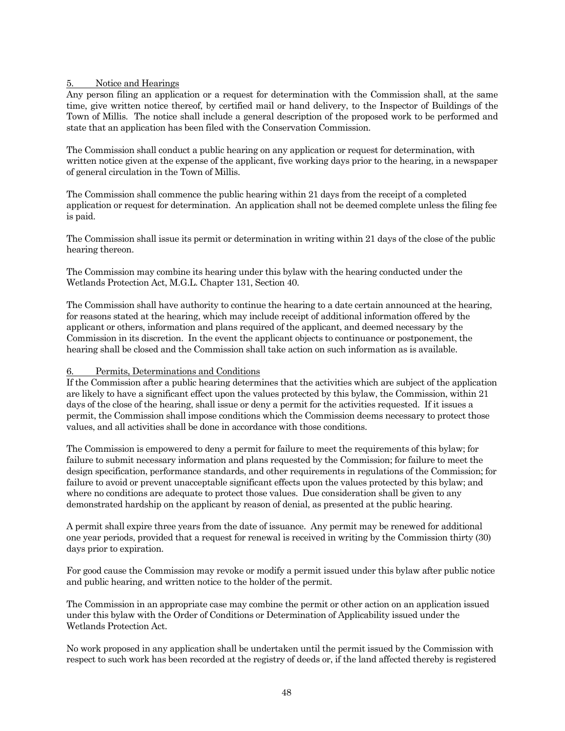5. Notice and Hearings

Any person filing an application or a request for determination with the Commission shall, at the same time, give written notice thereof, by certified mail or hand delivery, to the Inspector of Buildings of the Town of Millis. The notice shall include a general description of the proposed work to be performed and state that an application has been filed with the Conservation Commission.

The Commission shall conduct a public hearing on any application or request for determination, with written notice given at the expense of the applicant, five working days prior to the hearing, in a newspaper of general circulation in the Town of Millis.

The Commission shall commence the public hearing within 21 days from the receipt of a completed application or request for determination. An application shall not be deemed complete unless the filing fee is paid.

The Commission shall issue its permit or determination in writing within 21 days of the close of the public hearing thereon.

The Commission may combine its hearing under this bylaw with the hearing conducted under the Wetlands Protection Act, M.G.L. Chapter 131, Section 40.

The Commission shall have authority to continue the hearing to a date certain announced at the hearing, for reasons stated at the hearing, which may include receipt of additional information offered by the applicant or others, information and plans required of the applicant, and deemed necessary by the Commission in its discretion. In the event the applicant objects to continuance or postponement, the hearing shall be closed and the Commission shall take action on such information as is available.

6. Permits, Determinations and Conditions

If the Commission after a public hearing determines that the activities which are subject of the application are likely to have a significant effect upon the values protected by this bylaw, the Commission, within 21 days of the close of the hearing, shall issue or deny a permit for the activities requested. If it issues a permit, the Commission shall impose conditions which the Commission deems necessary to protect those values, and all activities shall be done in accordance with those conditions.

The Commission is empowered to deny a permit for failure to meet the requirements of this bylaw; for failure to submit necessary information and plans requested by the Commission; for failure to meet the design specification, performance standards, and other requirements in regulations of the Commission; for failure to avoid or prevent unacceptable significant effects upon the values protected by this bylaw; and where no conditions are adequate to protect those values. Due consideration shall be given to any demonstrated hardship on the applicant by reason of denial, as presented at the public hearing.

A permit shall expire three years from the date of issuance. Any permit may be renewed for additional one year periods, provided that a request for renewal is received in writing by the Commission thirty (30) days prior to expiration.

For good cause the Commission may revoke or modify a permit issued under this bylaw after public notice and public hearing, and written notice to the holder of the permit.

The Commission in an appropriate case may combine the permit or other action on an application issued under this bylaw with the Order of Conditions or Determination of Applicability issued under the Wetlands Protection Act.

No work proposed in any application shall be undertaken until the permit issued by the Commission with respect to such work has been recorded at the registry of deeds or, if the land affected thereby is registered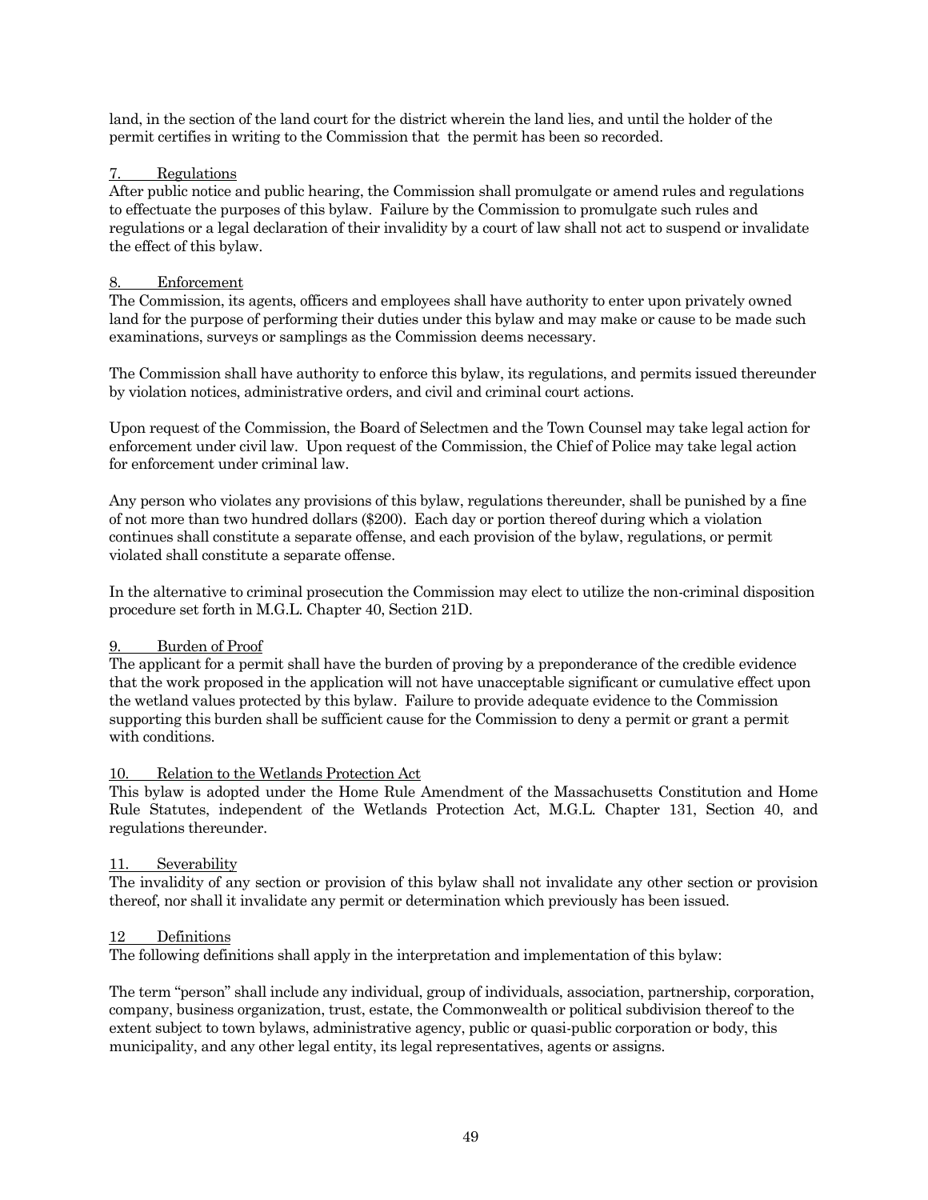land, in the section of the land court for the district wherein the land lies, and until the holder of the permit certifies in writing to the Commission that the permit has been so recorded.

7. Regulations

After public notice and public hearing, the Commission shall promulgate or amend rules and regulations to effectuate the purposes of this bylaw. Failure by the Commission to promulgate such rules and regulations or a legal declaration of their invalidity by a court of law shall not act to suspend or invalidate the effect of this bylaw.

8. Enforcement

The Commission, its agents, officers and employees shall have authority to enter upon privately owned land for the purpose of performing their duties under this bylaw and may make or cause to be made such examinations, surveys or samplings as the Commission deems necessary.

The Commission shall have authority to enforce this bylaw, its regulations, and permits issued thereunder by violation notices, administrative orders, and civil and criminal court actions.

Upon request of the Commission, the Board of Selectmen and the Town Counsel may take legal action for enforcement under civil law. Upon request of the Commission, the Chief of Police may take legal action for enforcement under criminal law.

Any person who violates any provisions of this bylaw, regulations thereunder, shall be punished by a fine of not more than two hundred dollars ($200). Each day or portion thereof during which a violation continues shall constitute a separate offense, and each provision of the bylaw, regulations, or permit violated shall constitute a separate offense.

In the alternative to criminal prosecution the Commission may elect to utilize the non-criminal disposition procedure set forth in M.G.L. Chapter 40, Section 21D.

9. Burden of Proof

The applicant for a permit shall have the burden of proving by a preponderance of the credible evidence that the work proposed in the application will not have unacceptable significant or cumulative effect upon the wetland values protected by this bylaw. Failure to provide adequate evidence to the Commission supporting this burden shall be sufficient cause for the Commission to deny a permit or grant a permit with conditions.

10. Relation to the Wetlands Protection Act

This bylaw is adopted under the Home Rule Amendment of the Massachusetts Constitution and Home Rule Statutes, independent of the Wetlands Protection Act, M.G.L. Chapter 131, Section 40, and regulations thereunder.

11. Severability

The invalidity of any section or provision of this bylaw shall not invalidate any other section or provision thereof, nor shall it invalidate any permit or determination which previously has been issued.

12 Definitions

The following definitions shall apply in the interpretation and implementation of this bylaw:

The term "person" shall include any individual, group of individuals, association, partnership, corporation, company, business organization, trust, estate, the Commonwealth or political subdivision thereof to the extent subject to town bylaws, administrative agency, public or quasi-public corporation or body, this municipality, and any other legal entity, its legal representatives, agents or assigns.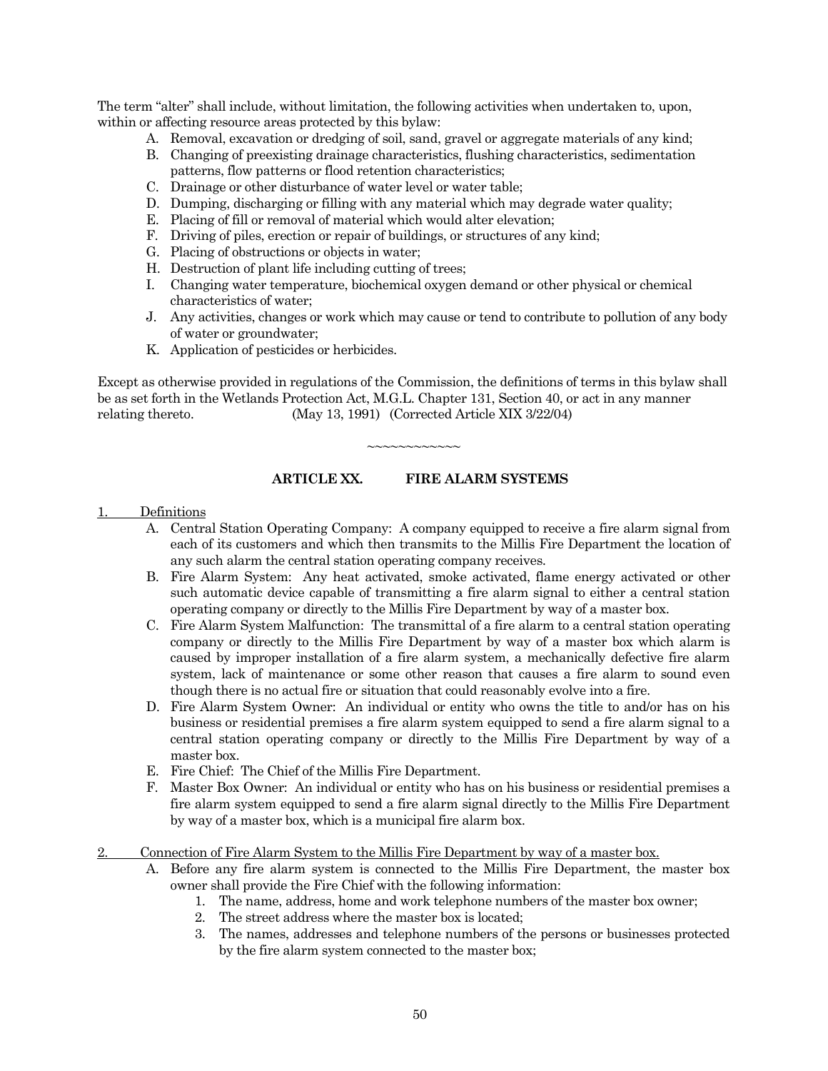The term "alter" shall include, without limitation, the following activities when undertaken to, upon, within or affecting resource areas protected by this bylaw:

A. Removal, excavation or dredging of soil, sand, gravel or aggregate materials of any kind;
B. Changing of preexisting drainage characteristics, flushing characteristics, sedimentation patterns, flow patterns or flood retention characteristics;
C. Drainage or other disturbance of water level or water table;
D. Dumping, discharging or filling with any material which may degrade water quality;
E. Placing of fill or removal of material which would alter elevation;
F. Driving of piles, erection or repair of buildings, or structures of any kind;
G. Placing of obstructions or objects in water;
H. Destruction of plant life including cutting of trees;
I. Changing water temperature, biochemical oxygen demand or other physical or chemical characteristics of water;
J. Any activities, changes or work which may cause or tend to contribute to pollution of any body of water or groundwater;
K. Application of pesticides or herbicides.

Except as otherwise provided in regulations of the Commission, the definitions of terms in this bylaw shall be as set forth in the Wetlands Protection Act, M.G.L. Chapter 131, Section 40, or act in any manner relating thereto. (May 13, 1991) (Corrected Article XIX 3/22/04)

~~~~~~~~~~~~

## ARTICLE XX. FIRE ALARM SYSTEMS

1. Definitions

A. Central Station Operating Company: A company equipped to receive a fire alarm signal from each of its customers and which then transmits to the Millis Fire Department the location of any such alarm the central station operating company receives.
B. Fire Alarm System: Any heat activated, smoke activated, flame energy activated or other such automatic device capable of transmitting a fire alarm signal to either a central station operating company or directly to the Millis Fire Department by way of a master box.
C. Fire Alarm System Malfunction: The transmittal of a fire alarm to a central station operating company or directly to the Millis Fire Department by way of a master box which alarm is caused by improper installation of a fire alarm system, a mechanically defective fire alarm system, lack of maintenance or some other reason that causes a fire alarm to sound even though there is no actual fire or situation that could reasonably evolve into a fire.
D. Fire Alarm System Owner: An individual or entity who owns the title to and/or has on his business or residential premises a fire alarm system equipped to send a fire alarm signal to a central station operating company or directly to the Millis Fire Department by way of a master box.
E. Fire Chief: The Chief of the Millis Fire Department.
F. Master Box Owner: An individual or entity who has on his business or residential premises a fire alarm system equipped to send a fire alarm signal directly to the Millis Fire Department by way of a master box, which is a municipal fire alarm box.

2. Connection of Fire Alarm System to the Millis Fire Department by way of a master box.

A. Before any fire alarm system is connected to the Millis Fire Department, the master box owner shall provide the Fire Chief with the following information:
   1. The name, address, home and work telephone numbers of the master box owner;
   2. The street address where the master box is located;
   3. The names, addresses and telephone numbers of the persons or businesses protected by the fire alarm system connected to the master box;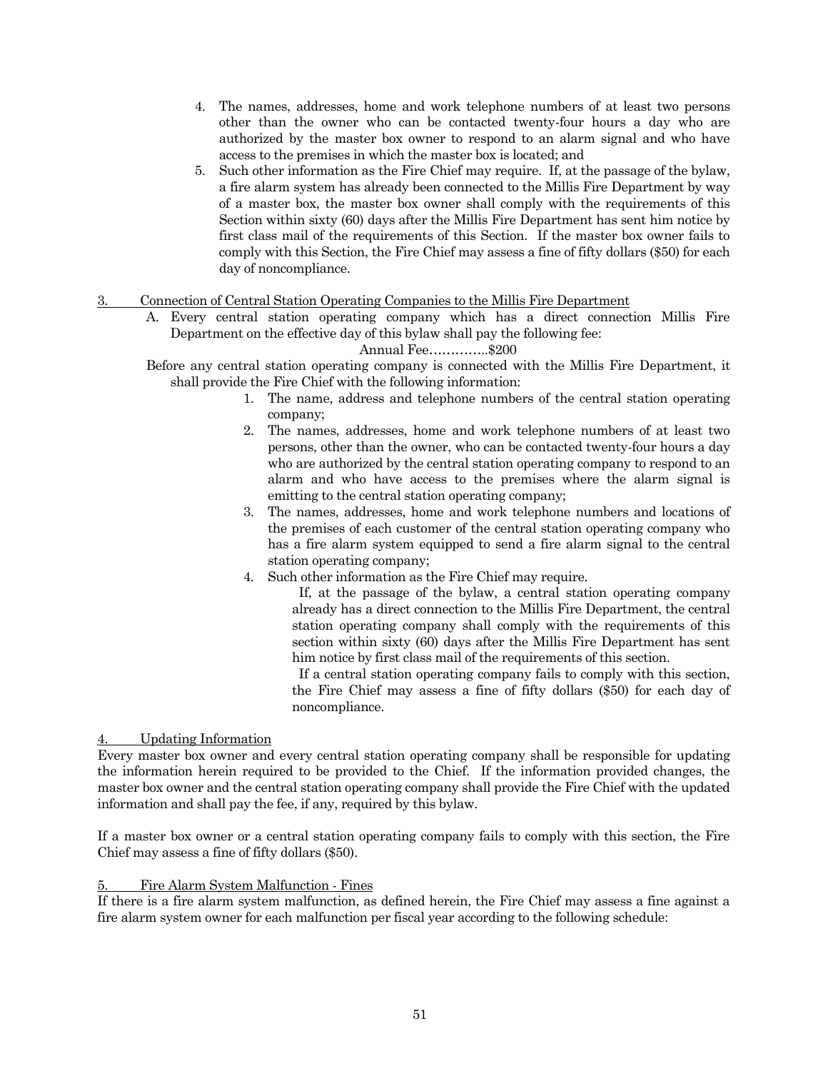4. The names, addresses, home and work telephone numbers of at least two persons other than the owner who can be contacted twenty-four hours a day who are authorized by the master box owner to respond to an alarm signal and who have access to the premises in which the master box is located; and
5. Such other information as the Fire Chief may require. If, at the passage of the bylaw, a fire alarm system has already been connected to the Millis Fire Department by way of a master box, the master box owner shall comply with the requirements of this Section within sixty (60) days after the Millis Fire Department has sent him notice by first class mail of the requirements of this Section. If the master box owner fails to comply with this Section, the Fire Chief may assess a fine of fifty dollars ($50) for each day of noncompliance.

3. Connection of Central Station Operating Companies to the Millis Fire Department

A. Every central station operating company which has a direct connection Millis Fire Department on the effective day of this bylaw shall pay the following fee:

Annual Fee…………..$200

Before any central station operating company is connected with the Millis Fire Department, it shall provide the Fire Chief with the following information:

1. The name, address and telephone numbers of the central station operating company;
2. The names, addresses, home and work telephone numbers of at least two persons, other than the owner, who can be contacted twenty-four hours a day who are authorized by the central station operating company to respond to an alarm and who have access to the premises where the alarm signal is emitting to the central station operating company;
3. The names, addresses, home and work telephone numbers and locations of the premises of each customer of the central station operating company who has a fire alarm system equipped to send a fire alarm signal to the central station operating company;
4. Such other information as the Fire Chief may require.

If, at the passage of the bylaw, a central station operating company already has a direct connection to the Millis Fire Department, the central station operating company shall comply with the requirements of this section within sixty (60) days after the Millis Fire Department has sent him notice by first class mail of the requirements of this section.

If a central station operating company fails to comply with this section, the Fire Chief may assess a fine of fifty dollars ($50) for each day of noncompliance.

4. Updating Information

Every master box owner and every central station operating company shall be responsible for updating the information herein required to be provided to the Chief. If the information provided changes, the master box owner and the central station operating company shall provide the Fire Chief with the updated information and shall pay the fee, if any, required by this bylaw.

If a master box owner or a central station operating company fails to comply with this section, the Fire Chief may assess a fine of fifty dollars ($50).

5. Fire Alarm System Malfunction - Fines

If there is a fire alarm system malfunction, as defined herein, the Fire Chief may assess a fine against a fire alarm system owner for each malfunction per fiscal year according to the following schedule: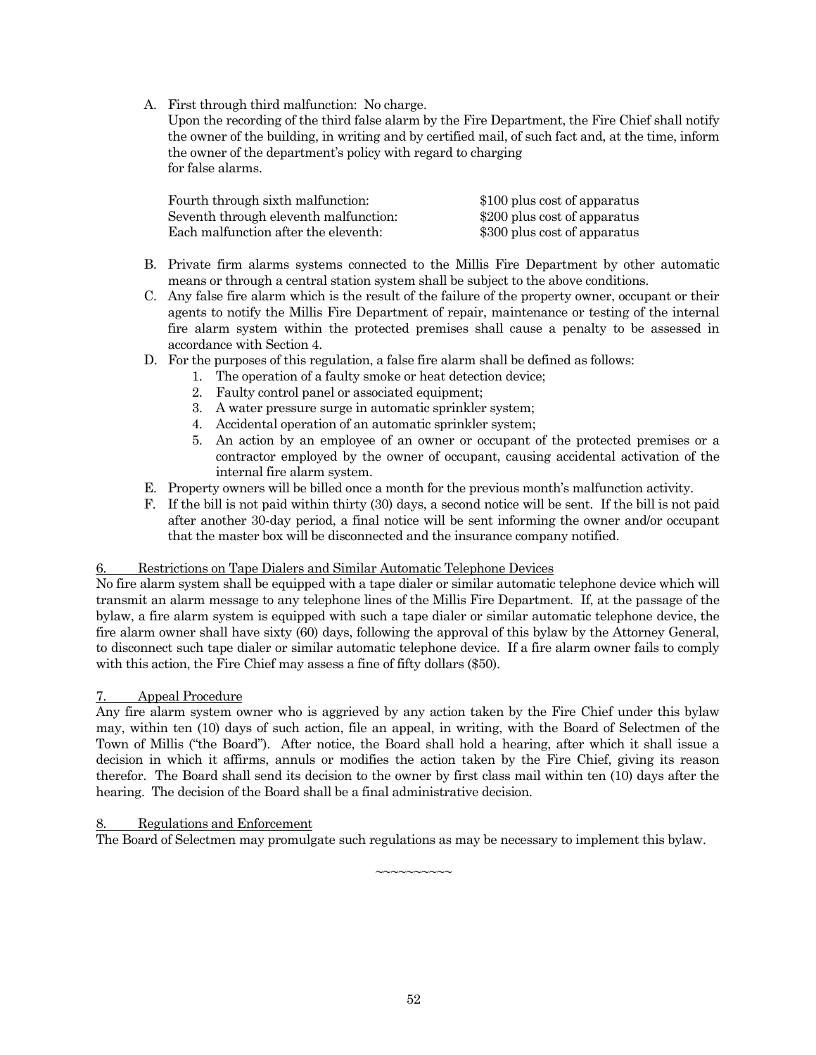A. First through third malfunction: No charge.
   Upon the recording of the third false alarm by the Fire Department, the Fire Chief shall notify the owner of the building, in writing and by certified mail, of such fact and, at the time, inform the owner of the department's policy with regard to charging for false alarms.

   | | |
   |---|---|
   | Fourth through sixth malfunction: | $100 plus cost of apparatus |
   | Seventh through eleventh malfunction: | $200 plus cost of apparatus |
   | Each malfunction after the eleventh: | $300 plus cost of apparatus |

B. Private firm alarms systems connected to the Millis Fire Department by other automatic means or through a central station system shall be subject to the above conditions.
C. Any false fire alarm which is the result of the failure of the property owner, occupant or their agents to notify the Millis Fire Department of repair, maintenance or testing of the internal fire alarm system within the protected premises shall cause a penalty to be assessed in accordance with Section 4.
D. For the purposes of this regulation, a false fire alarm shall be defined as follows:
   1. The operation of a faulty smoke or heat detection device;
   2. Faulty control panel or associated equipment;
   3. A water pressure surge in automatic sprinkler system;
   4. Accidental operation of an automatic sprinkler system;
   5. An action by an employee of an owner or occupant of the protected premises or a contractor employed by the owner of occupant, causing accidental activation of the internal fire alarm system.
E. Property owners will be billed once a month for the previous month's malfunction activity.
F. If the bill is not paid within thirty (30) days, a second notice will be sent. If the bill is not paid after another 30-day period, a final notice will be sent informing the owner and/or occupant that the master box will be disconnected and the insurance company notified.

6. Restrictions on Tape Dialers and Similar Automatic Telephone Devices

No fire alarm system shall be equipped with a tape dialer or similar automatic telephone device which will transmit an alarm message to any telephone lines of the Millis Fire Department. If, at the passage of the bylaw, a fire alarm system is equipped with such a tape dialer or similar automatic telephone device, the fire alarm owner shall have sixty (60) days, following the approval of this bylaw by the Attorney General, to disconnect such tape dialer or similar automatic telephone device. If a fire alarm owner fails to comply with this action, the Fire Chief may assess a fine of fifty dollars ($50).

7. Appeal Procedure

Any fire alarm system owner who is aggrieved by any action taken by the Fire Chief under this bylaw may, within ten (10) days of such action, file an appeal, in writing, with the Board of Selectmen of the Town of Millis ("the Board"). After notice, the Board shall hold a hearing, after which it shall issue a decision in which it affirms, annuls or modifies the action taken by the Fire Chief, giving its reason therefor. The Board shall send its decision to the owner by first class mail within ten (10) days after the hearing. The decision of the Board shall be a final administrative decision.

8. Regulations and Enforcement

The Board of Selectmen may promulgate such regulations as may be necessary to implement this bylaw.

~~~~~~~~~~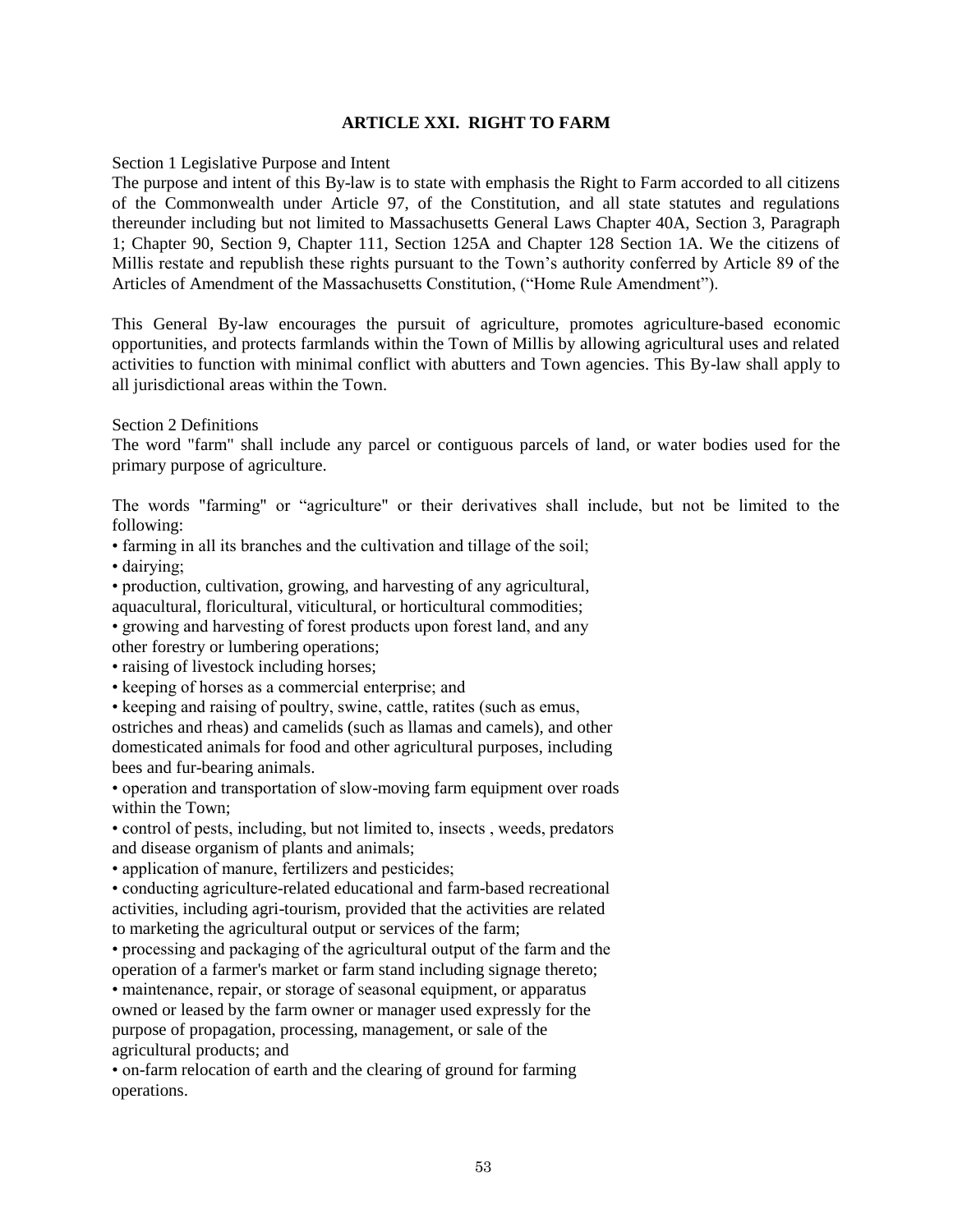## ARTICLE XXI. RIGHT TO FARM

Section 1 Legislative Purpose and Intent

The purpose and intent of this By-law is to state with emphasis the Right to Farm accorded to all citizens of the Commonwealth under Article 97, of the Constitution, and all state statutes and regulations thereunder including but not limited to Massachusetts General Laws Chapter 40A, Section 3, Paragraph 1; Chapter 90, Section 9, Chapter 111, Section 125A and Chapter 128 Section 1A. We the citizens of Millis restate and republish these rights pursuant to the Town's authority conferred by Article 89 of the Articles of Amendment of the Massachusetts Constitution, ("Home Rule Amendment").

This General By-law encourages the pursuit of agriculture, promotes agriculture-based economic opportunities, and protects farmlands within the Town of Millis by allowing agricultural uses and related activities to function with minimal conflict with abutters and Town agencies. This By-law shall apply to all jurisdictional areas within the Town.

Section 2 Definitions

The word "farm" shall include any parcel or contiguous parcels of land, or water bodies used for the primary purpose of agriculture.

The words "farming" or "agriculture" or their derivatives shall include, but not be limited to the following:

- farming in all its branches and the cultivation and tillage of the soil;
- dairying;
- production, cultivation, growing, and harvesting of any agricultural, aquacultural, floricultural, viticultural, or horticultural commodities;
- growing and harvesting of forest products upon forest land, and any other forestry or lumbering operations;
- raising of livestock including horses;
- keeping of horses as a commercial enterprise; and
- keeping and raising of poultry, swine, cattle, ratites (such as emus, ostriches and rheas) and camelids (such as llamas and camels), and other domesticated animals for food and other agricultural purposes, including bees and fur-bearing animals.
- operation and transportation of slow-moving farm equipment over roads within the Town;
- control of pests, including, but not limited to, insects , weeds, predators and disease organism of plants and animals;
- application of manure, fertilizers and pesticides;
- conducting agriculture-related educational and farm-based recreational activities, including agri-tourism, provided that the activities are related to marketing the agricultural output or services of the farm;
- processing and packaging of the agricultural output of the farm and the operation of a farmer's market or farm stand including signage thereto;
- maintenance, repair, or storage of seasonal equipment, or apparatus owned or leased by the farm owner or manager used expressly for the purpose of propagation, processing, management, or sale of the agricultural products; and
- on-farm relocation of earth and the clearing of ground for farming operations.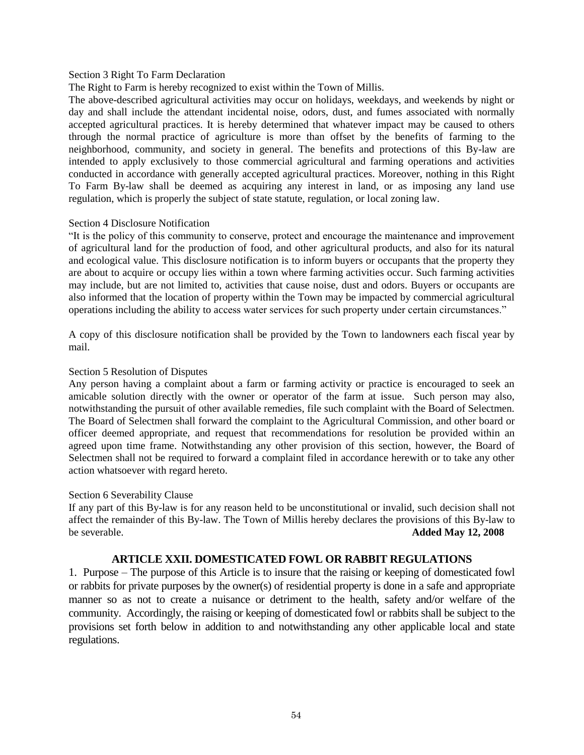Section 3 Right To Farm Declaration

The Right to Farm is hereby recognized to exist within the Town of Millis.

The above-described agricultural activities may occur on holidays, weekdays, and weekends by night or day and shall include the attendant incidental noise, odors, dust, and fumes associated with normally accepted agricultural practices. It is hereby determined that whatever impact may be caused to others through the normal practice of agriculture is more than offset by the benefits of farming to the neighborhood, community, and society in general. The benefits and protections of this By-law are intended to apply exclusively to those commercial agricultural and farming operations and activities conducted in accordance with generally accepted agricultural practices. Moreover, nothing in this Right To Farm By-law shall be deemed as acquiring any interest in land, or as imposing any land use regulation, which is properly the subject of state statute, regulation, or local zoning law.

Section 4 Disclosure Notification

"It is the policy of this community to conserve, protect and encourage the maintenance and improvement of agricultural land for the production of food, and other agricultural products, and also for its natural and ecological value. This disclosure notification is to inform buyers or occupants that the property they are about to acquire or occupy lies within a town where farming activities occur. Such farming activities may include, but are not limited to, activities that cause noise, dust and odors. Buyers or occupants are also informed that the location of property within the Town may be impacted by commercial agricultural operations including the ability to access water services for such property under certain circumstances."

A copy of this disclosure notification shall be provided by the Town to landowners each fiscal year by mail.

Section 5 Resolution of Disputes

Any person having a complaint about a farm or farming activity or practice is encouraged to seek an amicable solution directly with the owner or operator of the farm at issue. Such person may also, notwithstanding the pursuit of other available remedies, file such complaint with the Board of Selectmen. The Board of Selectmen shall forward the complaint to the Agricultural Commission, and other board or officer deemed appropriate, and request that recommendations for resolution be provided within an agreed upon time frame. Notwithstanding any other provision of this section, however, the Board of Selectmen shall not be required to forward a complaint filed in accordance herewith or to take any other action whatsoever with regard hereto.

Section 6 Severability Clause

If any part of this By-law is for any reason held to be unconstitutional or invalid, such decision shall not affect the remainder of this By-law. The Town of Millis hereby declares the provisions of this By-law to be severable. **Added May 12, 2008**

## ARTICLE XXII. DOMESTICATED FOWL OR RABBIT REGULATIONS

1. Purpose – The purpose of this Article is to insure that the raising or keeping of domesticated fowl or rabbits for private purposes by the owner(s) of residential property is done in a safe and appropriate manner so as not to create a nuisance or detriment to the health, safety and/or welfare of the community. Accordingly, the raising or keeping of domesticated fowl or rabbits shall be subject to the provisions set forth below in addition to and notwithstanding any other applicable local and state regulations.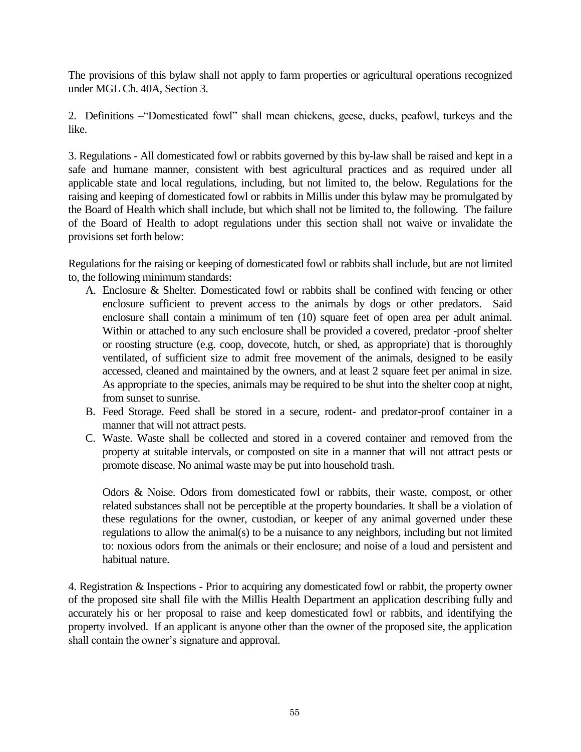The provisions of this bylaw shall not apply to farm properties or agricultural operations recognized under MGL Ch. 40A, Section 3.

2. Definitions –"Domesticated fowl" shall mean chickens, geese, ducks, peafowl, turkeys and the like.

3. Regulations - All domesticated fowl or rabbits governed by this by-law shall be raised and kept in a safe and humane manner, consistent with best agricultural practices and as required under all applicable state and local regulations, including, but not limited to, the below. Regulations for the raising and keeping of domesticated fowl or rabbits in Millis under this bylaw may be promulgated by the Board of Health which shall include, but which shall not be limited to, the following. The failure of the Board of Health to adopt regulations under this section shall not waive or invalidate the provisions set forth below:

Regulations for the raising or keeping of domesticated fowl or rabbits shall include, but are not limited to, the following minimum standards:

A. Enclosure & Shelter. Domesticated fowl or rabbits shall be confined with fencing or other enclosure sufficient to prevent access to the animals by dogs or other predators. Said enclosure shall contain a minimum of ten (10) square feet of open area per adult animal. Within or attached to any such enclosure shall be provided a covered, predator -proof shelter or roosting structure (e.g. coop, dovecote, hutch, or shed, as appropriate) that is thoroughly ventilated, of sufficient size to admit free movement of the animals, designed to be easily accessed, cleaned and maintained by the owners, and at least 2 square feet per animal in size. As appropriate to the species, animals may be required to be shut into the shelter coop at night, from sunset to sunrise.
B. Feed Storage. Feed shall be stored in a secure, rodent- and predator-proof container in a manner that will not attract pests.
C. Waste. Waste shall be collected and stored in a covered container and removed from the property at suitable intervals, or composted on site in a manner that will not attract pests or promote disease. No animal waste may be put into household trash.

   Odors & Noise. Odors from domesticated fowl or rabbits, their waste, compost, or other related substances shall not be perceptible at the property boundaries. It shall be a violation of these regulations for the owner, custodian, or keeper of any animal governed under these regulations to allow the animal(s) to be a nuisance to any neighbors, including but not limited to: noxious odors from the animals or their enclosure; and noise of a loud and persistent and habitual nature.

4. Registration & Inspections - Prior to acquiring any domesticated fowl or rabbit, the property owner of the proposed site shall file with the Millis Health Department an application describing fully and accurately his or her proposal to raise and keep domesticated fowl or rabbits, and identifying the property involved. If an applicant is anyone other than the owner of the proposed site, the application shall contain the owner's signature and approval.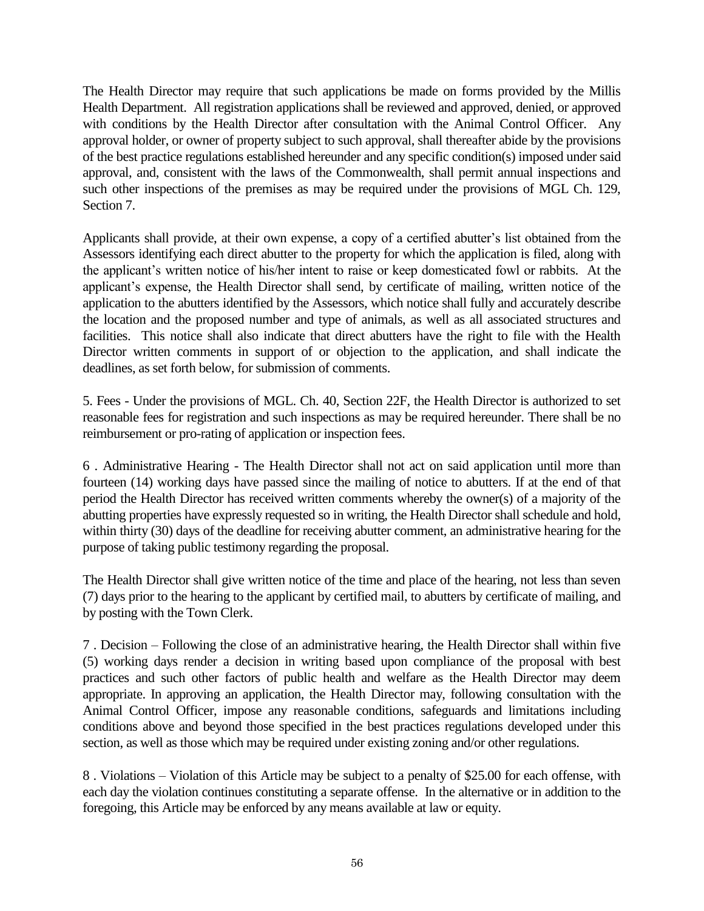The Health Director may require that such applications be made on forms provided by the Millis Health Department. All registration applications shall be reviewed and approved, denied, or approved with conditions by the Health Director after consultation with the Animal Control Officer. Any approval holder, or owner of property subject to such approval, shall thereafter abide by the provisions of the best practice regulations established hereunder and any specific condition(s) imposed under said approval, and, consistent with the laws of the Commonwealth, shall permit annual inspections and such other inspections of the premises as may be required under the provisions of MGL Ch. 129, Section 7.

Applicants shall provide, at their own expense, a copy of a certified abutter's list obtained from the Assessors identifying each direct abutter to the property for which the application is filed, along with the applicant's written notice of his/her intent to raise or keep domesticated fowl or rabbits. At the applicant's expense, the Health Director shall send, by certificate of mailing, written notice of the application to the abutters identified by the Assessors, which notice shall fully and accurately describe the location and the proposed number and type of animals, as well as all associated structures and facilities. This notice shall also indicate that direct abutters have the right to file with the Health Director written comments in support of or objection to the application, and shall indicate the deadlines, as set forth below, for submission of comments.

5. Fees - Under the provisions of MGL. Ch. 40, Section 22F, the Health Director is authorized to set reasonable fees for registration and such inspections as may be required hereunder. There shall be no reimbursement or pro-rating of application or inspection fees.

6 . Administrative Hearing - The Health Director shall not act on said application until more than fourteen (14) working days have passed since the mailing of notice to abutters. If at the end of that period the Health Director has received written comments whereby the owner(s) of a majority of the abutting properties have expressly requested so in writing, the Health Director shall schedule and hold, within thirty (30) days of the deadline for receiving abutter comment, an administrative hearing for the purpose of taking public testimony regarding the proposal.

The Health Director shall give written notice of the time and place of the hearing, not less than seven (7) days prior to the hearing to the applicant by certified mail, to abutters by certificate of mailing, and by posting with the Town Clerk.

7 . Decision – Following the close of an administrative hearing, the Health Director shall within five (5) working days render a decision in writing based upon compliance of the proposal with best practices and such other factors of public health and welfare as the Health Director may deem appropriate. In approving an application, the Health Director may, following consultation with the Animal Control Officer, impose any reasonable conditions, safeguards and limitations including conditions above and beyond those specified in the best practices regulations developed under this section, as well as those which may be required under existing zoning and/or other regulations.

8 . Violations – Violation of this Article may be subject to a penalty of $25.00 for each offense, with each day the violation continues constituting a separate offense. In the alternative or in addition to the foregoing, this Article may be enforced by any means available at law or equity.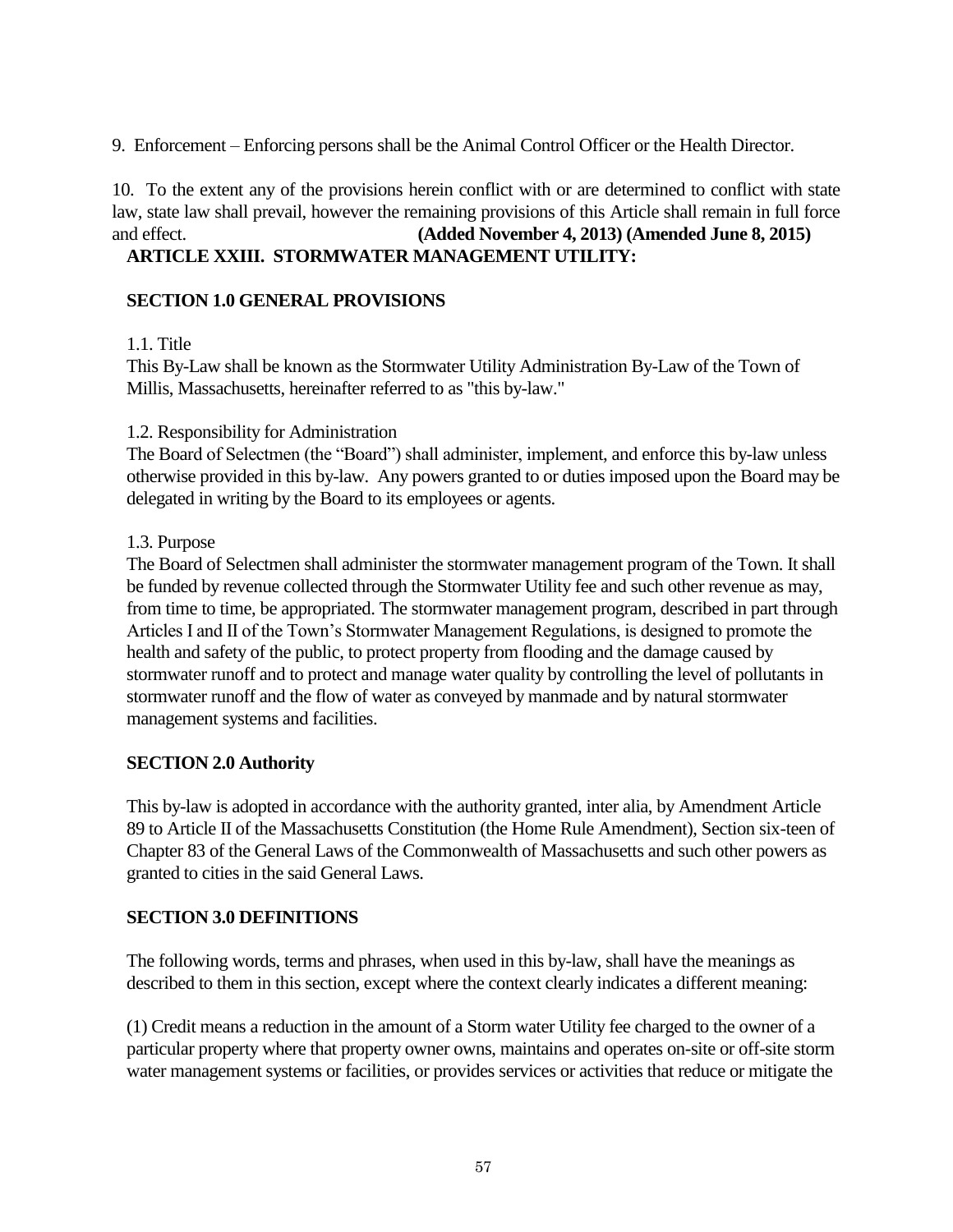9. Enforcement – Enforcing persons shall be the Animal Control Officer or the Health Director.

10. To the extent any of the provisions herein conflict with or are determined to conflict with state law, state law shall prevail, however the remaining provisions of this Article shall remain in full force and effect. **(Added November 4, 2013) (Amended June 8, 2015)**

## ARTICLE XXIII. STORMWATER MANAGEMENT UTILITY:

### SECTION 1.0 GENERAL PROVISIONS

1.1. Title
This By-Law shall be known as the Stormwater Utility Administration By-Law of the Town of Millis, Massachusetts, hereinafter referred to as "this by-law."

1.2. Responsibility for Administration
The Board of Selectmen (the "Board") shall administer, implement, and enforce this by-law unless otherwise provided in this by-law. Any powers granted to or duties imposed upon the Board may be delegated in writing by the Board to its employees or agents.

1.3. Purpose
The Board of Selectmen shall administer the stormwater management program of the Town. It shall be funded by revenue collected through the Stormwater Utility fee and such other revenue as may, from time to time, be appropriated. The stormwater management program, described in part through Articles I and II of the Town's Stormwater Management Regulations, is designed to promote the health and safety of the public, to protect property from flooding and the damage caused by stormwater runoff and to protect and manage water quality by controlling the level of pollutants in stormwater runoff and the flow of water as conveyed by manmade and by natural stormwater management systems and facilities.

### SECTION 2.0 Authority

This by-law is adopted in accordance with the authority granted, inter alia, by Amendment Article 89 to Article II of the Massachusetts Constitution (the Home Rule Amendment), Section six-teen of Chapter 83 of the General Laws of the Commonwealth of Massachusetts and such other powers as granted to cities in the said General Laws.

### SECTION 3.0 DEFINITIONS

The following words, terms and phrases, when used in this by-law, shall have the meanings as described to them in this section, except where the context clearly indicates a different meaning:

(1) Credit means a reduction in the amount of a Storm water Utility fee charged to the owner of a particular property where that property owner owns, maintains and operates on-site or off-site storm water management systems or facilities, or provides services or activities that reduce or mitigate the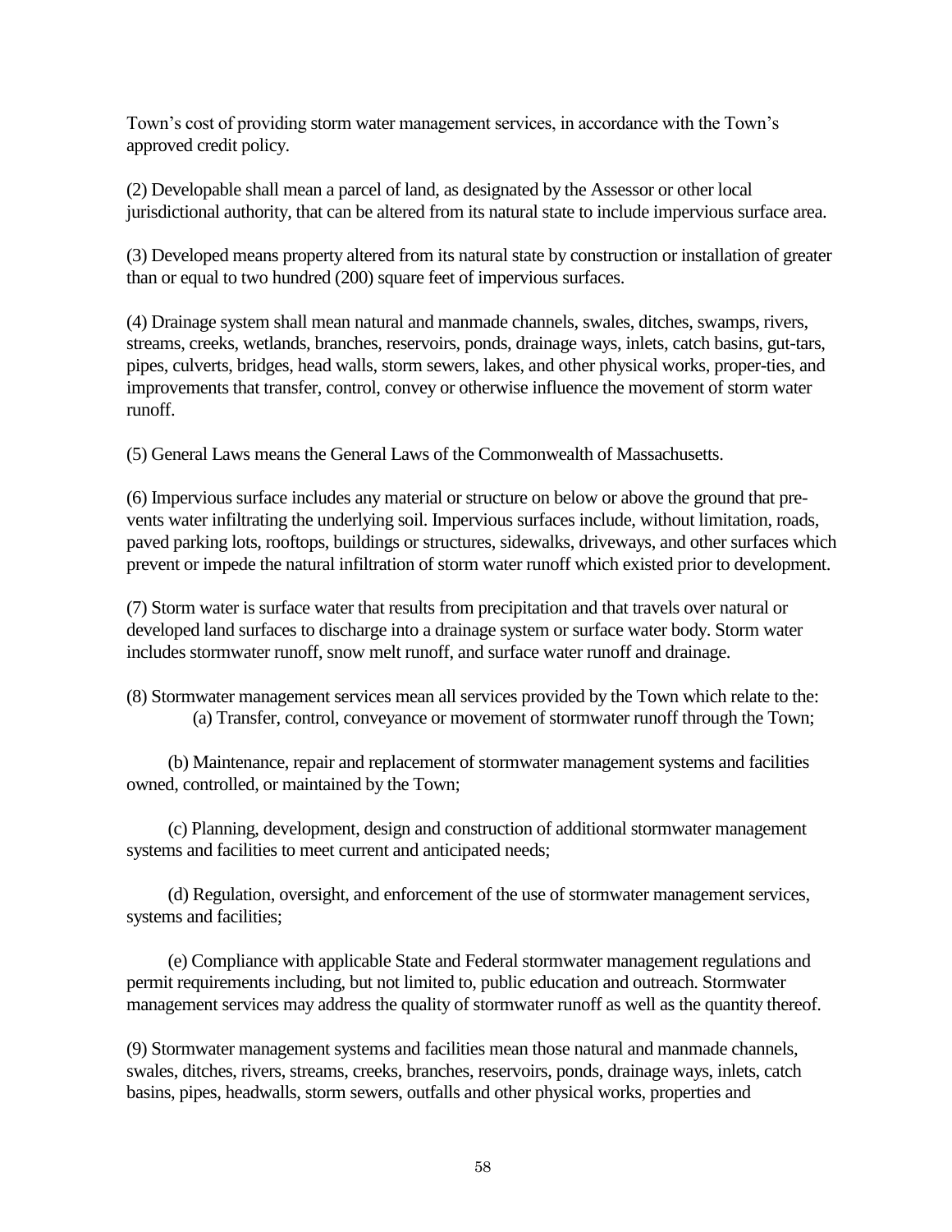Town's cost of providing storm water management services, in accordance with the Town's approved credit policy.

(2) Developable shall mean a parcel of land, as designated by the Assessor or other local jurisdictional authority, that can be altered from its natural state to include impervious surface area.

(3) Developed means property altered from its natural state by construction or installation of greater than or equal to two hundred (200) square feet of impervious surfaces.

(4) Drainage system shall mean natural and manmade channels, swales, ditches, swamps, rivers, streams, creeks, wetlands, branches, reservoirs, ponds, drainage ways, inlets, catch basins, gut-tars, pipes, culverts, bridges, head walls, storm sewers, lakes, and other physical works, proper-ties, and improvements that transfer, control, convey or otherwise influence the movement of storm water runoff.

(5) General Laws means the General Laws of the Commonwealth of Massachusetts.

(6) Impervious surface includes any material or structure on below or above the ground that pre-vents water infiltrating the underlying soil. Impervious surfaces include, without limitation, roads, paved parking lots, rooftops, buildings or structures, sidewalks, driveways, and other surfaces which prevent or impede the natural infiltration of storm water runoff which existed prior to development.

(7) Storm water is surface water that results from precipitation and that travels over natural or developed land surfaces to discharge into a drainage system or surface water body. Storm water includes stormwater runoff, snow melt runoff, and surface water runoff and drainage.

(8) Stormwater management services mean all services provided by the Town which relate to the:

(a) Transfer, control, conveyance or movement of stormwater runoff through the Town;

(b) Maintenance, repair and replacement of stormwater management systems and facilities owned, controlled, or maintained by the Town;

(c) Planning, development, design and construction of additional stormwater management systems and facilities to meet current and anticipated needs;

(d) Regulation, oversight, and enforcement of the use of stormwater management services, systems and facilities;

(e) Compliance with applicable State and Federal stormwater management regulations and permit requirements including, but not limited to, public education and outreach. Stormwater management services may address the quality of stormwater runoff as well as the quantity thereof.

(9) Stormwater management systems and facilities mean those natural and manmade channels, swales, ditches, rivers, streams, creeks, branches, reservoirs, ponds, drainage ways, inlets, catch basins, pipes, headwalls, storm sewers, outfalls and other physical works, properties and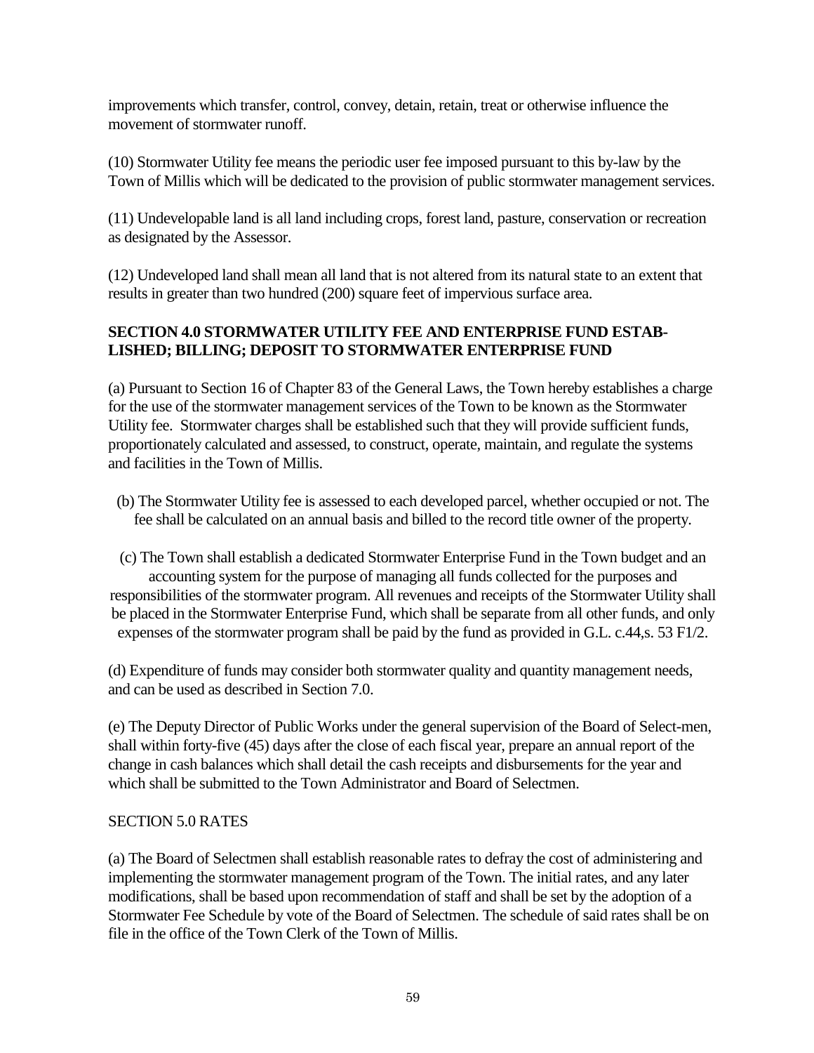improvements which transfer, control, convey, detain, retain, treat or otherwise influence the movement of stormwater runoff.

(10) Stormwater Utility fee means the periodic user fee imposed pursuant to this by-law by the Town of Millis which will be dedicated to the provision of public stormwater management services.

(11) Undevelopable land is all land including crops, forest land, pasture, conservation or recreation as designated by the Assessor.

(12) Undeveloped land shall mean all land that is not altered from its natural state to an extent that results in greater than two hundred (200) square feet of impervious surface area.

**SECTION 4.0 STORMWATER UTILITY FEE AND ENTERPRISE FUND ESTABLISHED; BILLING; DEPOSIT TO STORMWATER ENTERPRISE FUND**

(a) Pursuant to Section 16 of Chapter 83 of the General Laws, the Town hereby establishes a charge for the use of the stormwater management services of the Town to be known as the Stormwater Utility fee. Stormwater charges shall be established such that they will provide sufficient funds, proportionately calculated and assessed, to construct, operate, maintain, and regulate the systems and facilities in the Town of Millis.

(b) The Stormwater Utility fee is assessed to each developed parcel, whether occupied or not. The fee shall be calculated on an annual basis and billed to the record title owner of the property.

(c) The Town shall establish a dedicated Stormwater Enterprise Fund in the Town budget and an accounting system for the purpose of managing all funds collected for the purposes and responsibilities of the stormwater program. All revenues and receipts of the Stormwater Utility shall be placed in the Stormwater Enterprise Fund, which shall be separate from all other funds, and only expenses of the stormwater program shall be paid by the fund as provided in G.L. c.44,s. 53 F1/2.

(d) Expenditure of funds may consider both stormwater quality and quantity management needs, and can be used as described in Section 7.0.

(e) The Deputy Director of Public Works under the general supervision of the Board of Select-men, shall within forty-five (45) days after the close of each fiscal year, prepare an annual report of the change in cash balances which shall detail the cash receipts and disbursements for the year and which shall be submitted to the Town Administrator and Board of Selectmen.

SECTION 5.0 RATES

(a) The Board of Selectmen shall establish reasonable rates to defray the cost of administering and implementing the stormwater management program of the Town. The initial rates, and any later modifications, shall be based upon recommendation of staff and shall be set by the adoption of a Stormwater Fee Schedule by vote of the Board of Selectmen. The schedule of said rates shall be on file in the office of the Town Clerk of the Town of Millis.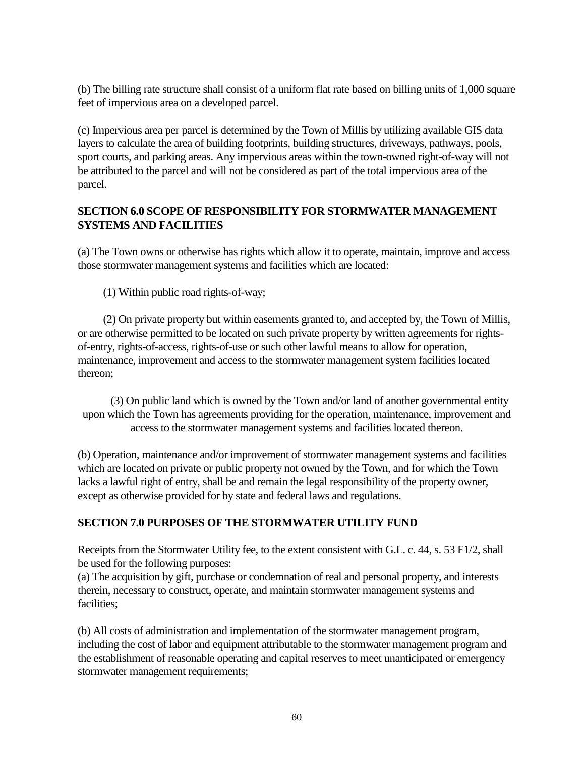(b) The billing rate structure shall consist of a uniform flat rate based on billing units of 1,000 square feet of impervious area on a developed parcel.

(c) Impervious area per parcel is determined by the Town of Millis by utilizing available GIS data layers to calculate the area of building footprints, building structures, driveways, pathways, pools, sport courts, and parking areas. Any impervious areas within the town-owned right-of-way will not be attributed to the parcel and will not be considered as part of the total impervious area of the parcel.

**SECTION 6.0 SCOPE OF RESPONSIBILITY FOR STORMWATER MANAGEMENT SYSTEMS AND FACILITIES**

(a) The Town owns or otherwise has rights which allow it to operate, maintain, improve and access those stormwater management systems and facilities which are located:

(1) Within public road rights-of-way;

(2) On private property but within easements granted to, and accepted by, the Town of Millis, or are otherwise permitted to be located on such private property by written agreements for rights-of-entry, rights-of-access, rights-of-use or such other lawful means to allow for operation, maintenance, improvement and access to the stormwater management system facilities located thereon;

(3) On public land which is owned by the Town and/or land of another governmental entity upon which the Town has agreements providing for the operation, maintenance, improvement and access to the stormwater management systems and facilities located thereon.

(b) Operation, maintenance and/or improvement of stormwater management systems and facilities which are located on private or public property not owned by the Town, and for which the Town lacks a lawful right of entry, shall be and remain the legal responsibility of the property owner, except as otherwise provided for by state and federal laws and regulations.

**SECTION 7.0 PURPOSES OF THE STORMWATER UTILITY FUND**

Receipts from the Stormwater Utility fee, to the extent consistent with G.L. c. 44, s. 53 F1/2, shall be used for the following purposes:

(a) The acquisition by gift, purchase or condemnation of real and personal property, and interests therein, necessary to construct, operate, and maintain stormwater management systems and facilities;

(b) All costs of administration and implementation of the stormwater management program, including the cost of labor and equipment attributable to the stormwater management program and the establishment of reasonable operating and capital reserves to meet unanticipated or emergency stormwater management requirements;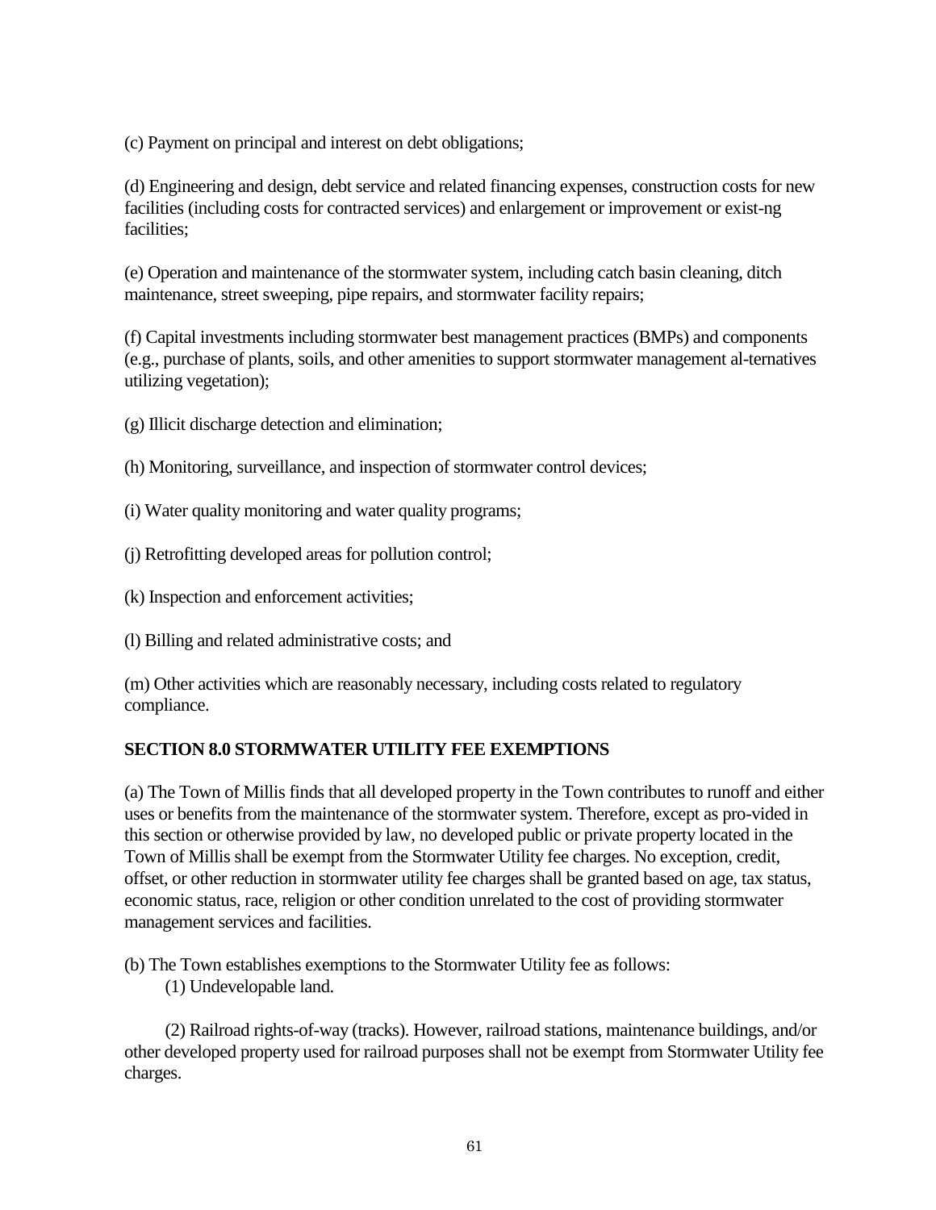(c) Payment on principal and interest on debt obligations;

(d) Engineering and design, debt service and related financing expenses, construction costs for new facilities (including costs for contracted services) and enlargement or improvement or exist-ng facilities;

(e) Operation and maintenance of the stormwater system, including catch basin cleaning, ditch maintenance, street sweeping, pipe repairs, and stormwater facility repairs;

(f) Capital investments including stormwater best management practices (BMPs) and components (e.g., purchase of plants, soils, and other amenities to support stormwater management al-ternatives utilizing vegetation);

(g) Illicit discharge detection and elimination;

(h) Monitoring, surveillance, and inspection of stormwater control devices;

(i) Water quality monitoring and water quality programs;

(j) Retrofitting developed areas for pollution control;

(k) Inspection and enforcement activities;

(l) Billing and related administrative costs; and

(m) Other activities which are reasonably necessary, including costs related to regulatory compliance.

**SECTION 8.0 STORMWATER UTILITY FEE EXEMPTIONS**

(a) The Town of Millis finds that all developed property in the Town contributes to runoff and either uses or benefits from the maintenance of the stormwater system. Therefore, except as pro-vided in this section or otherwise provided by law, no developed public or private property located in the Town of Millis shall be exempt from the Stormwater Utility fee charges. No exception, credit, offset, or other reduction in stormwater utility fee charges shall be granted based on age, tax status, economic status, race, religion or other condition unrelated to the cost of providing stormwater management services and facilities.

(b) The Town establishes exemptions to the Stormwater Utility fee as follows:

(1) Undevelopable land.

(2) Railroad rights-of-way (tracks). However, railroad stations, maintenance buildings, and/or other developed property used for railroad purposes shall not be exempt from Stormwater Utility fee charges.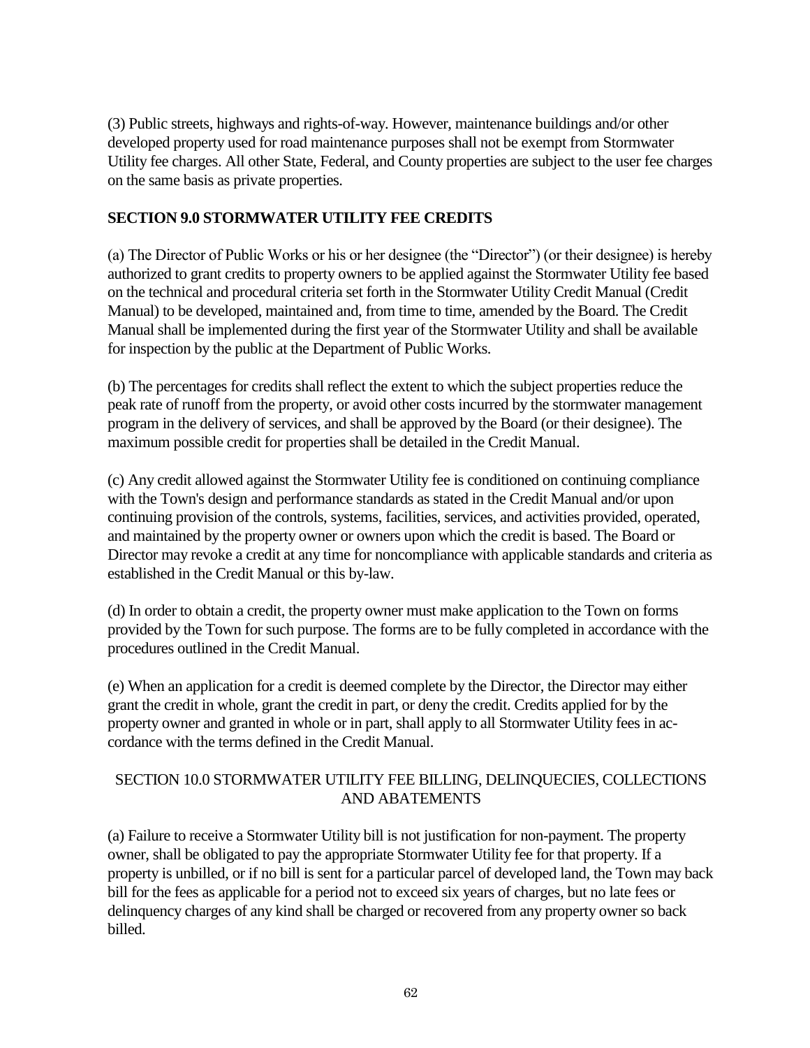(3) Public streets, highways and rights-of-way. However, maintenance buildings and/or other developed property used for road maintenance purposes shall not be exempt from Stormwater Utility fee charges. All other State, Federal, and County properties are subject to the user fee charges on the same basis as private properties.

## SECTION 9.0 STORMWATER UTILITY FEE CREDITS

(a) The Director of Public Works or his or her designee (the "Director") (or their designee) is hereby authorized to grant credits to property owners to be applied against the Stormwater Utility fee based on the technical and procedural criteria set forth in the Stormwater Utility Credit Manual (Credit Manual) to be developed, maintained and, from time to time, amended by the Board. The Credit Manual shall be implemented during the first year of the Stormwater Utility and shall be available for inspection by the public at the Department of Public Works.

(b) The percentages for credits shall reflect the extent to which the subject properties reduce the peak rate of runoff from the property, or avoid other costs incurred by the stormwater management program in the delivery of services, and shall be approved by the Board (or their designee). The maximum possible credit for properties shall be detailed in the Credit Manual.

(c) Any credit allowed against the Stormwater Utility fee is conditioned on continuing compliance with the Town's design and performance standards as stated in the Credit Manual and/or upon continuing provision of the controls, systems, facilities, services, and activities provided, operated, and maintained by the property owner or owners upon which the credit is based. The Board or Director may revoke a credit at any time for noncompliance with applicable standards and criteria as established in the Credit Manual or this by-law.

(d) In order to obtain a credit, the property owner must make application to the Town on forms provided by the Town for such purpose. The forms are to be fully completed in accordance with the procedures outlined in the Credit Manual.

(e) When an application for a credit is deemed complete by the Director, the Director may either grant the credit in whole, grant the credit in part, or deny the credit. Credits applied for by the property owner and granted in whole or in part, shall apply to all Stormwater Utility fees in accordance with the terms defined in the Credit Manual.

## SECTION 10.0 STORMWATER UTILITY FEE BILLING, DELINQUECIES, COLLECTIONS AND ABATEMENTS

(a) Failure to receive a Stormwater Utility bill is not justification for non-payment. The property owner, shall be obligated to pay the appropriate Stormwater Utility fee for that property. If a property is unbilled, or if no bill is sent for a particular parcel of developed land, the Town may back bill for the fees as applicable for a period not to exceed six years of charges, but no late fees or delinquency charges of any kind shall be charged or recovered from any property owner so back billed.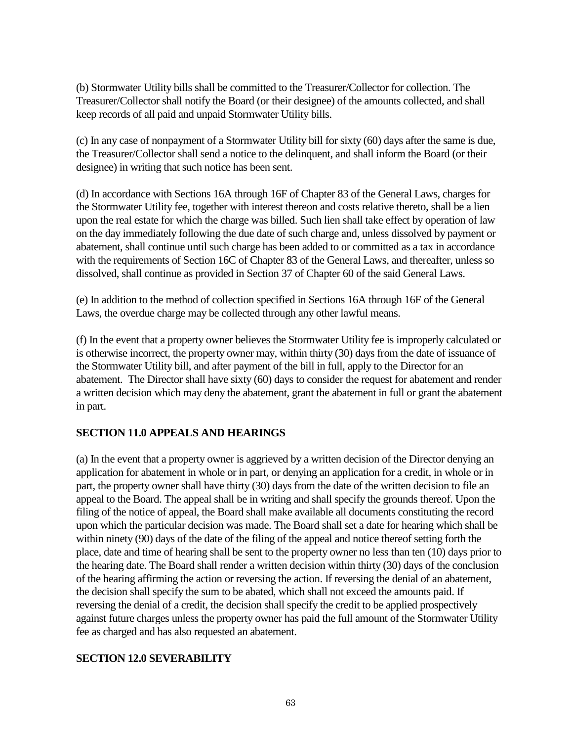(b) Stormwater Utility bills shall be committed to the Treasurer/Collector for collection. The Treasurer/Collector shall notify the Board (or their designee) of the amounts collected, and shall keep records of all paid and unpaid Stormwater Utility bills.

(c) In any case of nonpayment of a Stormwater Utility bill for sixty (60) days after the same is due, the Treasurer/Collector shall send a notice to the delinquent, and shall inform the Board (or their designee) in writing that such notice has been sent.

(d) In accordance with Sections 16A through 16F of Chapter 83 of the General Laws, charges for the Stormwater Utility fee, together with interest thereon and costs relative thereto, shall be a lien upon the real estate for which the charge was billed. Such lien shall take effect by operation of law on the day immediately following the due date of such charge and, unless dissolved by payment or abatement, shall continue until such charge has been added to or committed as a tax in accordance with the requirements of Section 16C of Chapter 83 of the General Laws, and thereafter, unless so dissolved, shall continue as provided in Section 37 of Chapter 60 of the said General Laws.

(e) In addition to the method of collection specified in Sections 16A through 16F of the General Laws, the overdue charge may be collected through any other lawful means.

(f) In the event that a property owner believes the Stormwater Utility fee is improperly calculated or is otherwise incorrect, the property owner may, within thirty (30) days from the date of issuance of the Stormwater Utility bill, and after payment of the bill in full, apply to the Director for an abatement. The Director shall have sixty (60) days to consider the request for abatement and render a written decision which may deny the abatement, grant the abatement in full or grant the abatement in part.

## SECTION 11.0 APPEALS AND HEARINGS

(a) In the event that a property owner is aggrieved by a written decision of the Director denying an application for abatement in whole or in part, or denying an application for a credit, in whole or in part, the property owner shall have thirty (30) days from the date of the written decision to file an appeal to the Board. The appeal shall be in writing and shall specify the grounds thereof. Upon the filing of the notice of appeal, the Board shall make available all documents constituting the record upon which the particular decision was made. The Board shall set a date for hearing which shall be within ninety (90) days of the date of the filing of the appeal and notice thereof setting forth the place, date and time of hearing shall be sent to the property owner no less than ten (10) days prior to the hearing date. The Board shall render a written decision within thirty (30) days of the conclusion of the hearing affirming the action or reversing the action. If reversing the denial of an abatement, the decision shall specify the sum to be abated, which shall not exceed the amounts paid. If reversing the denial of a credit, the decision shall specify the credit to be applied prospectively against future charges unless the property owner has paid the full amount of the Stormwater Utility fee as charged and has also requested an abatement.

## SECTION 12.0 SEVERABILITY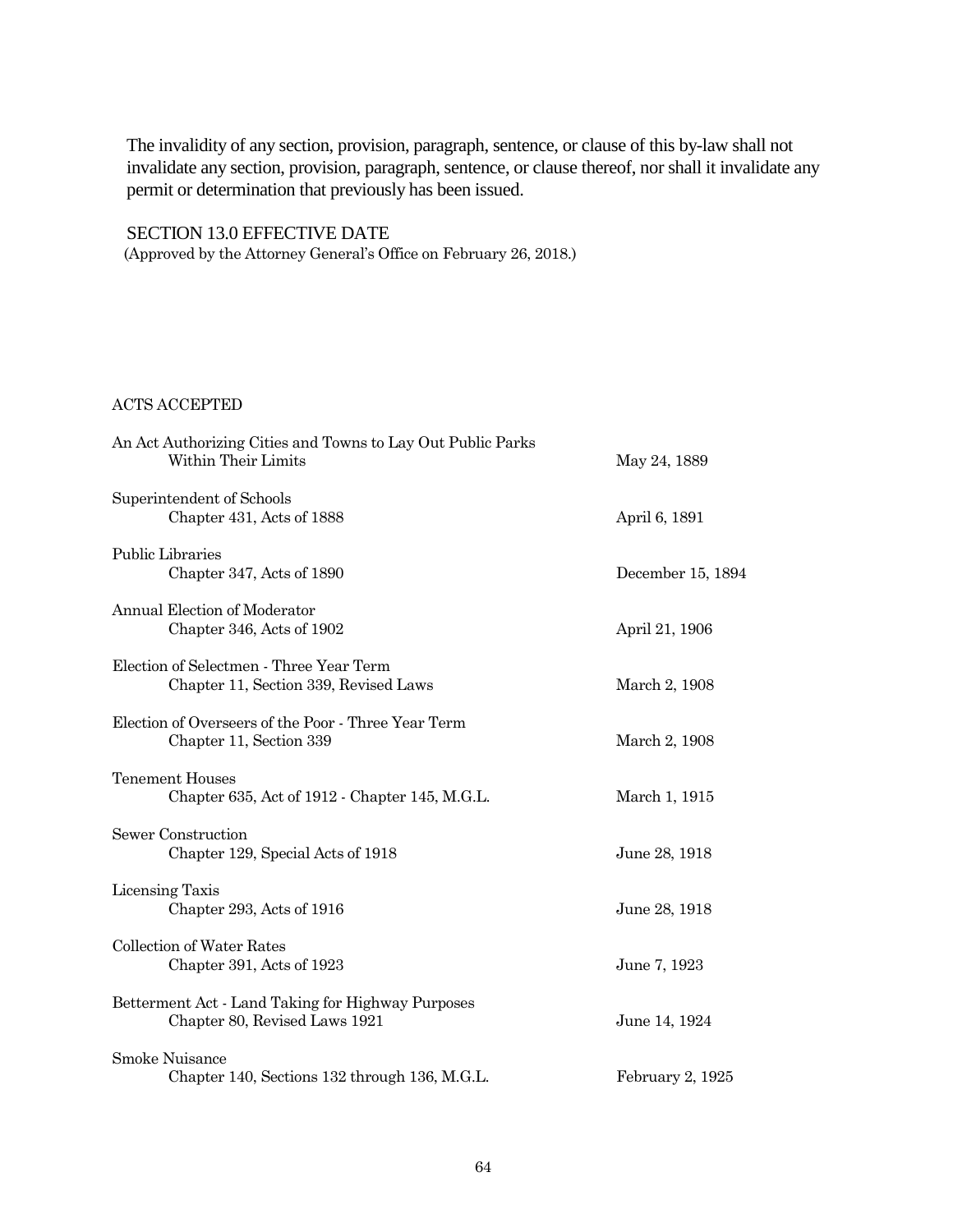The invalidity of any section, provision, paragraph, sentence, or clause of this by-law shall not invalidate any section, provision, paragraph, sentence, or clause thereof, nor shall it invalidate any permit or determination that previously has been issued.

## SECTION 13.0 EFFECTIVE DATE

(Approved by the Attorney General's Office on February 26, 2018.)

## ACTS ACCEPTED

| | |
|---|---|
| An Act Authorizing Cities and Towns to Lay Out Public Parks Within Their Limits | May 24, 1889 |
| Superintendent of Schools<br>Chapter 431, Acts of 1888 | April 6, 1891 |
| Public Libraries<br>Chapter 347, Acts of 1890 | December 15, 1894 |
| Annual Election of Moderator<br>Chapter 346, Acts of 1902 | April 21, 1906 |
| Election of Selectmen - Three Year Term<br>Chapter 11, Section 339, Revised Laws | March 2, 1908 |
| Election of Overseers of the Poor - Three Year Term<br>Chapter 11, Section 339 | March 2, 1908 |
| Tenement Houses<br>Chapter 635, Act of 1912 - Chapter 145, M.G.L. | March 1, 1915 |
| Sewer Construction<br>Chapter 129, Special Acts of 1918 | June 28, 1918 |
| Licensing Taxis<br>Chapter 293, Acts of 1916 | June 28, 1918 |
| Collection of Water Rates<br>Chapter 391, Acts of 1923 | June 7, 1923 |
| Betterment Act - Land Taking for Highway Purposes<br>Chapter 80, Revised Laws 1921 | June 14, 1924 |
| Smoke Nuisance<br>Chapter 140, Sections 132 through 136, M.G.L. | February 2, 1925 |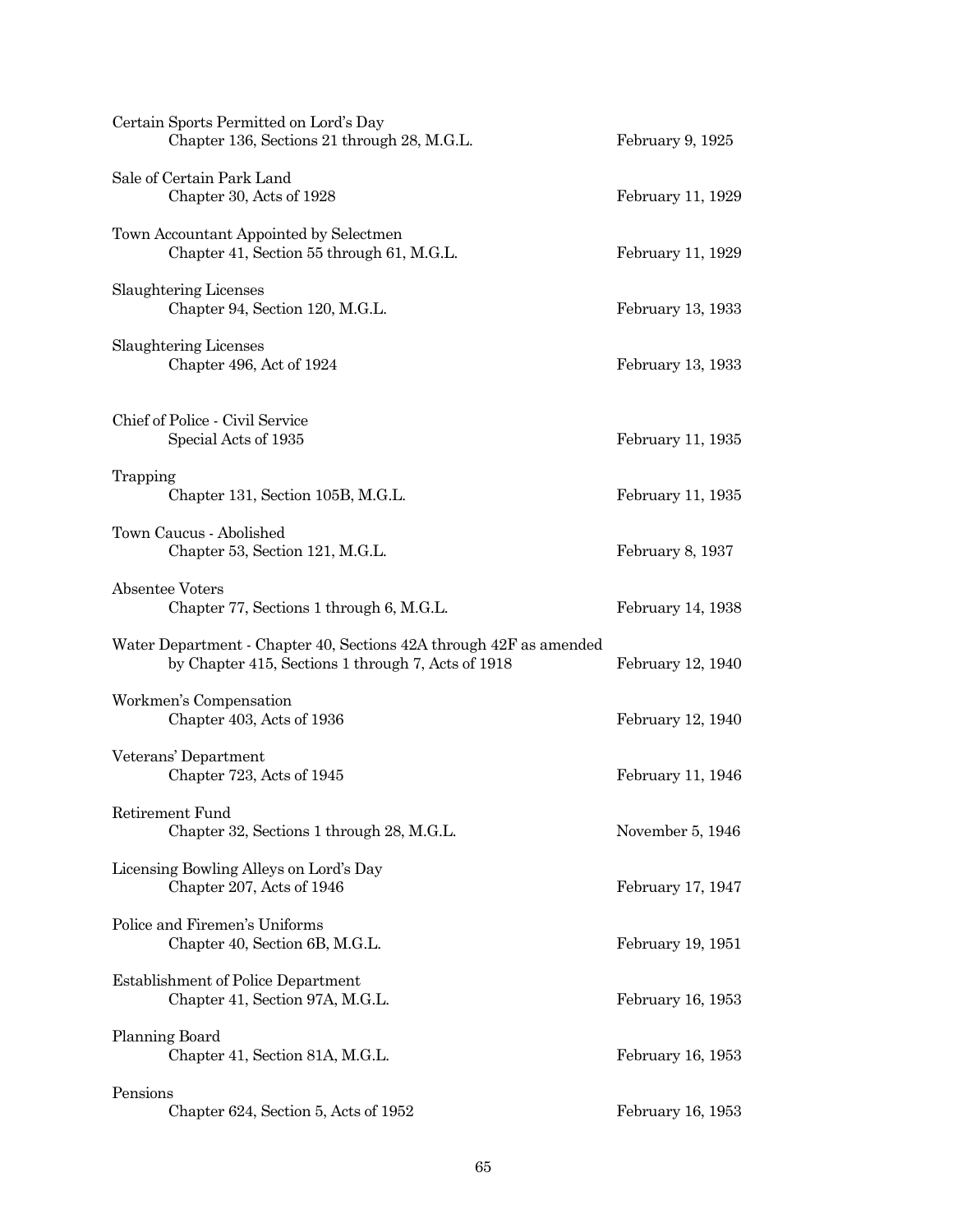| | |
|---|---|
| Certain Sports Permitted on Lord's Day<br>Chapter 136, Sections 21 through 28, M.G.L. | February 9, 1925 |
| Sale of Certain Park Land<br>Chapter 30, Acts of 1928 | February 11, 1929 |
| Town Accountant Appointed by Selectmen<br>Chapter 41, Section 55 through 61, M.G.L. | February 11, 1929 |
| Slaughtering Licenses<br>Chapter 94, Section 120, M.G.L. | February 13, 1933 |
| Slaughtering Licenses<br>Chapter 496, Act of 1924 | February 13, 1933 |
| Chief of Police - Civil Service<br>Special Acts of 1935 | February 11, 1935 |
| Trapping<br>Chapter 131, Section 105B, M.G.L. | February 11, 1935 |
| Town Caucus - Abolished<br>Chapter 53, Section 121, M.G.L. | February 8, 1937 |
| Absentee Voters<br>Chapter 77, Sections 1 through 6, M.G.L. | February 14, 1938 |
| Water Department - Chapter 40, Sections 42A through 42F as amended<br>by Chapter 415, Sections 1 through 7, Acts of 1918 | February 12, 1940 |
| Workmen's Compensation<br>Chapter 403, Acts of 1936 | February 12, 1940 |
| Veterans' Department<br>Chapter 723, Acts of 1945 | February 11, 1946 |
| Retirement Fund<br>Chapter 32, Sections 1 through 28, M.G.L. | November 5, 1946 |
| Licensing Bowling Alleys on Lord's Day<br>Chapter 207, Acts of 1946 | February 17, 1947 |
| Police and Firemen's Uniforms<br>Chapter 40, Section 6B, M.G.L. | February 19, 1951 |
| Establishment of Police Department<br>Chapter 41, Section 97A, M.G.L. | February 16, 1953 |
| Planning Board<br>Chapter 41, Section 81A, M.G.L. | February 16, 1953 |
| Pensions<br>Chapter 624, Section 5, Acts of 1952 | February 16, 1953 |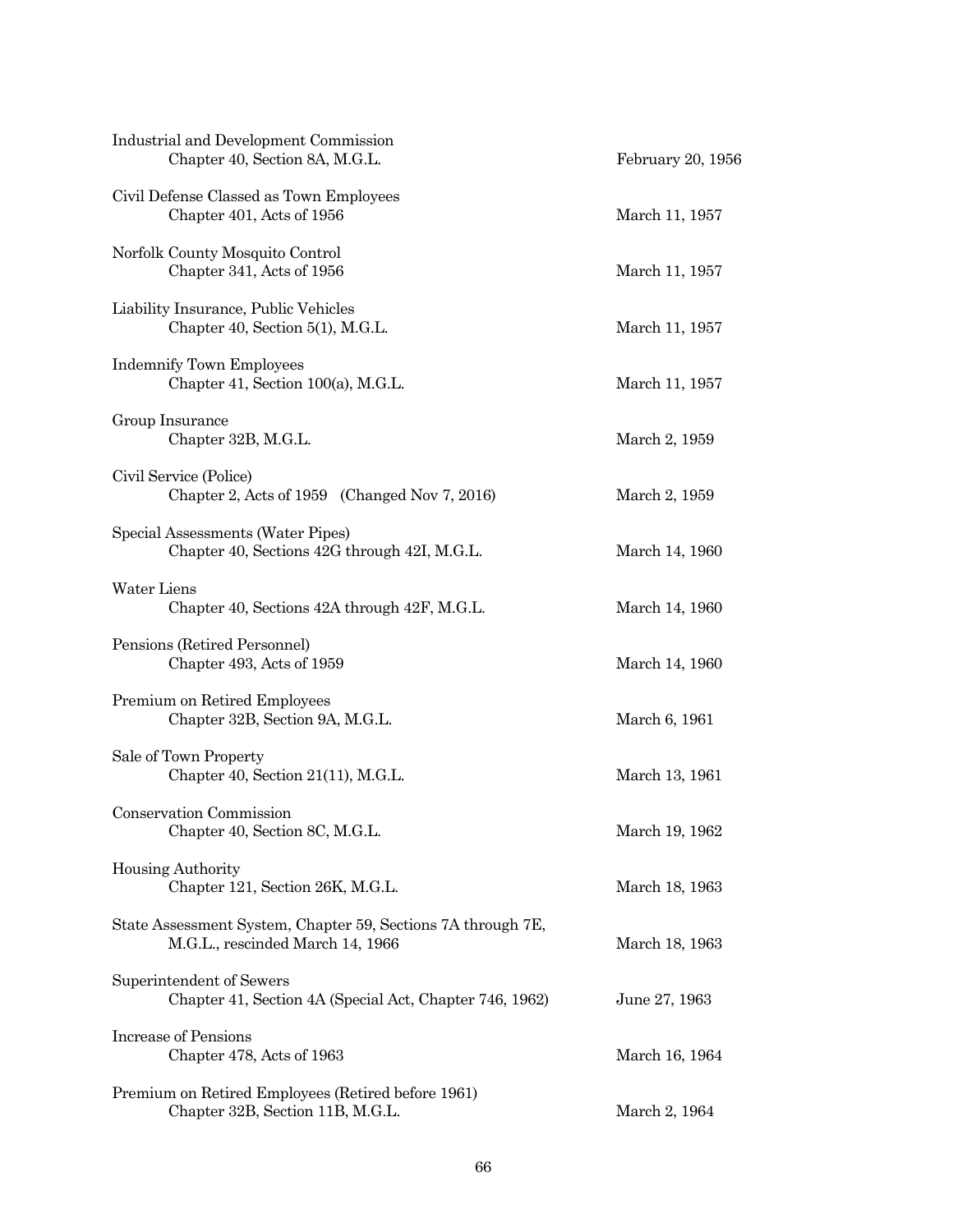| | |
|---|---|
| Industrial and Development Commission<br>Chapter 40, Section 8A, M.G.L. | February 20, 1956 |
| Civil Defense Classed as Town Employees<br>Chapter 401, Acts of 1956 | March 11, 1957 |
| Norfolk County Mosquito Control<br>Chapter 341, Acts of 1956 | March 11, 1957 |
| Liability Insurance, Public Vehicles<br>Chapter 40, Section 5(1), M.G.L. | March 11, 1957 |
| Indemnify Town Employees<br>Chapter 41, Section 100(a), M.G.L. | March 11, 1957 |
| Group Insurance<br>Chapter 32B, M.G.L. | March 2, 1959 |
| Civil Service (Police)<br>Chapter 2, Acts of 1959 (Changed Nov 7, 2016) | March 2, 1959 |
| Special Assessments (Water Pipes)<br>Chapter 40, Sections 42G through 42I, M.G.L. | March 14, 1960 |
| Water Liens<br>Chapter 40, Sections 42A through 42F, M.G.L. | March 14, 1960 |
| Pensions (Retired Personnel)<br>Chapter 493, Acts of 1959 | March 14, 1960 |
| Premium on Retired Employees<br>Chapter 32B, Section 9A, M.G.L. | March 6, 1961 |
| Sale of Town Property<br>Chapter 40, Section 21(11), M.G.L. | March 13, 1961 |
| Conservation Commission<br>Chapter 40, Section 8C, M.G.L. | March 19, 1962 |
| Housing Authority<br>Chapter 121, Section 26K, M.G.L. | March 18, 1963 |
| State Assessment System, Chapter 59, Sections 7A through 7E,<br>M.G.L., rescinded March 14, 1966 | March 18, 1963 |
| Superintendent of Sewers<br>Chapter 41, Section 4A (Special Act, Chapter 746, 1962) | June 27, 1963 |
| Increase of Pensions<br>Chapter 478, Acts of 1963 | March 16, 1964 |
| Premium on Retired Employees (Retired before 1961)<br>Chapter 32B, Section 11B, M.G.L. | March 2, 1964 |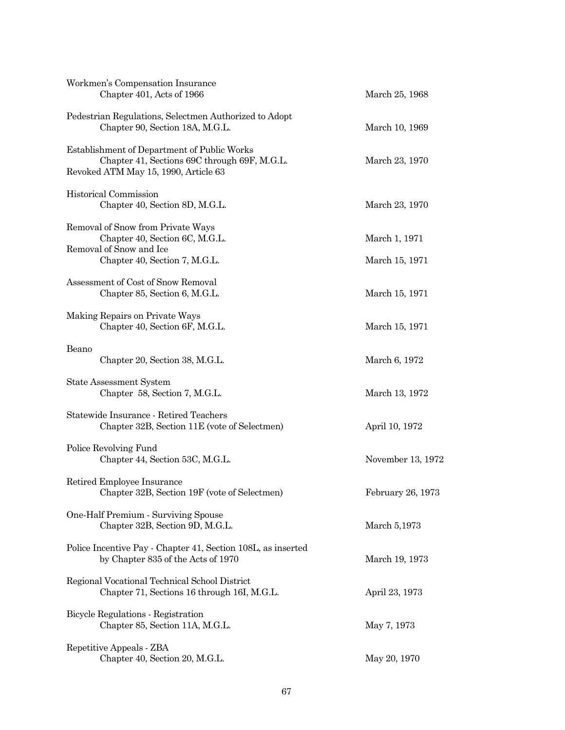| | |
|---|---|
| Workmen's Compensation Insurance<br>Chapter 401, Acts of 1966 | March 25, 1968 |
| Pedestrian Regulations, Selectmen Authorized to Adopt<br>Chapter 90, Section 18A, M.G.L. | March 10, 1969 |
| Establishment of Department of Public Works<br>Chapter 41, Sections 69C through 69F, M.G.L.<br>Revoked ATM May 15, 1990, Article 63 | March 23, 1970 |
| Historical Commission<br>Chapter 40, Section 8D, M.G.L. | March 23, 1970 |
| Removal of Snow from Private Ways<br>Chapter 40, Section 6C, M.G.L. | March 1, 1971 |
| Removal of Snow and Ice<br>Chapter 40, Section 7, M.G.L. | March 15, 1971 |
| Assessment of Cost of Snow Removal<br>Chapter 85, Section 6, M.G.L. | March 15, 1971 |
| Making Repairs on Private Ways<br>Chapter 40, Section 6F, M.G.L. | March 15, 1971 |
| Beano<br>Chapter 20, Section 38, M.G.L. | March 6, 1972 |
| State Assessment System<br>Chapter 58, Section 7, M.G.L. | March 13, 1972 |
| Statewide Insurance - Retired Teachers<br>Chapter 32B, Section 11E (vote of Selectmen) | April 10, 1972 |
| Police Revolving Fund<br>Chapter 44, Section 53C, M.G.L. | November 13, 1972 |
| Retired Employee Insurance<br>Chapter 32B, Section 19F (vote of Selectmen) | February 26, 1973 |
| One-Half Premium - Surviving Spouse<br>Chapter 32B, Section 9D, M.G.L. | March 5,1973 |
| Police Incentive Pay - Chapter 41, Section 108L, as inserted<br>by Chapter 835 of the Acts of 1970 | March 19, 1973 |
| Regional Vocational Technical School District<br>Chapter 71, Sections 16 through 16I, M.G.L. | April 23, 1973 |
| Bicycle Regulations - Registration<br>Chapter 85, Section 11A, M.G.L. | May 7, 1973 |
| Repetitive Appeals - ZBA<br>Chapter 40, Section 20, M.G.L. | May 20, 1970 |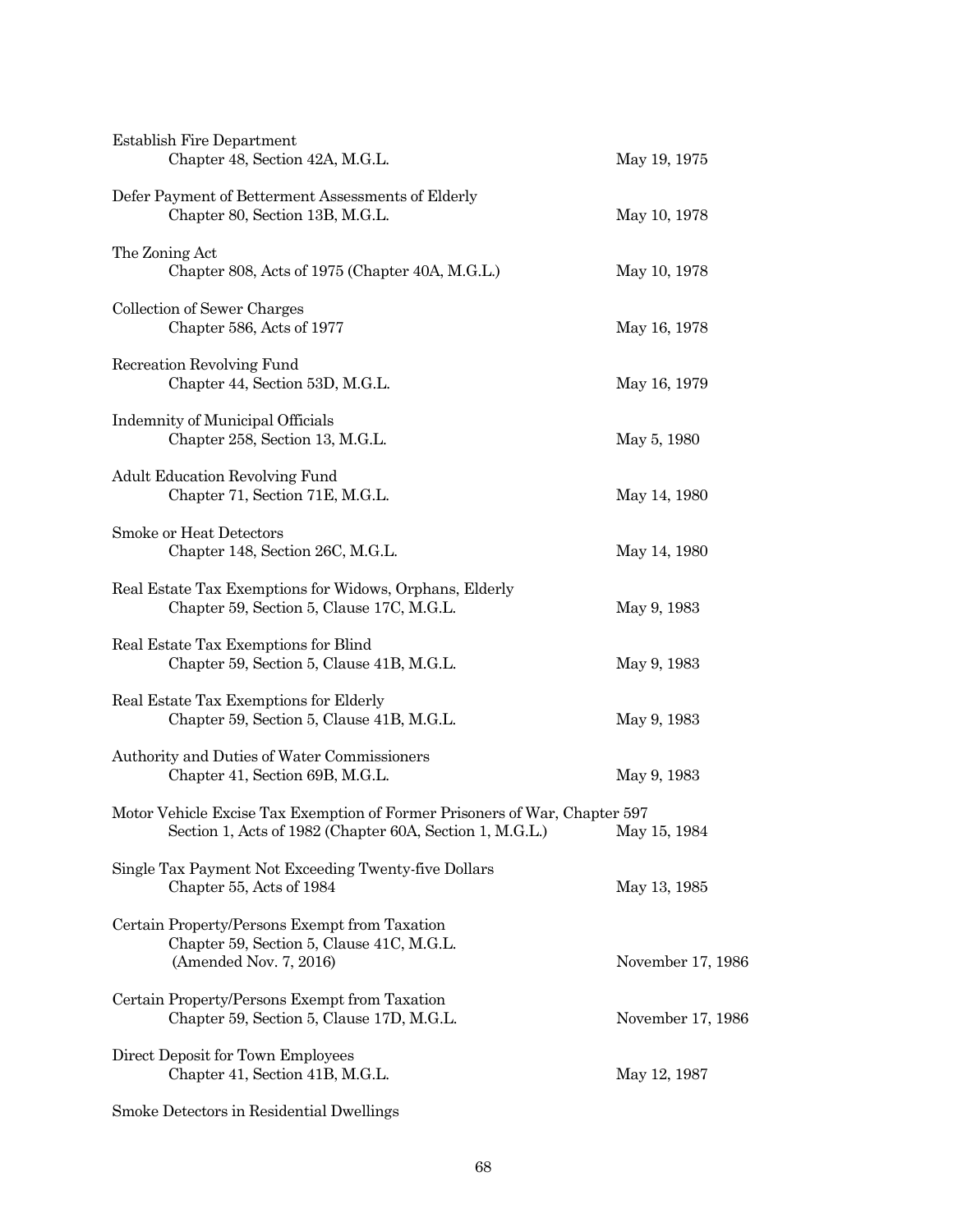Establish Fire Department
Chapter 48, Section 42A, M.G.L. — May 19, 1975

Defer Payment of Betterment Assessments of Elderly
Chapter 80, Section 13B, M.G.L. — May 10, 1978

The Zoning Act
Chapter 808, Acts of 1975 (Chapter 40A, M.G.L.) — May 10, 1978

Collection of Sewer Charges
Chapter 586, Acts of 1977 — May 16, 1978

Recreation Revolving Fund
Chapter 44, Section 53D, M.G.L. — May 16, 1979

Indemnity of Municipal Officials
Chapter 258, Section 13, M.G.L. — May 5, 1980

Adult Education Revolving Fund
Chapter 71, Section 71E, M.G.L. — May 14, 1980

Smoke or Heat Detectors
Chapter 148, Section 26C, M.G.L. — May 14, 1980

Real Estate Tax Exemptions for Widows, Orphans, Elderly
Chapter 59, Section 5, Clause 17C, M.G.L. — May 9, 1983

Real Estate Tax Exemptions for Blind
Chapter 59, Section 5, Clause 41B, M.G.L. — May 9, 1983

Real Estate Tax Exemptions for Elderly
Chapter 59, Section 5, Clause 41B, M.G.L. — May 9, 1983

Authority and Duties of Water Commissioners
Chapter 41, Section 69B, M.G.L. — May 9, 1983

Motor Vehicle Excise Tax Exemption of Former Prisoners of War, Chapter 597
Section 1, Acts of 1982 (Chapter 60A, Section 1, M.G.L.) — May 15, 1984

Single Tax Payment Not Exceeding Twenty-five Dollars
Chapter 55, Acts of 1984 — May 13, 1985

Certain Property/Persons Exempt from Taxation
Chapter 59, Section 5, Clause 41C, M.G.L.
(Amended Nov. 7, 2016) — November 17, 1986

Certain Property/Persons Exempt from Taxation
Chapter 59, Section 5, Clause 17D, M.G.L. — November 17, 1986

Direct Deposit for Town Employees
Chapter 41, Section 41B, M.G.L. — May 12, 1987

Smoke Detectors in Residential Dwellings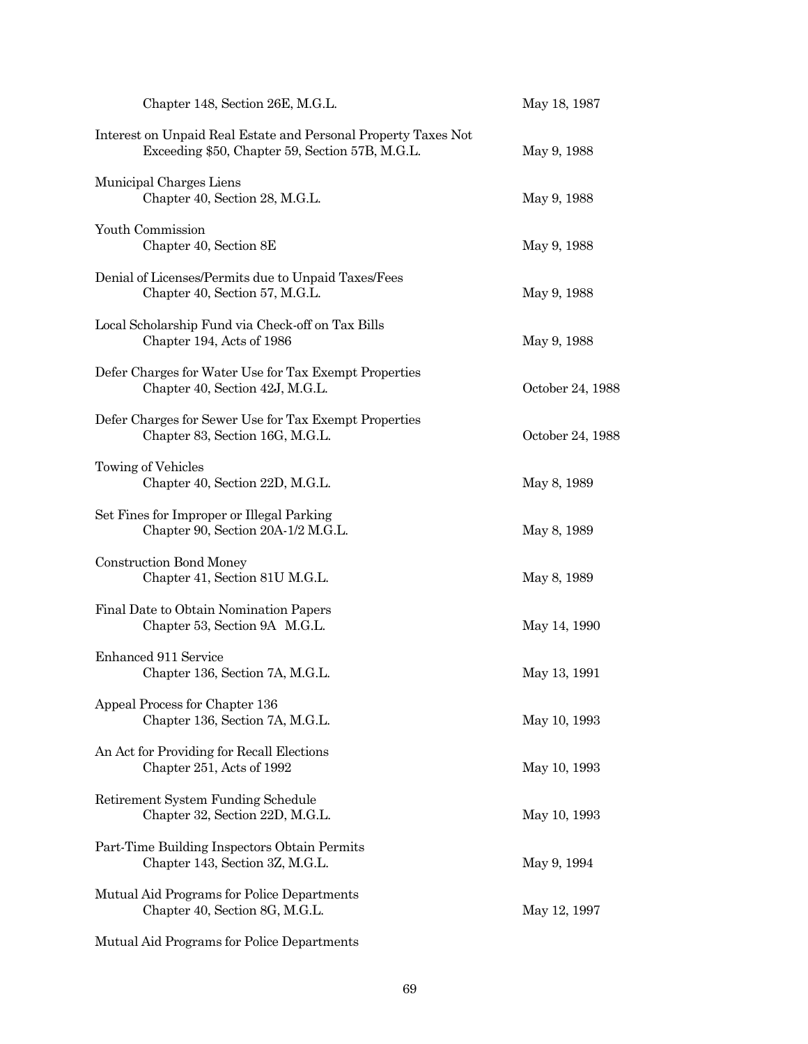| | |
|---|---|
| Chapter 148, Section 26E, M.G.L. | May 18, 1987 |
| Interest on Unpaid Real Estate and Personal Property Taxes Not Exceeding $50, Chapter 59, Section 57B, M.G.L. | May 9, 1988 |
| Municipal Charges Liens<br>Chapter 40, Section 28, M.G.L. | May 9, 1988 |
| Youth Commission<br>Chapter 40, Section 8E | May 9, 1988 |
| Denial of Licenses/Permits due to Unpaid Taxes/Fees<br>Chapter 40, Section 57, M.G.L. | May 9, 1988 |
| Local Scholarship Fund via Check-off on Tax Bills<br>Chapter 194, Acts of 1986 | May 9, 1988 |
| Defer Charges for Water Use for Tax Exempt Properties<br>Chapter 40, Section 42J, M.G.L. | October 24, 1988 |
| Defer Charges for Sewer Use for Tax Exempt Properties<br>Chapter 83, Section 16G, M.G.L. | October 24, 1988 |
| Towing of Vehicles<br>Chapter 40, Section 22D, M.G.L. | May 8, 1989 |
| Set Fines for Improper or Illegal Parking<br>Chapter 90, Section 20A-1/2 M.G.L. | May 8, 1989 |
| Construction Bond Money<br>Chapter 41, Section 81U M.G.L. | May 8, 1989 |
| Final Date to Obtain Nomination Papers<br>Chapter 53, Section 9A M.G.L. | May 14, 1990 |
| Enhanced 911 Service<br>Chapter 136, Section 7A, M.G.L. | May 13, 1991 |
| Appeal Process for Chapter 136<br>Chapter 136, Section 7A, M.G.L. | May 10, 1993 |
| An Act for Providing for Recall Elections<br>Chapter 251, Acts of 1992 | May 10, 1993 |
| Retirement System Funding Schedule<br>Chapter 32, Section 22D, M.G.L. | May 10, 1993 |
| Part-Time Building Inspectors Obtain Permits<br>Chapter 143, Section 3Z, M.G.L. | May 9, 1994 |
| Mutual Aid Programs for Police Departments<br>Chapter 40, Section 8G, M.G.L. | May 12, 1997 |
| Mutual Aid Programs for Police Departments | |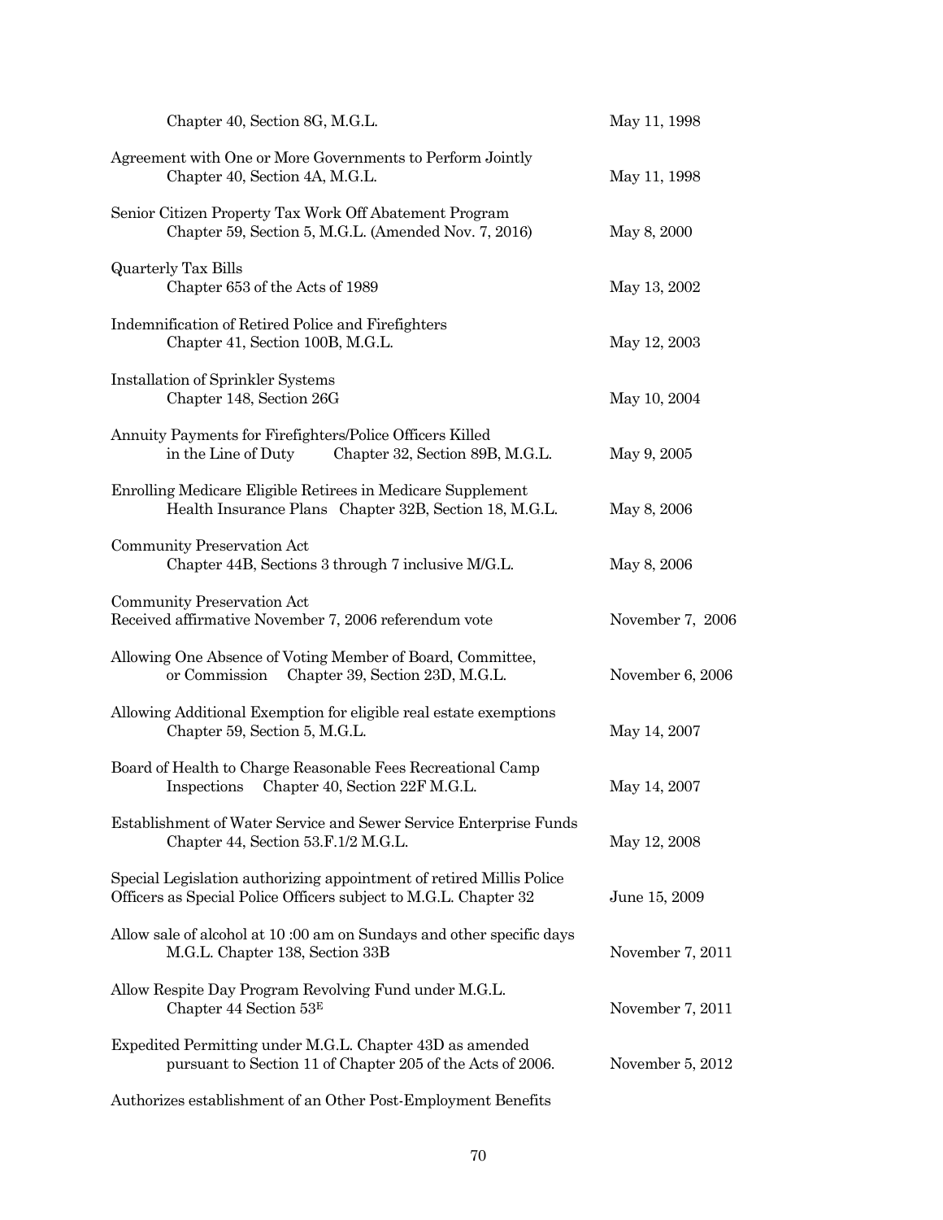| | |
|---|---|
| Chapter 40, Section 8G, M.G.L. | May 11, 1998 |
| Agreement with One or More Governments to Perform Jointly<br>Chapter 40, Section 4A, M.G.L. | May 11, 1998 |
| Senior Citizen Property Tax Work Off Abatement Program<br>Chapter 59, Section 5, M.G.L. (Amended Nov. 7, 2016) | May 8, 2000 |
| Quarterly Tax Bills<br>Chapter 653 of the Acts of 1989 | May 13, 2002 |
| Indemnification of Retired Police and Firefighters<br>Chapter 41, Section 100B, M.G.L. | May 12, 2003 |
| Installation of Sprinkler Systems<br>Chapter 148, Section 26G | May 10, 2004 |
| Annuity Payments for Firefighters/Police Officers Killed<br>in the Line of Duty Chapter 32, Section 89B, M.G.L. | May 9, 2005 |
| Enrolling Medicare Eligible Retirees in Medicare Supplement<br>Health Insurance Plans Chapter 32B, Section 18, M.G.L. | May 8, 2006 |
| Community Preservation Act<br>Chapter 44B, Sections 3 through 7 inclusive M/G.L. | May 8, 2006 |
| Community Preservation Act<br>Received affirmative November 7, 2006 referendum vote | November 7, 2006 |
| Allowing One Absence of Voting Member of Board, Committee,<br>or Commission Chapter 39, Section 23D, M.G.L. | November 6, 2006 |
| Allowing Additional Exemption for eligible real estate exemptions<br>Chapter 59, Section 5, M.G.L. | May 14, 2007 |
| Board of Health to Charge Reasonable Fees Recreational Camp<br>Inspections Chapter 40, Section 22F M.G.L. | May 14, 2007 |
| Establishment of Water Service and Sewer Service Enterprise Funds<br>Chapter 44, Section 53.F.1/2 M.G.L. | May 12, 2008 |
| Special Legislation authorizing appointment of retired Millis Police<br>Officers as Special Police Officers subject to M.G.L. Chapter 32 | June 15, 2009 |
| Allow sale of alcohol at 10 :00 am on Sundays and other specific days<br>M.G.L. Chapter 138, Section 33B | November 7, 2011 |
| Allow Respite Day Program Revolving Fund under M.G.L.<br>Chapter 44 Section 53E | November 7, 2011 |
| Expedited Permitting under M.G.L. Chapter 43D as amended<br>pursuant to Section 11 of Chapter 205 of the Acts of 2006. | November 5, 2012 |
| Authorizes establishment of an Other Post-Employment Benefits | |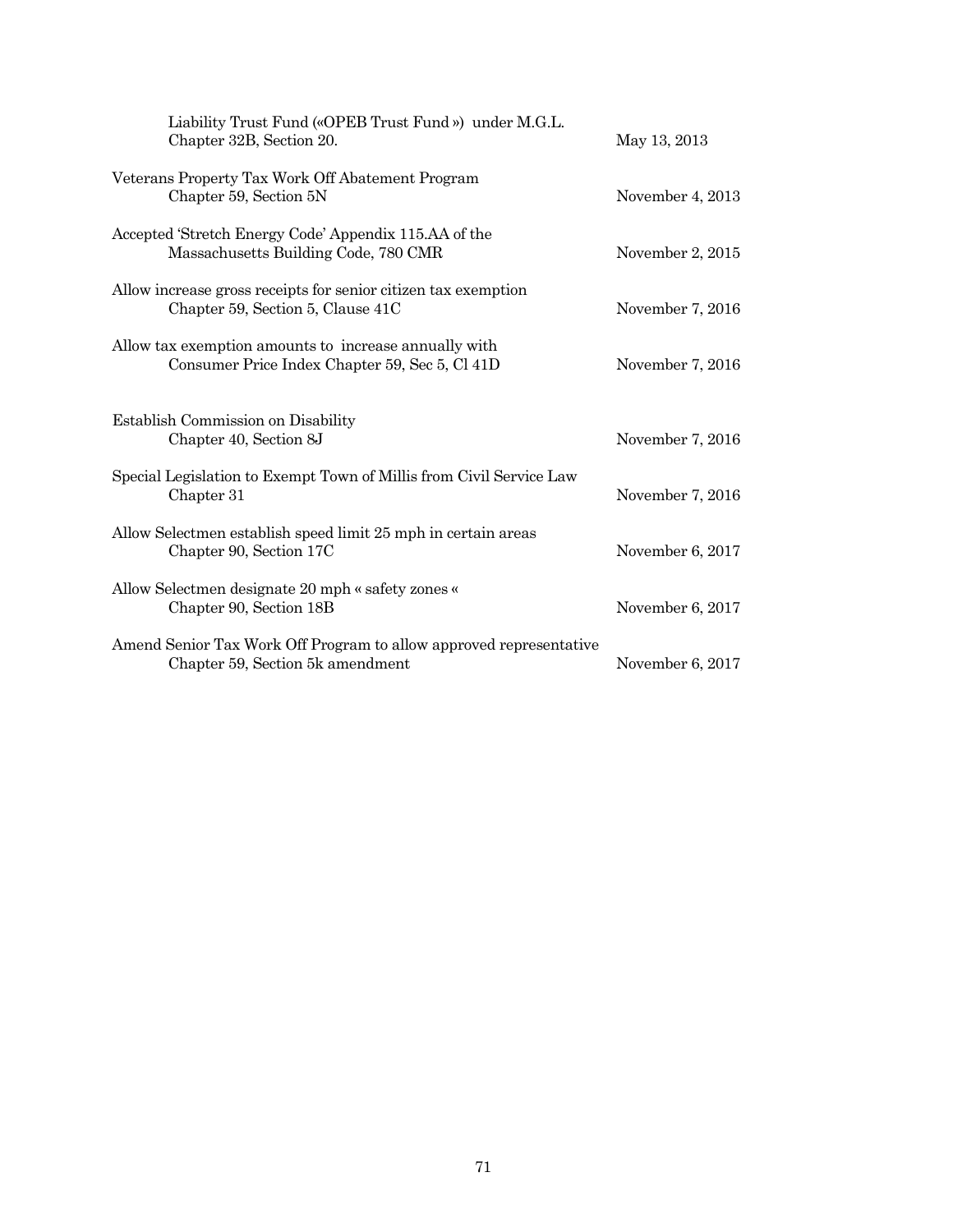| | |
|---|---|
| Liability Trust Fund («OPEB Trust Fund ») under M.G.L. Chapter 32B, Section 20. | May 13, 2013 |
| Veterans Property Tax Work Off Abatement Program Chapter 59, Section 5N | November 4, 2013 |
| Accepted 'Stretch Energy Code' Appendix 115.AA of the Massachusetts Building Code, 780 CMR | November 2, 2015 |
| Allow increase gross receipts for senior citizen tax exemption Chapter 59, Section 5, Clause 41C | November 7, 2016 |
| Allow tax exemption amounts to increase annually with Consumer Price Index Chapter 59, Sec 5, Cl 41D | November 7, 2016 |
| Establish Commission on Disability Chapter 40, Section 8J | November 7, 2016 |
| Special Legislation to Exempt Town of Millis from Civil Service Law Chapter 31 | November 7, 2016 |
| Allow Selectmen establish speed limit 25 mph in certain areas Chapter 90, Section 17C | November 6, 2017 |
| Allow Selectmen designate 20 mph « safety zones « Chapter 90, Section 18B | November 6, 2017 |
| Amend Senior Tax Work Off Program to allow approved representative Chapter 59, Section 5k amendment | November 6, 2017 |